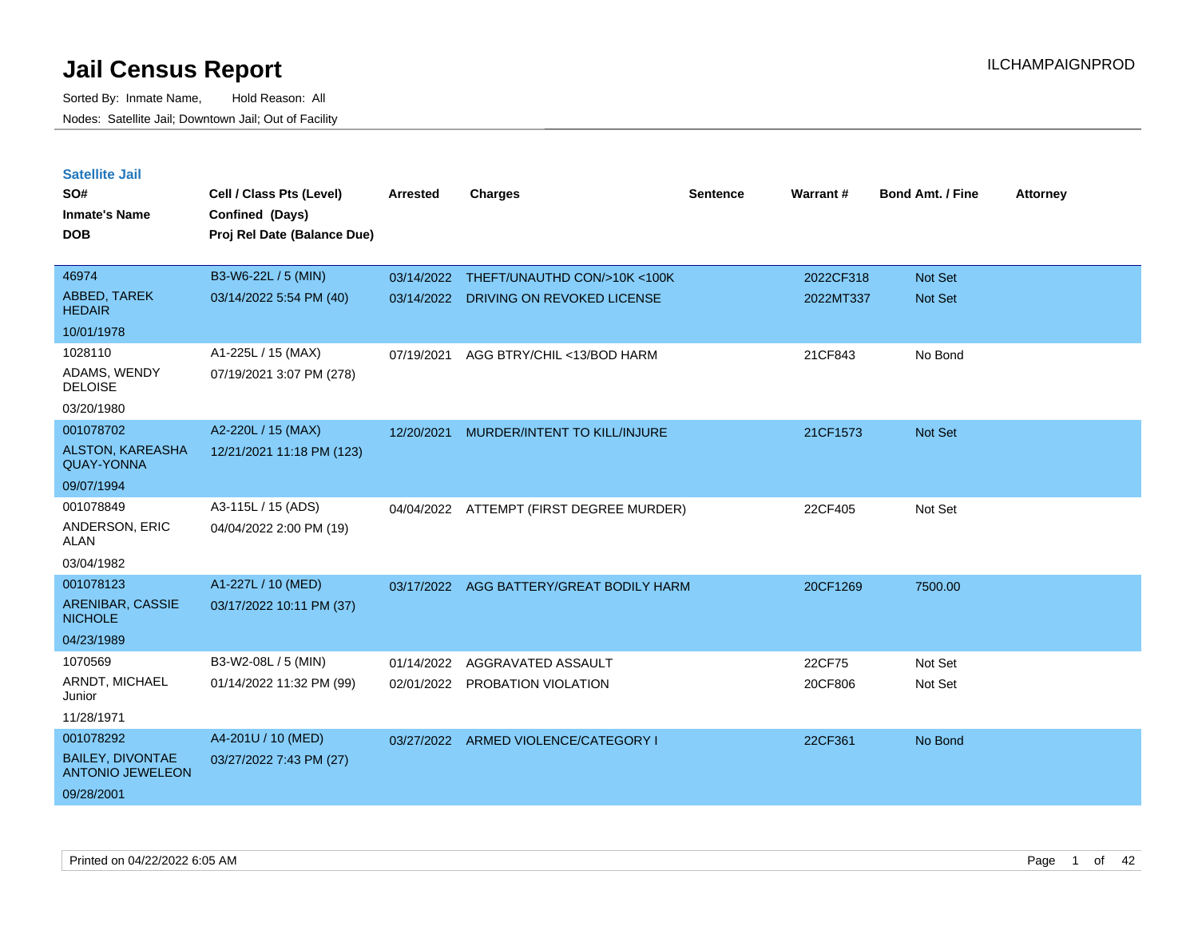# Jail Census Report

Sorted By: Inmate Name, Hold Reason: All

Nodes: Satellite Jail; Downtown Jail; Out of Facility

## Satellite Jail

| SO# / Inmate's Name / DOB | Cell / Class Pts (Level) / Confined (Days) / Proj Rel Date (Balance Due) | Arrested | Charges | Sentence | Warrant # | Bond Amt. / Fine | Attorney |
|---|---|---|---|---|---|---|---|
| 46974<br>ABBED, TAREK HEDAIR<br>10/01/1978 | B3-W6-22L / 5 (MIN)<br>03/14/2022 5:54 PM (40) | 03/14/2022<br>03/14/2022 | THEFT/UNAUTHD CON/>10K <100K<br>DRIVING ON REVOKED LICENSE | | 2022CF318<br>2022MT337 | Not Set<br>Not Set | |
| 1028110<br>ADAMS, WENDY DELOISE<br>03/20/1980 | A1-225L / 15 (MAX)<br>07/19/2021 3:07 PM (278) | 07/19/2021 | AGG BTRY/CHIL <13/BOD HARM | | 21CF843 | No Bond | |
| 001078702<br>ALSTON, KAREASHA QUAY-YONNA<br>09/07/1994 | A2-220L / 15 (MAX)<br>12/21/2021 11:18 PM (123) | 12/20/2021 | MURDER/INTENT TO KILL/INJURE | | 21CF1573 | Not Set | |
| 001078849<br>ANDERSON, ERIC ALAN<br>03/04/1982 | A3-115L / 15 (ADS)<br>04/04/2022 2:00 PM (19) | 04/04/2022 | ATTEMPT (FIRST DEGREE MURDER) | | 22CF405 | Not Set | |
| 001078123<br>ARENIBAR, CASSIE NICHOLE<br>04/23/1989 | A1-227L / 10 (MED)<br>03/17/2022 10:11 PM (37) | 03/17/2022 | AGG BATTERY/GREAT BODILY HARM | | 20CF1269 | 7500.00 | |
| 1070569<br>ARNDT, MICHAEL Junior<br>11/28/1971 | B3-W2-08L / 5 (MIN)<br>01/14/2022 11:32 PM (99) | 01/14/2022<br>02/01/2022 | AGGRAVATED ASSAULT<br>PROBATION VIOLATION | | 22CF75<br>20CF806 | Not Set<br>Not Set | |
| 001078292<br>BAILEY, DIVONTAE ANTONIO JEWELEON<br>09/28/2001 | A4-201U / 10 (MED)<br>03/27/2022 7:43 PM (27) | 03/27/2022 | ARMED VIOLENCE/CATEGORY I | | 22CF361 | No Bond | |

Printed on 04/22/2022 6:05 AM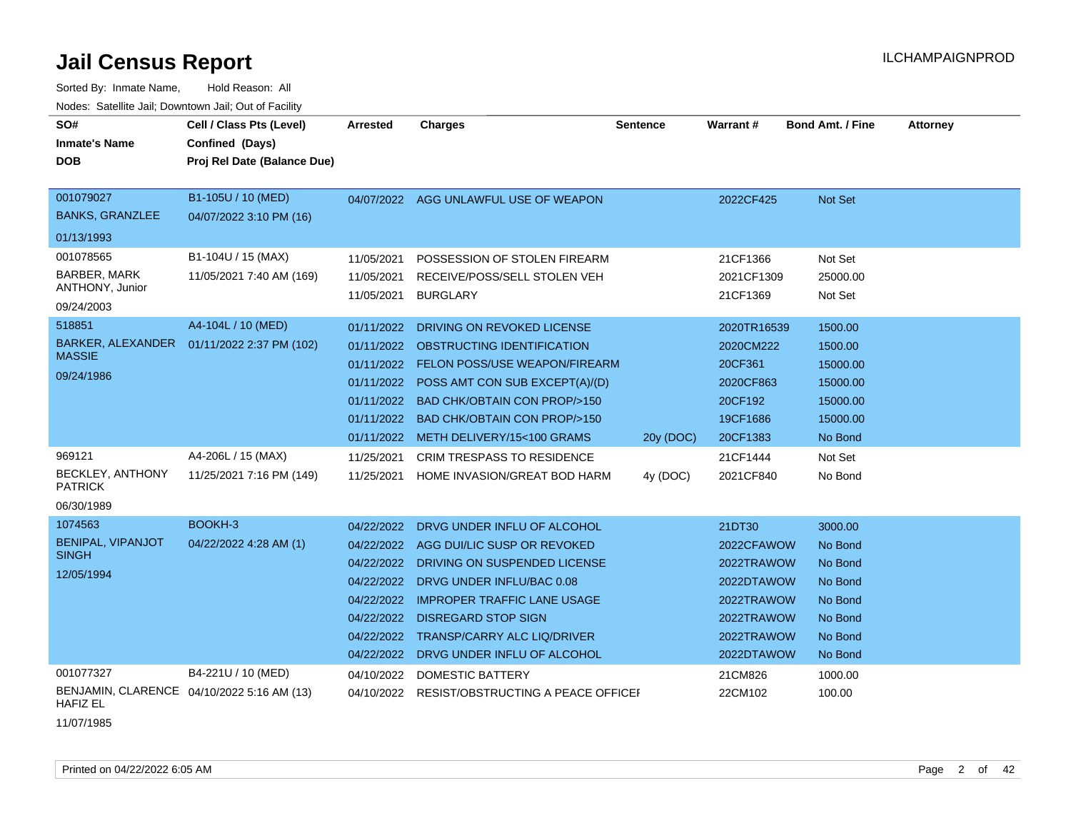# Jail Census Report

Sorted By: Inmate Name, Hold Reason: All

Nodes: Satellite Jail; Downtown Jail; Out of Facility

| SO# / Inmate's Name / DOB | Cell / Class Pts (Level) / Confined (Days) / Proj Rel Date (Balance Due) | Arrested | Charges | Sentence | Warrant # | Bond Amt. / Fine | Attorney |
|---|---|---|---|---|---|---|---|
| 001079027<br>BANKS, GRANZLEE<br>01/13/1993 | B1-105U / 10 (MED)<br>04/07/2022 3:10 PM (16) | 04/07/2022 | AGG UNLAWFUL USE OF WEAPON | | 2022CF425 | Not Set | |
| 001078565<br>BARBER, MARK ANTHONY, Junior<br>09/24/2003 | B1-104U / 15 (MAX)<br>11/05/2021 7:40 AM (169) | 11/05/2021 | POSSESSION OF STOLEN FIREARM | | 21CF1366 | Not Set | |
| | | 11/05/2021 | RECEIVE/POSS/SELL STOLEN VEH | | 2021CF1309 | 25000.00 | |
| | | 11/05/2021 | BURGLARY | | 21CF1369 | Not Set | |
| 518851<br>BARKER, ALEXANDER MASSIE<br>09/24/1986 | A4-104L / 10 (MED)<br>01/11/2022 2:37 PM (102) | 01/11/2022 | DRIVING ON REVOKED LICENSE | | 2020TR16539 | 1500.00 | |
| | | 01/11/2022 | OBSTRUCTING IDENTIFICATION | | 2020CM222 | 1500.00 | |
| | | 01/11/2022 | FELON POSS/USE WEAPON/FIREARM | | 20CF361 | 15000.00 | |
| | | 01/11/2022 | POSS AMT CON SUB EXCEPT(A)/(D) | | 2020CF863 | 15000.00 | |
| | | 01/11/2022 | BAD CHK/OBTAIN CON PROP/>150 | | 20CF192 | 15000.00 | |
| | | 01/11/2022 | BAD CHK/OBTAIN CON PROP/>150 | | 19CF1686 | 15000.00 | |
| | | 01/11/2022 | METH DELIVERY/15<100 GRAMS | 20y (DOC) | 20CF1383 | No Bond | |
| 969121<br>BECKLEY, ANTHONY PATRICK<br>06/30/1989 | A4-206L / 15 (MAX)<br>11/25/2021 7:16 PM (149) | 11/25/2021 | CRIM TRESPASS TO RESIDENCE | | 21CF1444 | Not Set | |
| | | 11/25/2021 | HOME INVASION/GREAT BOD HARM | 4y (DOC) | 2021CF840 | No Bond | |
| 1074563<br>BENIPAL, VIPANJOT SINGH<br>12/05/1994 | BOOKH-3<br>04/22/2022 4:28 AM (1) | 04/22/2022 | DRVG UNDER INFLU OF ALCOHOL | | 21DT30 | 3000.00 | |
| | | 04/22/2022 | AGG DUI/LIC SUSP OR REVOKED | | 2022CFAWOW | No Bond | |
| | | 04/22/2022 | DRIVING ON SUSPENDED LICENSE | | 2022TRAWOW | No Bond | |
| | | 04/22/2022 | DRVG UNDER INFLU/BAC 0.08 | | 2022DTAWOW | No Bond | |
| | | 04/22/2022 | IMPROPER TRAFFIC LANE USAGE | | 2022TRAWOW | No Bond | |
| | | 04/22/2022 | DISREGARD STOP SIGN | | 2022TRAWOW | No Bond | |
| | | 04/22/2022 | TRANSP/CARRY ALC LIQ/DRIVER | | 2022TRAWOW | No Bond | |
| | | 04/22/2022 | DRVG UNDER INFLU OF ALCOHOL | | 2022DTAWOW | No Bond | |
| 001077327<br>BENJAMIN, CLARENCE HAFIZ EL<br>11/07/1985 | B4-221U / 10 (MED)<br>04/10/2022 5:16 AM (13) | 04/10/2022 | DOMESTIC BATTERY | | 21CM826 | 1000.00 | |
| | | 04/10/2022 | RESIST/OBSTRUCTING A PEACE OFFICEI | | 22CM102 | 100.00 | |

Printed on 04/22/2022 6:05 AM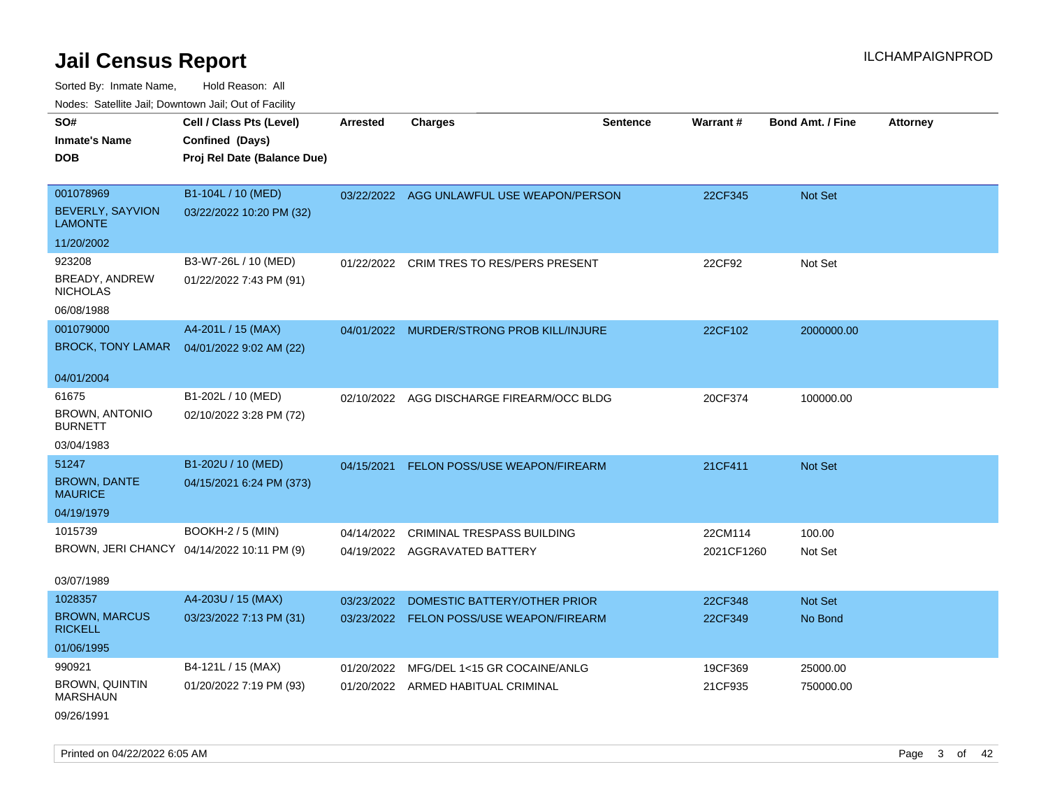# Jail Census Report

Sorted By: Inmate Name, Hold Reason: All

Nodes: Satellite Jail; Downtown Jail; Out of Facility

| SO# / Inmate's Name / DOB | Cell / Class Pts (Level) / Confined (Days) / Proj Rel Date (Balance Due) | Arrested | Charges | Sentence | Warrant # | Bond Amt. / Fine | Attorney |
|---|---|---|---|---|---|---|---|
| 001078969<br>BEVERLY, SAYVION LAMONTE<br>11/20/2002 | B1-104L / 10 (MED)<br>03/22/2022 10:20 PM (32) | 03/22/2022 | AGG UNLAWFUL USE WEAPON/PERSON | | 22CF345 | Not Set | |
| 923208<br>BREADY, ANDREW NICHOLAS<br>06/08/1988 | B3-W7-26L / 10 (MED)<br>01/22/2022 7:43 PM (91) | 01/22/2022 | CRIM TRES TO RES/PERS PRESENT | | 22CF92 | Not Set | |
| 001079000<br>BROCK, TONY LAMAR<br>04/01/2004 | A4-201L / 15 (MAX)<br>04/01/2022 9:02 AM (22) | 04/01/2022 | MURDER/STRONG PROB KILL/INJURE | | 22CF102 | 2000000.00 | |
| 61675<br>BROWN, ANTONIO BURNETT<br>03/04/1983 | B1-202L / 10 (MED)<br>02/10/2022 3:28 PM (72) | 02/10/2022 | AGG DISCHARGE FIREARM/OCC BLDG | | 20CF374 | 100000.00 | |
| 51247<br>BROWN, DANTE MAURICE<br>04/19/1979 | B1-202U / 10 (MED)<br>04/15/2021 6:24 PM (373) | 04/15/2021 | FELON POSS/USE WEAPON/FIREARM | | 21CF411 | Not Set | |
| 1015739<br>BROWN, JERI CHANCY<br>03/07/1989 | BOOKH-2 / 5 (MIN)<br>04/14/2022 10:11 PM (9) | 04/14/2022<br>04/19/2022 | CRIMINAL TRESPASS BUILDING<br>AGGRAVATED BATTERY | | 22CM114<br>2021CF1260 | 100.00<br>Not Set | |
| 1028357<br>BROWN, MARCUS RICKELL<br>01/06/1995 | A4-203U / 15 (MAX)<br>03/23/2022 7:13 PM (31) | 03/23/2022<br>03/23/2022 | DOMESTIC BATTERY/OTHER PRIOR<br>FELON POSS/USE WEAPON/FIREARM | | 22CF348<br>22CF349 | Not Set<br>No Bond | |
| 990921<br>BROWN, QUINTIN MARSHAUN<br>09/26/1991 | B4-121L / 15 (MAX)<br>01/20/2022 7:19 PM (93) | 01/20/2022<br>01/20/2022 | MFG/DEL 1<15 GR COCAINE/ANLG<br>ARMED HABITUAL CRIMINAL | | 19CF369<br>21CF935 | 25000.00<br>750000.00 | |

Printed on 04/22/2022 6:05 AM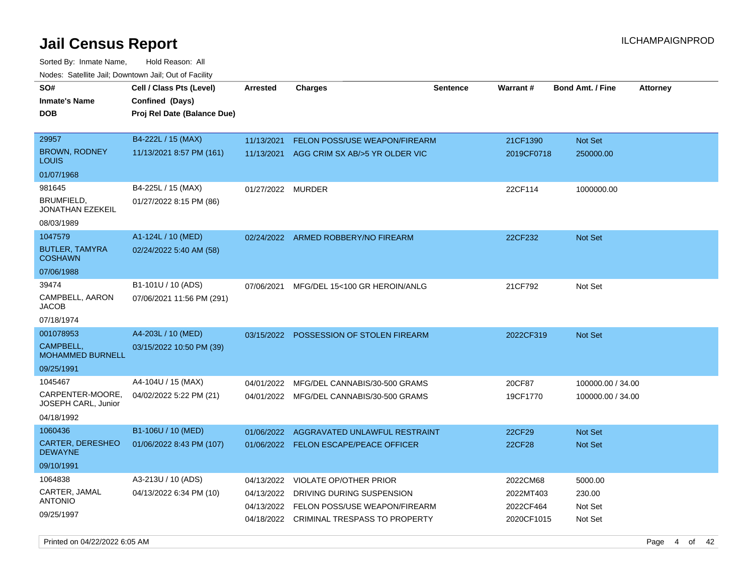# Jail Census Report

ILCHAMPAIGNPROD

Sorted By: Inmate Name, Hold Reason: All

Nodes: Satellite Jail; Downtown Jail; Out of Facility

| SO# / Inmate's Name / DOB | Cell / Class Pts (Level) / Confined (Days) / Proj Rel Date (Balance Due) | Arrested | Charges | Sentence | Warrant # | Bond Amt. / Fine | Attorney |
|---|---|---|---|---|---|---|---|
| 29957<br>BROWN, RODNEY LOUIS<br>01/07/1968 | B4-222L / 15 (MAX)<br>11/13/2021 8:57 PM (161) | 11/13/2021 | FELON POSS/USE WEAPON/FIREARM | | 21CF1390 | Not Set | |
| | | 11/13/2021 | AGG CRIM SX AB/>5 YR OLDER VIC | | 2019CF0718 | 250000.00 | |
| 981645<br>BRUMFIELD, JONATHAN EZEKEIL<br>08/03/1989 | B4-225L / 15 (MAX)<br>01/27/2022 8:15 PM (86) | 01/27/2022 | MURDER | | 22CF114 | 1000000.00 | |
| 1047579<br>BUTLER, TAMYRA COSHAWN<br>07/06/1988 | A1-124L / 10 (MED)<br>02/24/2022 5:40 AM (58) | 02/24/2022 | ARMED ROBBERY/NO FIREARM | | 22CF232 | Not Set | |
| 39474<br>CAMPBELL, AARON JACOB<br>07/18/1974 | B1-101U / 10 (ADS)<br>07/06/2021 11:56 PM (291) | 07/06/2021 | MFG/DEL 15<100 GR HEROIN/ANLG | | 21CF792 | Not Set | |
| 001078953<br>CAMPBELL, MOHAMMED BURNELL<br>09/25/1991 | A4-203L / 10 (MED)<br>03/15/2022 10:50 PM (39) | 03/15/2022 | POSSESSION OF STOLEN FIREARM | | 2022CF319 | Not Set | |
| 1045467<br>CARPENTER-MOORE, JOSEPH CARL, Junior<br>04/18/1992 | A4-104U / 15 (MAX)<br>04/02/2022 5:22 PM (21) | 04/01/2022 | MFG/DEL CANNABIS/30-500 GRAMS | | 20CF87 | 100000.00 / 34.00 | |
| | | 04/01/2022 | MFG/DEL CANNABIS/30-500 GRAMS | | 19CF1770 | 100000.00 / 34.00 | |
| 1060436<br>CARTER, DERESHEO DEWAYNE<br>09/10/1991 | B1-106U / 10 (MED)<br>01/06/2022 8:43 PM (107) | 01/06/2022 | AGGRAVATED UNLAWFUL RESTRAINT | | 22CF29 | Not Set | |
| | | 01/06/2022 | FELON ESCAPE/PEACE OFFICER | | 22CF28 | Not Set | |
| 1064838<br>CARTER, JAMAL ANTONIO<br>09/25/1997 | A3-213U / 10 (ADS)<br>04/13/2022 6:34 PM (10) | 04/13/2022 | VIOLATE OP/OTHER PRIOR | | 2022CM68 | 5000.00 | |
| | | 04/13/2022 | DRIVING DURING SUSPENSION | | 2022MT403 | 230.00 | |
| | | 04/13/2022 | FELON POSS/USE WEAPON/FIREARM | | 2022CF464 | Not Set | |
| | | 04/18/2022 | CRIMINAL TRESPASS TO PROPERTY | | 2020CF1015 | Not Set | |

Printed on 04/22/2022 6:05 AM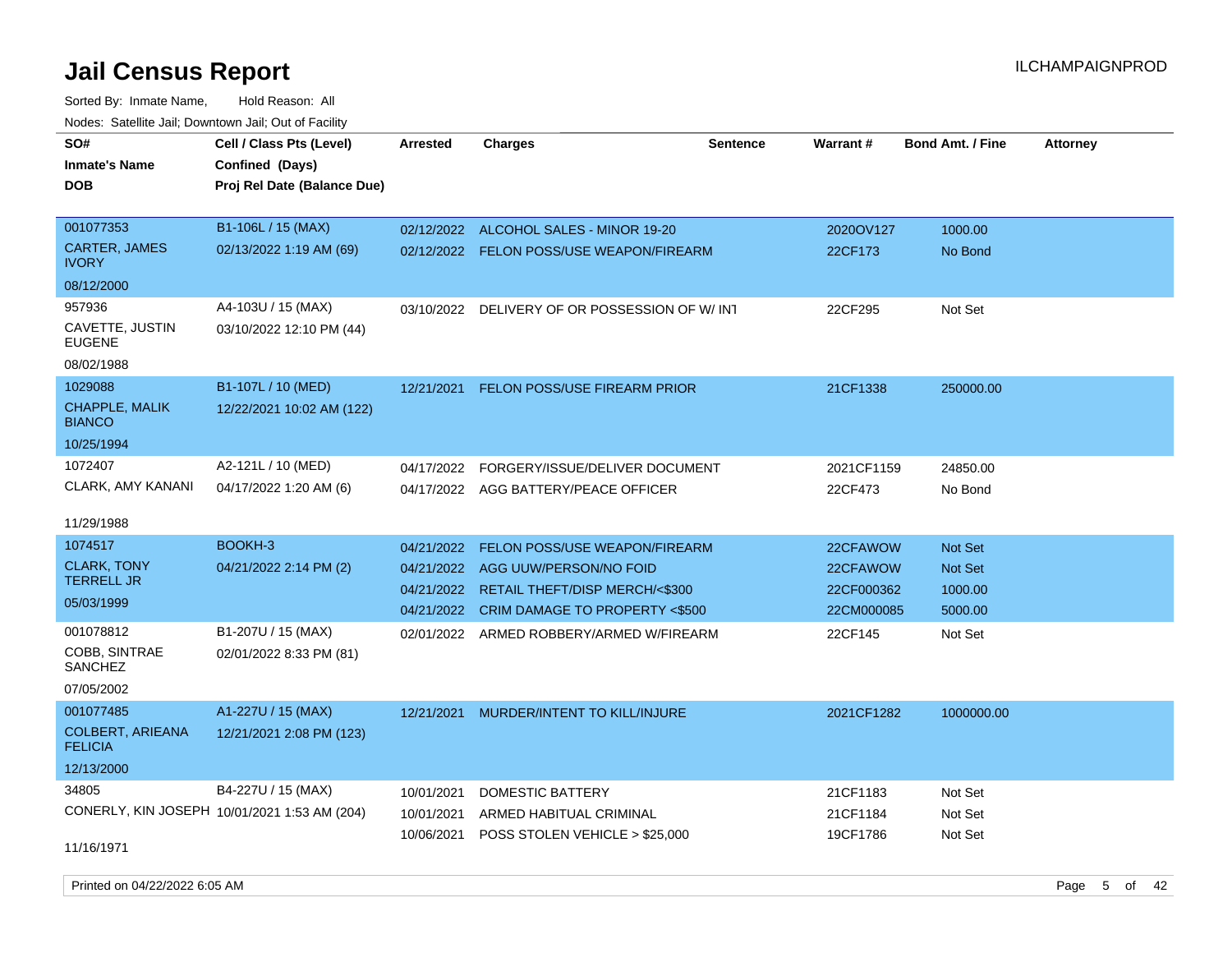# Jail Census Report

ILCHAMPAIGNPROD

Sorted By: Inmate Name, Hold Reason: All

Nodes: Satellite Jail; Downtown Jail; Out of Facility

| SO# / Inmate's Name / DOB | Cell / Class Pts (Level) / Confined (Days) / Proj Rel Date (Balance Due) | Arrested | Charges | Sentence | Warrant # | Bond Amt. / Fine | Attorney |
|---|---|---|---|---|---|---|---|
| 001077353<br>CARTER, JAMES IVORY<br>08/12/2000 | B1-106L / 15 (MAX)<br>02/13/2022 1:19 AM (69) | 02/12/2022 | ALCOHOL SALES - MINOR 19-20 | | 2020OV127 | 1000.00 | |
| | | 02/12/2022 | FELON POSS/USE WEAPON/FIREARM | | 22CF173 | No Bond | |
| 957936<br>CAVETTE, JUSTIN EUGENE<br>08/02/1988 | A4-103U / 15 (MAX)<br>03/10/2022 12:10 PM (44) | 03/10/2022 | DELIVERY OF OR POSSESSION OF W/ INT | | 22CF295 | Not Set | |
| 1029088<br>CHAPPLE, MALIK BIANCO<br>10/25/1994 | B1-107L / 10 (MED)<br>12/22/2021 10:02 AM (122) | 12/21/2021 | FELON POSS/USE FIREARM PRIOR | | 21CF1338 | 250000.00 | |
| 1072407<br>CLARK, AMY KANANI<br>11/29/1988 | A2-121L / 10 (MED)<br>04/17/2022 1:20 AM (6) | 04/17/2022 | FORGERY/ISSUE/DELIVER DOCUMENT | | 2021CF1159 | 24850.00 | |
| | | 04/17/2022 | AGG BATTERY/PEACE OFFICER | | 22CF473 | No Bond | |
| 1074517<br>CLARK, TONY TERRELL JR<br>05/03/1999 | BOOKH-3<br>04/21/2022 2:14 PM (2) | 04/21/2022 | FELON POSS/USE WEAPON/FIREARM | | 22CFAWOW | Not Set | |
| | | 04/21/2022 | AGG UUW/PERSON/NO FOID | | 22CFAWOW | Not Set | |
| | | 04/21/2022 | RETAIL THEFT/DISP MERCH/<$300 | | 22CF000362 | 1000.00 | |
| | | 04/21/2022 | CRIM DAMAGE TO PROPERTY <$500 | | 22CM000085 | 5000.00 | |
| 001078812<br>COBB, SINTRAE SANCHEZ<br>07/05/2002 | B1-207U / 15 (MAX)<br>02/01/2022 8:33 PM (81) | 02/01/2022 | ARMED ROBBERY/ARMED W/FIREARM | | 22CF145 | Not Set | |
| 001077485<br>COLBERT, ARIEANA FELICIA<br>12/13/2000 | A1-227U / 15 (MAX)<br>12/21/2021 2:08 PM (123) | 12/21/2021 | MURDER/INTENT TO KILL/INJURE | | 2021CF1282 | 1000000.00 | |
| 34805<br>CONERLY, KIN JOSEPH<br>11/16/1971 | B4-227U / 15 (MAX)<br>10/01/2021 1:53 AM (204) | 10/01/2021 | DOMESTIC BATTERY | | 21CF1183 | Not Set | |
| | | 10/01/2021 | ARMED HABITUAL CRIMINAL | | 21CF1184 | Not Set | |
| | | 10/06/2021 | POSS STOLEN VEHICLE > $25,000 | | 19CF1786 | Not Set | |

Printed on 04/22/2022 6:05 AM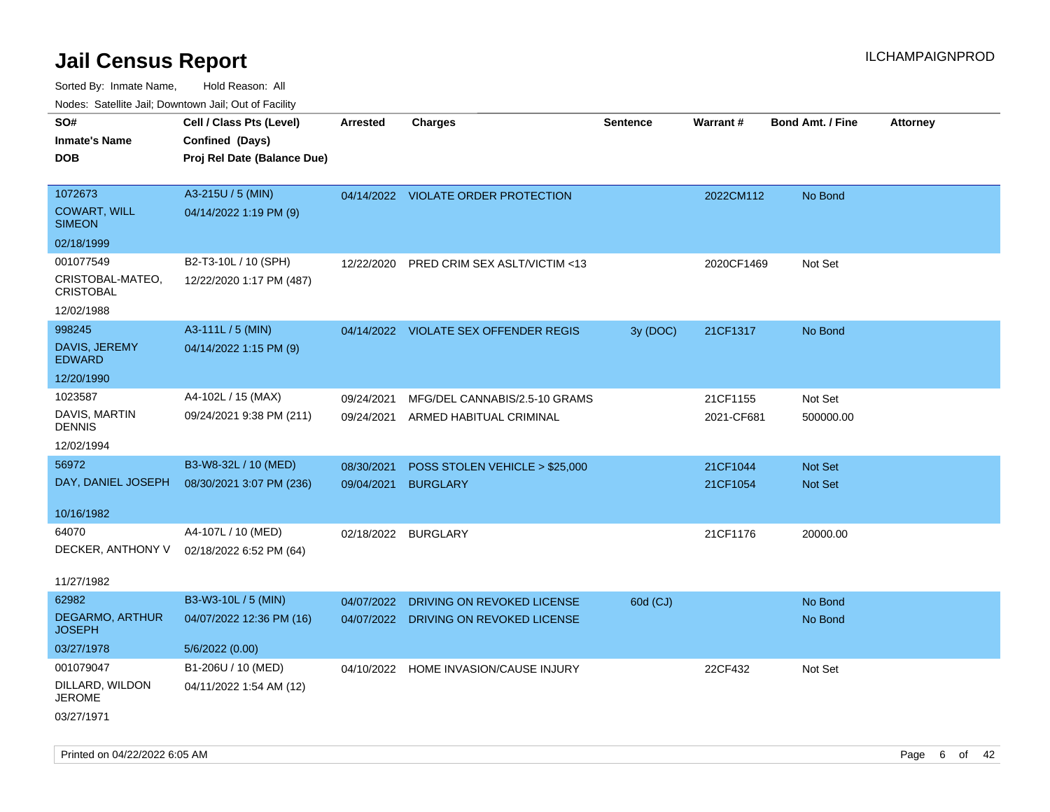# Jail Census Report

ILCHAMPAIGNPROD

Sorted By: Inmate Name, Hold Reason: All

Nodes: Satellite Jail; Downtown Jail; Out of Facility

| SO# / Inmate's Name / DOB | Cell / Class Pts (Level) / Confined (Days) / Proj Rel Date (Balance Due) | Arrested | Charges | Sentence | Warrant # | Bond Amt. / Fine | Attorney |
|---|---|---|---|---|---|---|---|
| 1072673 COWART, WILL SIMEON 02/18/1999 | A3-215U / 5 (MIN) 04/14/2022 1:19 PM (9) | 04/14/2022 | VIOLATE ORDER PROTECTION | | 2022CM112 | No Bond | |
| 001077549 CRISTOBAL-MATEO, CRISTOBAL 12/02/1988 | B2-T3-10L / 10 (SPH) 12/22/2020 1:17 PM (487) | 12/22/2020 | PRED CRIM SEX ASLT/VICTIM <13 | | 2020CF1469 | Not Set | |
| 998245 DAVIS, JEREMY EDWARD 12/20/1990 | A3-111L / 5 (MIN) 04/14/2022 1:15 PM (9) | 04/14/2022 | VIOLATE SEX OFFENDER REGIS | 3y (DOC) | 21CF1317 | No Bond | |
| 1023587 DAVIS, MARTIN DENNIS 12/02/1994 | A4-102L / 15 (MAX) 09/24/2021 9:38 PM (211) | 09/24/2021 | MFG/DEL CANNABIS/2.5-10 GRAMS | | 21CF1155 | Not Set | |
| | | 09/24/2021 | ARMED HABITUAL CRIMINAL | | 2021-CF681 | 500000.00 | |
| 56972 DAY, DANIEL JOSEPH 10/16/1982 | B3-W8-32L / 10 (MED) 08/30/2021 3:07 PM (236) | 08/30/2021 | POSS STOLEN VEHICLE > $25,000 | | 21CF1044 | Not Set | |
| | | 09/04/2021 | BURGLARY | | 21CF1054 | Not Set | |
| 64070 DECKER, ANTHONY V 11/27/1982 | A4-107L / 10 (MED) 02/18/2022 6:52 PM (64) | 02/18/2022 | BURGLARY | | 21CF1176 | 20000.00 | |
| 62982 DEGARMO, ARTHUR JOSEPH 03/27/1978 | B3-W3-10L / 5 (MIN) 04/07/2022 12:36 PM (16) 5/6/2022 (0.00) | 04/07/2022 | DRIVING ON REVOKED LICENSE | 60d (CJ) | | No Bond | |
| | | 04/07/2022 | DRIVING ON REVOKED LICENSE | | | No Bond | |
| 001079047 DILLARD, WILDON JEROME 03/27/1971 | B1-206U / 10 (MED) 04/11/2022 1:54 AM (12) | 04/10/2022 | HOME INVASION/CAUSE INJURY | | 22CF432 | Not Set | |

Printed on 04/22/2022 6:05 AM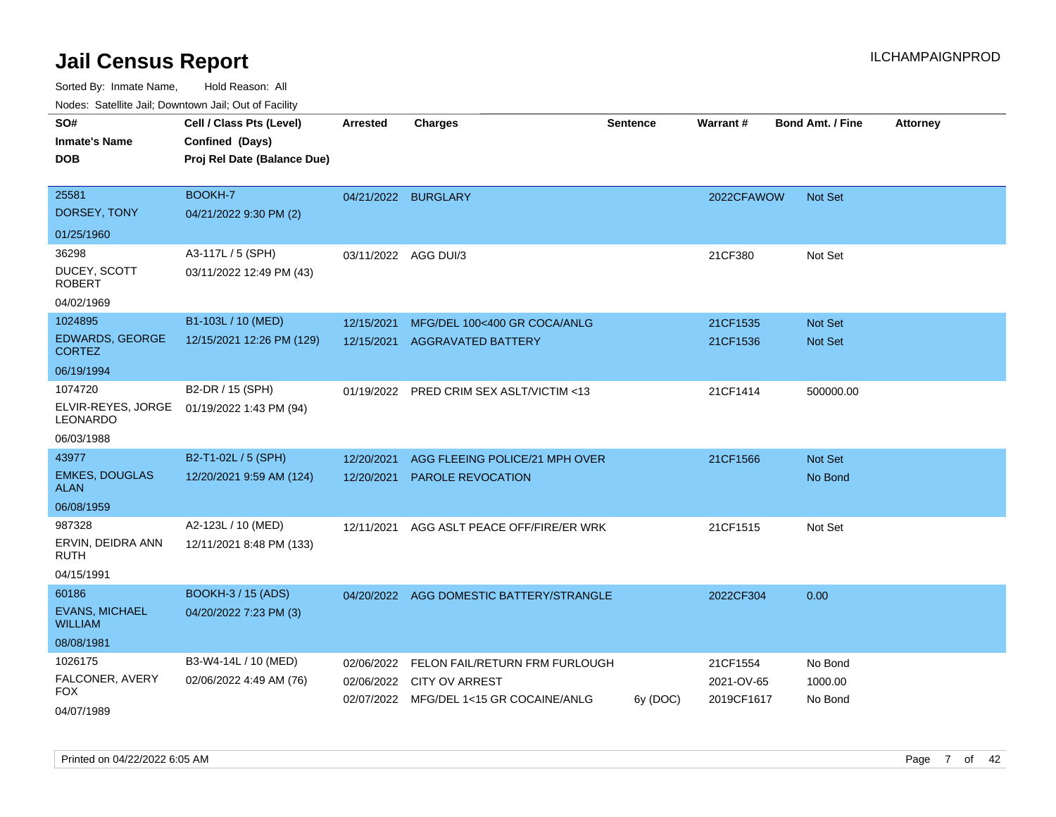# Jail Census Report

ILCHAMPAIGNPROD

Sorted By: Inmate Name, Hold Reason: All

Nodes: Satellite Jail; Downtown Jail; Out of Facility

| SO# / Inmate's Name / DOB | Cell / Class Pts (Level) / Confined (Days) / Proj Rel Date (Balance Due) | Arrested | Charges | Sentence | Warrant # | Bond Amt. / Fine | Attorney |
|---|---|---|---|---|---|---|---|
| 25581<br>DORSEY, TONY<br>01/25/1960 | BOOKH-7<br>04/21/2022 9:30 PM (2) | 04/21/2022 | BURGLARY | | 2022CFAWOW | Not Set | |
| 36298<br>DUCEY, SCOTT ROBERT<br>04/02/1969 | A3-117L / 5 (SPH)<br>03/11/2022 12:49 PM (43) | 03/11/2022 | AGG DUI/3 | | 21CF380 | Not Set | |
| 1024895<br>EDWARDS, GEORGE CORTEZ<br>06/19/1994 | B1-103L / 10 (MED)<br>12/15/2021 12:26 PM (129) | 12/15/2021<br>12/15/2021 | MFG/DEL 100<400 GR COCA/ANLG<br>AGGRAVATED BATTERY | | 21CF1535<br>21CF1536 | Not Set<br>Not Set | |
| 1074720<br>ELVIR-REYES, JORGE LEONARDO<br>06/03/1988 | B2-DR / 15 (SPH)<br>01/19/2022 1:43 PM (94) | 01/19/2022 | PRED CRIM SEX ASLT/VICTIM <13 | | 21CF1414 | 500000.00 | |
| 43977<br>EMKES, DOUGLAS ALAN<br>06/08/1959 | B2-T1-02L / 5 (SPH)<br>12/20/2021 9:59 AM (124) | 12/20/2021<br>12/20/2021 | AGG FLEEING POLICE/21 MPH OVER<br>PAROLE REVOCATION | | 21CF1566 | Not Set<br>No Bond | |
| 987328<br>ERVIN, DEIDRA ANN RUTH<br>04/15/1991 | A2-123L / 10 (MED)<br>12/11/2021 8:48 PM (133) | 12/11/2021 | AGG ASLT PEACE OFF/FIRE/ER WRK | | 21CF1515 | Not Set | |
| 60186<br>EVANS, MICHAEL WILLIAM<br>08/08/1981 | BOOKH-3 / 15 (ADS)<br>04/20/2022 7:23 PM (3) | 04/20/2022 | AGG DOMESTIC BATTERY/STRANGLE | | 2022CF304 | 0.00 | |
| 1026175<br>FALCONER, AVERY FOX<br>04/07/1989 | B3-W4-14L / 10 (MED)<br>02/06/2022 4:49 AM (76) | 02/06/2022<br>02/06/2022<br>02/07/2022 | FELON FAIL/RETURN FRM FURLOUGH<br>CITY OV ARREST<br>MFG/DEL 1<15 GR COCAINE/ANLG | <br><br>6y (DOC) | 21CF1554<br>2021-OV-65<br>2019CF1617 | No Bond<br>1000.00<br>No Bond | |

Printed on 04/22/2022 6:05 AM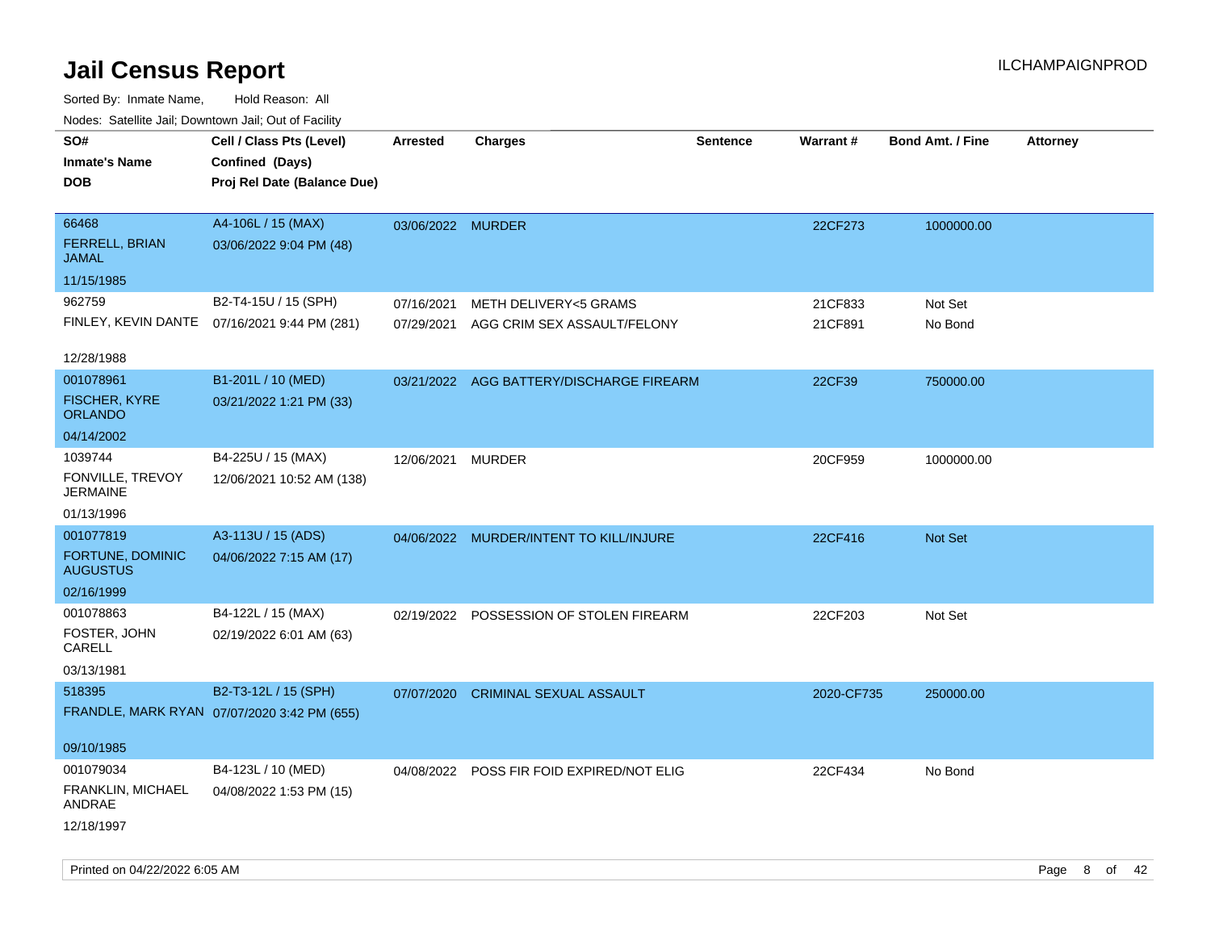# Jail Census Report

ILCHAMPAIGNPROD

Sorted By: Inmate Name, Hold Reason: All

Nodes: Satellite Jail; Downtown Jail; Out of Facility

| SO# / Inmate's Name / DOB | Cell / Class Pts (Level) / Confined (Days) / Proj Rel Date (Balance Due) | Arrested | Charges | Sentence | Warrant # | Bond Amt. / Fine | Attorney |
|---|---|---|---|---|---|---|---|
| 66468<br>FERRELL, BRIAN JAMAL<br>11/15/1985 | A4-106L / 15 (MAX)<br>03/06/2022 9:04 PM (48) | 03/06/2022 | MURDER | | 22CF273 | 1000000.00 | |
| 962759<br>FINLEY, KEVIN DANTE<br>12/28/1988 | B2-T4-15U / 15 (SPH)<br>07/16/2021 9:44 PM (281) | 07/16/2021<br>07/29/2021 | METH DELIVERY<5 GRAMS<br>AGG CRIM SEX ASSAULT/FELONY | | 21CF833<br>21CF891 | Not Set<br>No Bond | |
| 001078961<br>FISCHER, KYRE ORLANDO<br>04/14/2002 | B1-201L / 10 (MED)<br>03/21/2022 1:21 PM (33) | 03/21/2022 | AGG BATTERY/DISCHARGE FIREARM | | 22CF39 | 750000.00 | |
| 1039744<br>FONVILLE, TREVOY JERMAINE<br>01/13/1996 | B4-225U / 15 (MAX)<br>12/06/2021 10:52 AM (138) | 12/06/2021 | MURDER | | 20CF959 | 1000000.00 | |
| 001077819<br>FORTUNE, DOMINIC AUGUSTUS<br>02/16/1999 | A3-113U / 15 (ADS)<br>04/06/2022 7:15 AM (17) | 04/06/2022 | MURDER/INTENT TO KILL/INJURE | | 22CF416 | Not Set | |
| 001078863<br>FOSTER, JOHN CARELL<br>03/13/1981 | B4-122L / 15 (MAX)<br>02/19/2022 6:01 AM (63) | 02/19/2022 | POSSESSION OF STOLEN FIREARM | | 22CF203 | Not Set | |
| 518395<br>FRANDLE, MARK RYAN<br>09/10/1985 | B2-T3-12L / 15 (SPH)<br>07/07/2020 3:42 PM (655) | 07/07/2020 | CRIMINAL SEXUAL ASSAULT | | 2020-CF735 | 250000.00 | |
| 001079034<br>FRANKLIN, MICHAEL ANDRAE<br>12/18/1997 | B4-123L / 10 (MED)<br>04/08/2022 1:53 PM (15) | 04/08/2022 | POSS FIR FOID EXPIRED/NOT ELIG | | 22CF434 | No Bond | |

Printed on 04/22/2022 6:05 AM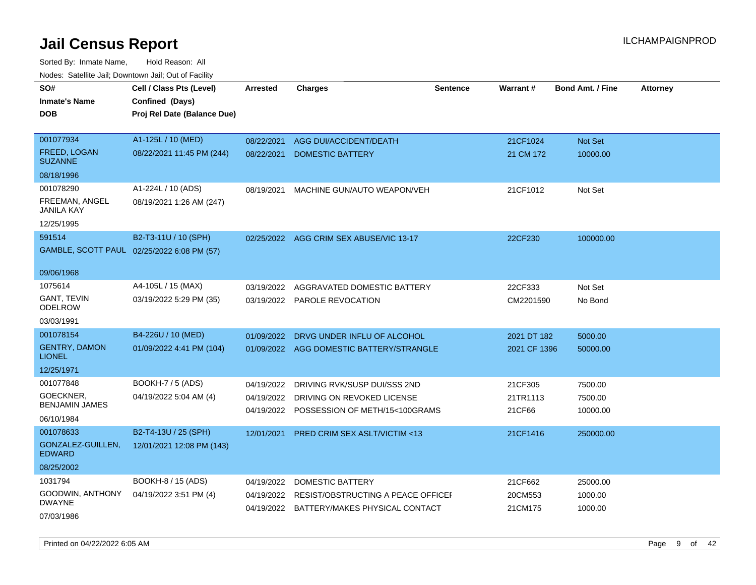# Jail Census Report

ILCHAMPAIGNPROD

Sorted By: Inmate Name, Hold Reason: All

Nodes: Satellite Jail; Downtown Jail; Out of Facility

| SO# / Inmate's Name / DOB | Cell / Class Pts (Level) / Confined (Days) / Proj Rel Date (Balance Due) | Arrested | Charges | Sentence | Warrant # | Bond Amt. / Fine | Attorney |
|---|---|---|---|---|---|---|---|
| 001077934<br>FREED, LOGAN SUZANNE<br>08/18/1996 | A1-125L / 10 (MED)<br>08/22/2021 11:45 PM (244) | 08/22/2021<br>08/22/2021 | AGG DUI/ACCIDENT/DEATH<br>DOMESTIC BATTERY | | 21CF1024<br>21 CM 172 | Not Set<br>10000.00 | |
| 001078290<br>FREEMAN, ANGEL JANILA KAY<br>12/25/1995 | A1-224L / 10 (ADS)<br>08/19/2021 1:26 AM (247) | 08/19/2021 | MACHINE GUN/AUTO WEAPON/VEH | | 21CF1012 | Not Set | |
| 591514<br>GAMBLE, SCOTT PAUL<br>09/06/1968 | B2-T3-11U / 10 (SPH)<br>02/25/2022 6:08 PM (57) | 02/25/2022 | AGG CRIM SEX ABUSE/VIC 13-17 | | 22CF230 | 100000.00 | |
| 1075614<br>GANT, TEVIN ODELROW<br>03/03/1991 | A4-105L / 15 (MAX)<br>03/19/2022 5:29 PM (35) | 03/19/2022<br>03/19/2022 | AGGRAVATED DOMESTIC BATTERY<br>PAROLE REVOCATION | | 22CF333<br>CM2201590 | Not Set<br>No Bond | |
| 001078154<br>GENTRY, DAMON LIONEL<br>12/25/1971 | B4-226U / 10 (MED)<br>01/09/2022 4:41 PM (104) | 01/09/2022<br>01/09/2022 | DRVG UNDER INFLU OF ALCOHOL<br>AGG DOMESTIC BATTERY/STRANGLE | | 2021 DT 182<br>2021 CF 1396 | 5000.00<br>50000.00 | |
| 001077848<br>GOECKNER, BENJAMIN JAMES<br>06/10/1984 | BOOKH-7 / 5 (ADS)<br>04/19/2022 5:04 AM (4) | 04/19/2022<br>04/19/2022<br>04/19/2022 | DRIVING RVK/SUSP DUI/SSS 2ND<br>DRIVING ON REVOKED LICENSE<br>POSSESSION OF METH/15<100GRAMS | | 21CF305<br>21TR1113<br>21CF66 | 7500.00<br>7500.00<br>10000.00 | |
| 001078633<br>GONZALEZ-GUILLEN, EDWARD<br>08/25/2002 | B2-T4-13U / 25 (SPH)<br>12/01/2021 12:08 PM (143) | 12/01/2021 | PRED CRIM SEX ASLT/VICTIM <13 | | 21CF1416 | 250000.00 | |
| 1031794<br>GOODWIN, ANTHONY DWAYNE<br>07/03/1986 | BOOKH-8 / 15 (ADS)<br>04/19/2022 3:51 PM (4) | 04/19/2022<br>04/19/2022<br>04/19/2022 | DOMESTIC BATTERY<br>RESIST/OBSTRUCTING A PEACE OFFICEI<br>BATTERY/MAKES PHYSICAL CONTACT | | 21CF662<br>20CM553<br>21CM175 | 25000.00<br>1000.00<br>1000.00 | |

Printed on 04/22/2022 6:05 AM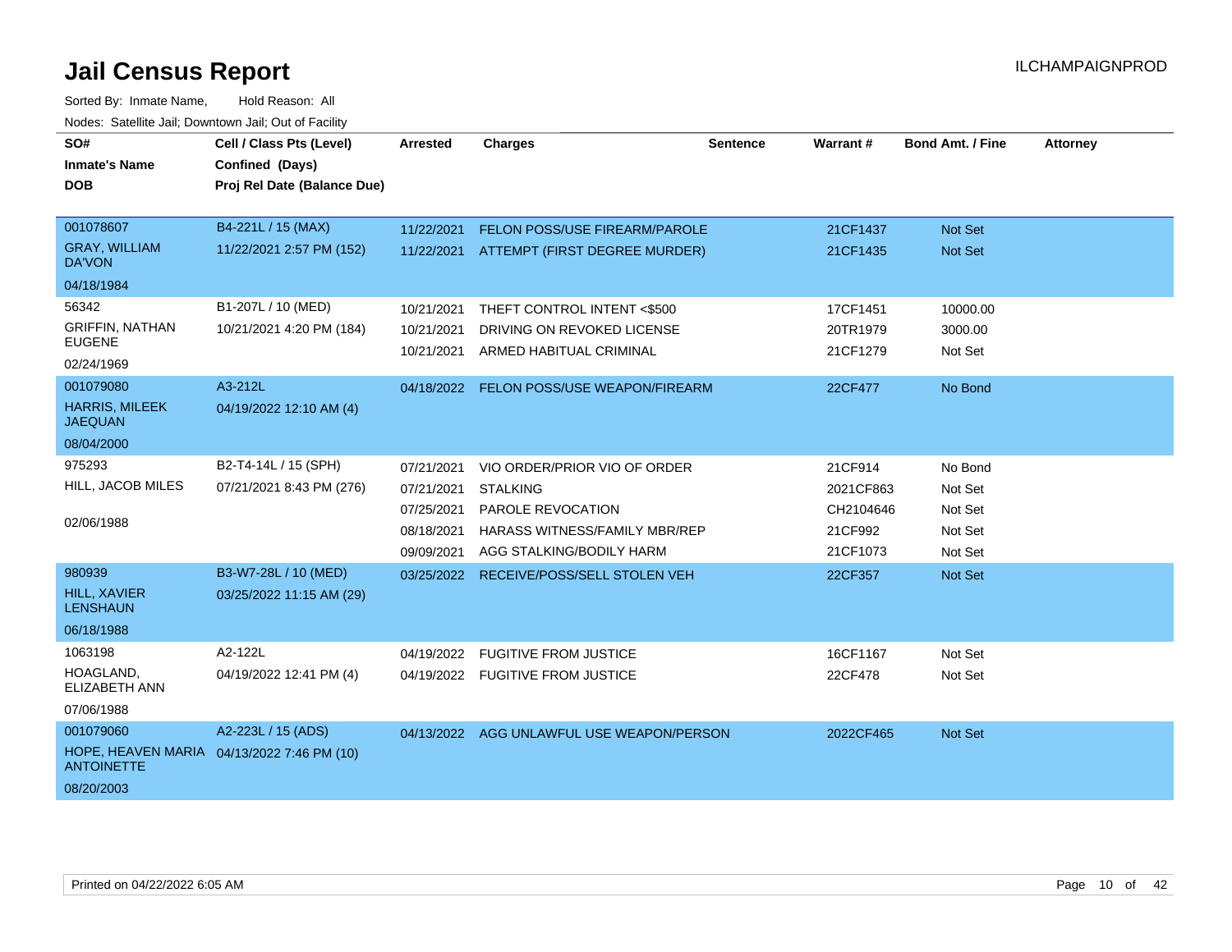# Jail Census Report

ILCHAMPAIGNPROD

Sorted By: Inmate Name, Hold Reason: All

Nodes: Satellite Jail; Downtown Jail; Out of Facility

| SO# / Inmate's Name / DOB | Cell / Class Pts (Level) / Confined (Days) / Proj Rel Date (Balance Due) | Arrested | Charges | Sentence | Warrant # | Bond Amt. / Fine | Attorney |
|---|---|---|---|---|---|---|---|
| 001078607 | B4-221L / 15 (MAX) | 11/22/2021 | FELON POSS/USE FIREARM/PAROLE | | 21CF1437 | Not Set | |
| GRAY, WILLIAM DA'VON | 11/22/2021 2:57 PM (152) | 11/22/2021 | ATTEMPT (FIRST DEGREE MURDER) | | 21CF1435 | Not Set | |
| 04/18/1984 | | | | | | | |
| 56342 | B1-207L / 10 (MED) | 10/21/2021 | THEFT CONTROL INTENT <$500 | | 17CF1451 | 10000.00 | |
| GRIFFIN, NATHAN EUGENE | 10/21/2021 4:20 PM (184) | 10/21/2021 | DRIVING ON REVOKED LICENSE | | 20TR1979 | 3000.00 | |
| 02/24/1969 | | 10/21/2021 | ARMED HABITUAL CRIMINAL | | 21CF1279 | Not Set | |
| 001079080 | A3-212L | 04/18/2022 | FELON POSS/USE WEAPON/FIREARM | | 22CF477 | No Bond | |
| HARRIS, MILEEK JAQUAN | 04/19/2022 12:10 AM (4) | | | | | | |
| 08/04/2000 | | | | | | | |
| 975293 | B2-T4-14L / 15 (SPH) | 07/21/2021 | VIO ORDER/PRIOR VIO OF ORDER | | 21CF914 | No Bond | |
| HILL, JACOB MILES | 07/21/2021 8:43 PM (276) | 07/21/2021 | STALKING | | 2021CF863 | Not Set | |
| 02/06/1988 | | 07/25/2021 | PAROLE REVOCATION | | CH2104646 | Not Set | |
| | | 08/18/2021 | HARASS WITNESS/FAMILY MBR/REP | | 21CF992 | Not Set | |
| | | 09/09/2021 | AGG STALKING/BODILY HARM | | 21CF1073 | Not Set | |
| 980939 | B3-W7-28L / 10 (MED) | 03/25/2022 | RECEIVE/POSS/SELL STOLEN VEH | | 22CF357 | Not Set | |
| HILL, XAVIER LENSHAUN | 03/25/2022 11:15 AM (29) | | | | | | |
| 06/18/1988 | | | | | | | |
| 1063198 | A2-122L | 04/19/2022 | FUGITIVE FROM JUSTICE | | 16CF1167 | Not Set | |
| HOAGLAND, ELIZABETH ANN | 04/19/2022 12:41 PM (4) | 04/19/2022 | FUGITIVE FROM JUSTICE | | 22CF478 | Not Set | |
| 07/06/1988 | | | | | | | |
| 001079060 | A2-223L / 15 (ADS) | 04/13/2022 | AGG UNLAWFUL USE WEAPON/PERSON | | 2022CF465 | Not Set | |
| HOPE, HEAVEN MARIA ANTOINETTE | 04/13/2022 7:46 PM (10) | | | | | | |
| 08/20/2003 | | | | | | | |

Printed on 04/22/2022 6:05 AM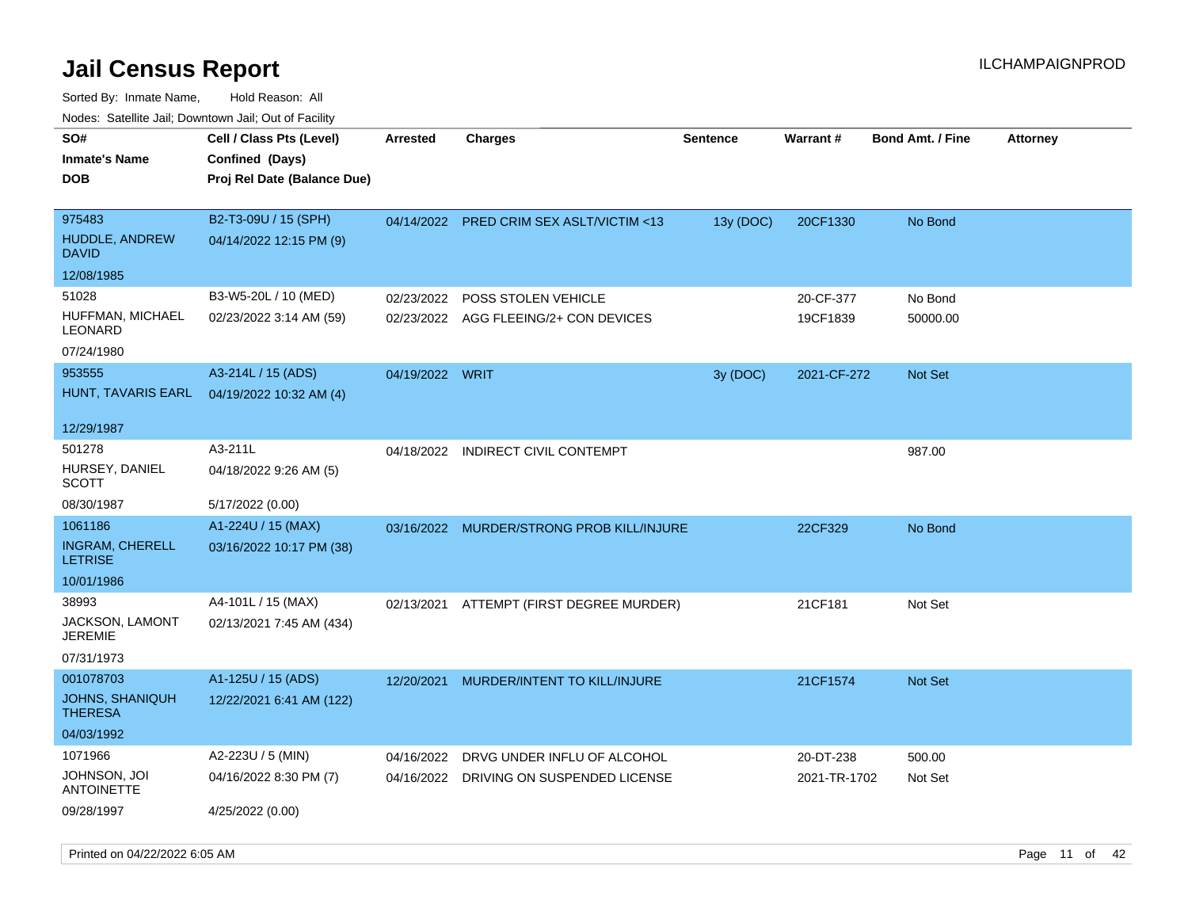# Jail Census Report

ILCHAMPAIGNPROD

Sorted By: Inmate Name, Hold Reason: All

Nodes: Satellite Jail; Downtown Jail; Out of Facility

| SO# / Inmate's Name / DOB | Cell / Class Pts (Level) / Confined (Days) / Proj Rel Date (Balance Due) | Arrested | Charges | Sentence | Warrant # | Bond Amt. / Fine | Attorney |
|---|---|---|---|---|---|---|---|
| 975483<br>HUDDLE, ANDREW DAVID<br>12/08/1985 | B2-T3-09U / 15 (SPH)<br>04/14/2022 12:15 PM (9) | 04/14/2022 | PRED CRIM SEX ASLT/VICTIM <13 | 13y (DOC) | 20CF1330 | No Bond | |
| 51028<br>HUFFMAN, MICHAEL LEONARD<br>07/24/1980 | B3-W5-20L / 10 (MED)<br>02/23/2022 3:14 AM (59) | 02/23/2022<br>02/23/2022 | POSS STOLEN VEHICLE<br>AGG FLEEING/2+ CON DEVICES | | 20-CF-377<br>19CF1839 | No Bond<br>50000.00 | |
| 953555<br>HUNT, TAVARIS EARL<br>12/29/1987 | A3-214L / 15 (ADS)<br>04/19/2022 10:32 AM (4) | 04/19/2022 | WRIT | 3y (DOC) | 2021-CF-272 | Not Set | |
| 501278<br>HURSEY, DANIEL SCOTT<br>08/30/1987 | A3-211L<br>04/18/2022 9:26 AM (5)<br>5/17/2022 (0.00) | 04/18/2022 | INDIRECT CIVIL CONTEMPT | | | 987.00 | |
| 1061186<br>INGRAM, CHERELL LETRISE<br>10/01/1986 | A1-224U / 15 (MAX)<br>03/16/2022 10:17 PM (38) | 03/16/2022 | MURDER/STRONG PROB KILL/INJURE | | 22CF329 | No Bond | |
| 38993<br>JACKSON, LAMONT JEREMIE<br>07/31/1973 | A4-101L / 15 (MAX)<br>02/13/2021 7:45 AM (434) | 02/13/2021 | ATTEMPT (FIRST DEGREE MURDER) | | 21CF181 | Not Set | |
| 001078703<br>JOHNS, SHANIQUH THERESA<br>04/03/1992 | A1-125U / 15 (ADS)<br>12/22/2021 6:41 AM (122) | 12/20/2021 | MURDER/INTENT TO KILL/INJURE | | 21CF1574 | Not Set | |
| 1071966<br>JOHNSON, JOI ANTOINETTE<br>09/28/1997 | A2-223U / 5 (MIN)<br>04/16/2022 8:30 PM (7)<br>4/25/2022 (0.00) | 04/16/2022<br>04/16/2022 | DRVG UNDER INFLU OF ALCOHOL<br>DRIVING ON SUSPENDED LICENSE | | 20-DT-238<br>2021-TR-1702 | 500.00<br>Not Set | |

Printed on 04/22/2022 6:05 AM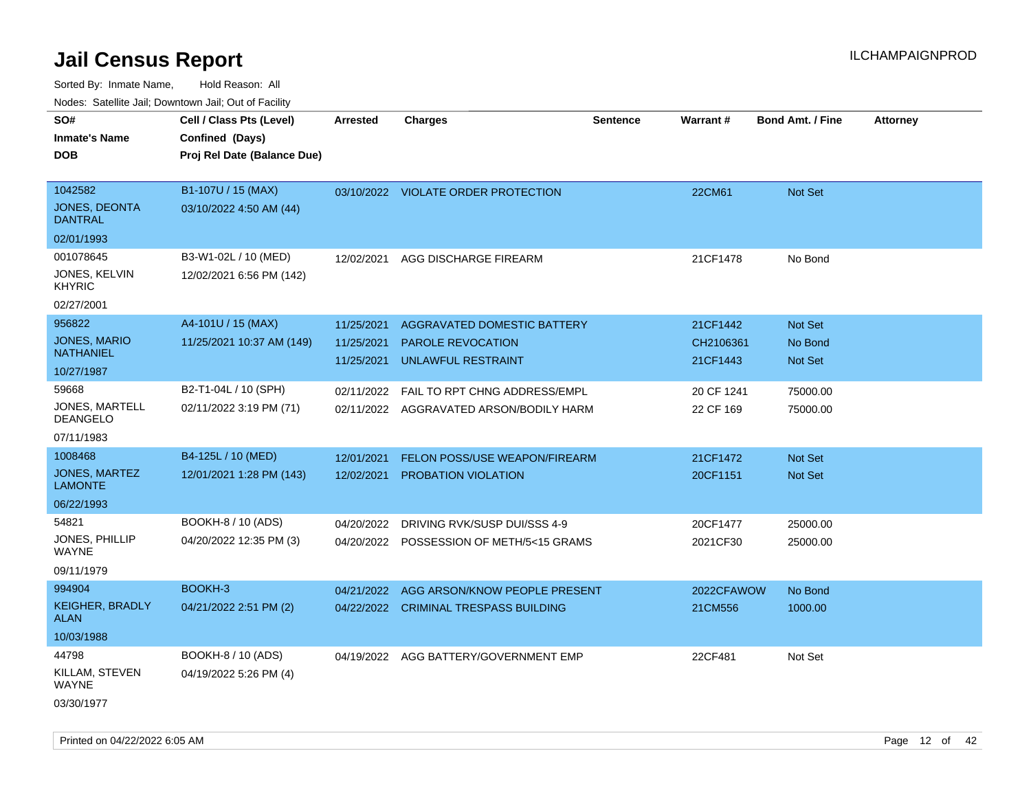# Jail Census Report

ILCHAMPAIGNPROD

Sorted By: Inmate Name, Hold Reason: All

Nodes: Satellite Jail; Downtown Jail; Out of Facility

| SO# / Inmate's Name / DOB | Cell / Class Pts (Level) / Confined (Days) / Proj Rel Date (Balance Due) | Arrested | Charges | Sentence | Warrant # | Bond Amt. / Fine | Attorney |
|---|---|---|---|---|---|---|---|
| 1042582<br>JONES, DEONTA DANTRAL<br>02/01/1993 | B1-107U / 15 (MAX)<br>03/10/2022 4:50 AM (44) | 03/10/2022 | VIOLATE ORDER PROTECTION | | 22CM61 | Not Set | |
| 001078645<br>JONES, KELVIN KHYRIC<br>02/27/2001 | B3-W1-02L / 10 (MED)<br>12/02/2021 6:56 PM (142) | 12/02/2021 | AGG DISCHARGE FIREARM | | 21CF1478 | No Bond | |
| 956822<br>JONES, MARIO NATHANIEL<br>10/27/1987 | A4-101U / 15 (MAX)<br>11/25/2021 10:37 AM (149) | 11/25/2021<br>11/25/2021<br>11/25/2021 | AGGRAVATED DOMESTIC BATTERY<br>PAROLE REVOCATION<br>UNLAWFUL RESTRAINT | | 21CF1442<br>CH2106361<br>21CF1443 | Not Set<br>No Bond<br>Not Set | |
| 59668<br>JONES, MARTELL DEANGELO<br>07/11/1983 | B2-T1-04L / 10 (SPH)<br>02/11/2022 3:19 PM (71) | 02/11/2022<br>02/11/2022 | FAIL TO RPT CHNG ADDRESS/EMPL<br>AGGRAVATED ARSON/BODILY HARM | | 20 CF 1241<br>22 CF 169 | 75000.00<br>75000.00 | |
| 1008468<br>JONES, MARTEZ LAMONTE<br>06/22/1993 | B4-125L / 10 (MED)<br>12/01/2021 1:28 PM (143) | 12/01/2021<br>12/02/2021 | FELON POSS/USE WEAPON/FIREARM<br>PROBATION VIOLATION | | 21CF1472<br>20CF1151 | Not Set<br>Not Set | |
| 54821<br>JONES, PHILLIP WAYNE<br>09/11/1979 | BOOKH-8 / 10 (ADS)<br>04/20/2022 12:35 PM (3) | 04/20/2022<br>04/20/2022 | DRIVING RVK/SUSP DUI/SSS 4-9<br>POSSESSION OF METH/5<15 GRAMS | | 20CF1477<br>2021CF30 | 25000.00<br>25000.00 | |
| 994904<br>KEIGHER, BRADLY ALAN<br>10/03/1988 | BOOKH-3<br>04/21/2022 2:51 PM (2) | 04/21/2022<br>04/22/2022 | AGG ARSON/KNOW PEOPLE PRESENT<br>CRIMINAL TRESPASS BUILDING | | 2022CFAWOW<br>21CM556 | No Bond<br>1000.00 | |
| 44798<br>KILLAM, STEVEN WAYNE<br>03/30/1977 | BOOKH-8 / 10 (ADS)<br>04/19/2022 5:26 PM (4) | 04/19/2022 | AGG BATTERY/GOVERNMENT EMP | | 22CF481 | Not Set | |

Printed on 04/22/2022 6:05 AM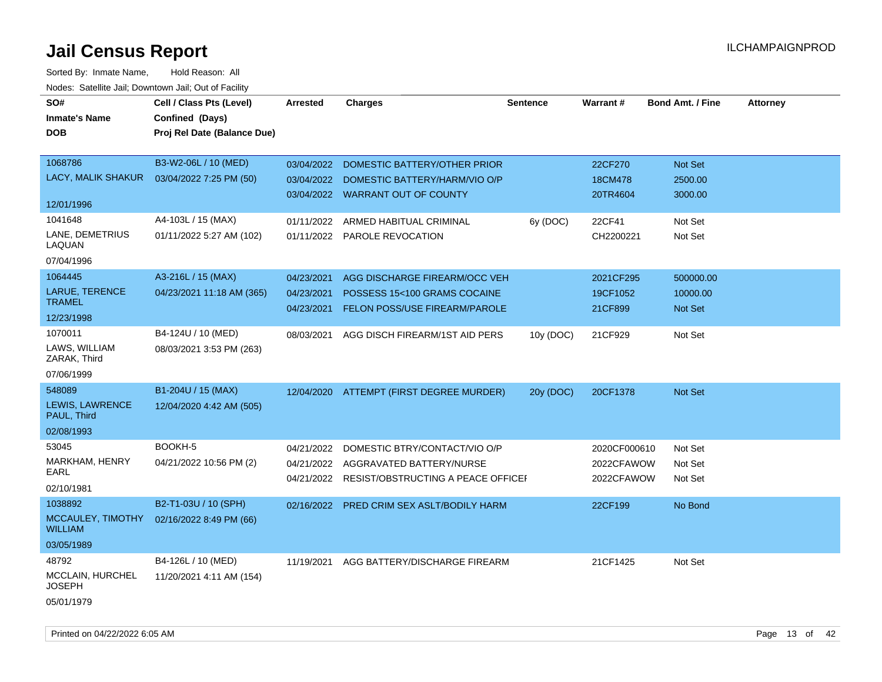# Jail Census Report

ILCHAMPAIGNPROD

Sorted By: Inmate Name, Hold Reason: All

Nodes: Satellite Jail; Downtown Jail; Out of Facility

| SO# / Inmate's Name / DOB | Cell / Class Pts (Level) / Confined (Days) / Proj Rel Date (Balance Due) | Arrested | Charges | Sentence | Warrant # | Bond Amt. / Fine | Attorney |
|---|---|---|---|---|---|---|---|
| 1068786 LACY, MALIK SHAKUR 12/01/1996 | B3-W2-06L / 10 (MED) 03/04/2022 7:25 PM (50) | 03/04/2022 | DOMESTIC BATTERY/OTHER PRIOR | | 22CF270 | Not Set | |
| | | 03/04/2022 | DOMESTIC BATTERY/HARM/VIO O/P | | 18CM478 | 2500.00 | |
| | | 03/04/2022 | WARRANT OUT OF COUNTY | | 20TR4604 | 3000.00 | |
| 1041648 LANE, DEMETRIUS LAQUAN 07/04/1996 | A4-103L / 15 (MAX) 01/11/2022 5:27 AM (102) | 01/11/2022 | ARMED HABITUAL CRIMINAL | 6y (DOC) | 22CF41 | Not Set | |
| | | 01/11/2022 | PAROLE REVOCATION | | CH2200221 | Not Set | |
| 1064445 LARUE, TERENCE TRAMEL 12/23/1998 | A3-216L / 15 (MAX) 04/23/2021 11:18 AM (365) | 04/23/2021 | AGG DISCHARGE FIREARM/OCC VEH | | 2021CF295 | 500000.00 | |
| | | 04/23/2021 | POSSESS 15<100 GRAMS COCAINE | | 19CF1052 | 10000.00 | |
| | | 04/23/2021 | FELON POSS/USE FIREARM/PAROLE | | 21CF899 | Not Set | |
| 1070011 LAWS, WILLIAM ZARAK, Third 07/06/1999 | B4-124U / 10 (MED) 08/03/2021 3:53 PM (263) | 08/03/2021 | AGG DISCH FIREARM/1ST AID PERS | 10y (DOC) | 21CF929 | Not Set | |
| 548089 LEWIS, LAWRENCE PAUL, Third 02/08/1993 | B1-204U / 15 (MAX) 12/04/2020 4:42 AM (505) | 12/04/2020 | ATTEMPT (FIRST DEGREE MURDER) | 20y (DOC) | 20CF1378 | Not Set | |
| 53045 MARKHAM, HENRY EARL 02/10/1981 | BOOKH-5 04/21/2022 10:56 PM (2) | 04/21/2022 | DOMESTIC BTRY/CONTACT/VIO O/P | | 2020CF000610 | Not Set | |
| | | 04/21/2022 | AGGRAVATED BATTERY/NURSE | | 2022CFAWOW | Not Set | |
| | | 04/21/2022 | RESIST/OBSTRUCTING A PEACE OFFICEI | | 2022CFAWOW | Not Set | |
| 1038892 MCCAULEY, TIMOTHY WILLIAM 03/05/1989 | B2-T1-03U / 10 (SPH) 02/16/2022 8:49 PM (66) | 02/16/2022 | PRED CRIM SEX ASLT/BODILY HARM | | 22CF199 | No Bond | |
| 48792 MCCLAIN, HURCHEL JOSEPH 05/01/1979 | B4-126L / 10 (MED) 11/20/2021 4:11 AM (154) | 11/19/2021 | AGG BATTERY/DISCHARGE FIREARM | | 21CF1425 | Not Set | |

Printed on 04/22/2022 6:05 AM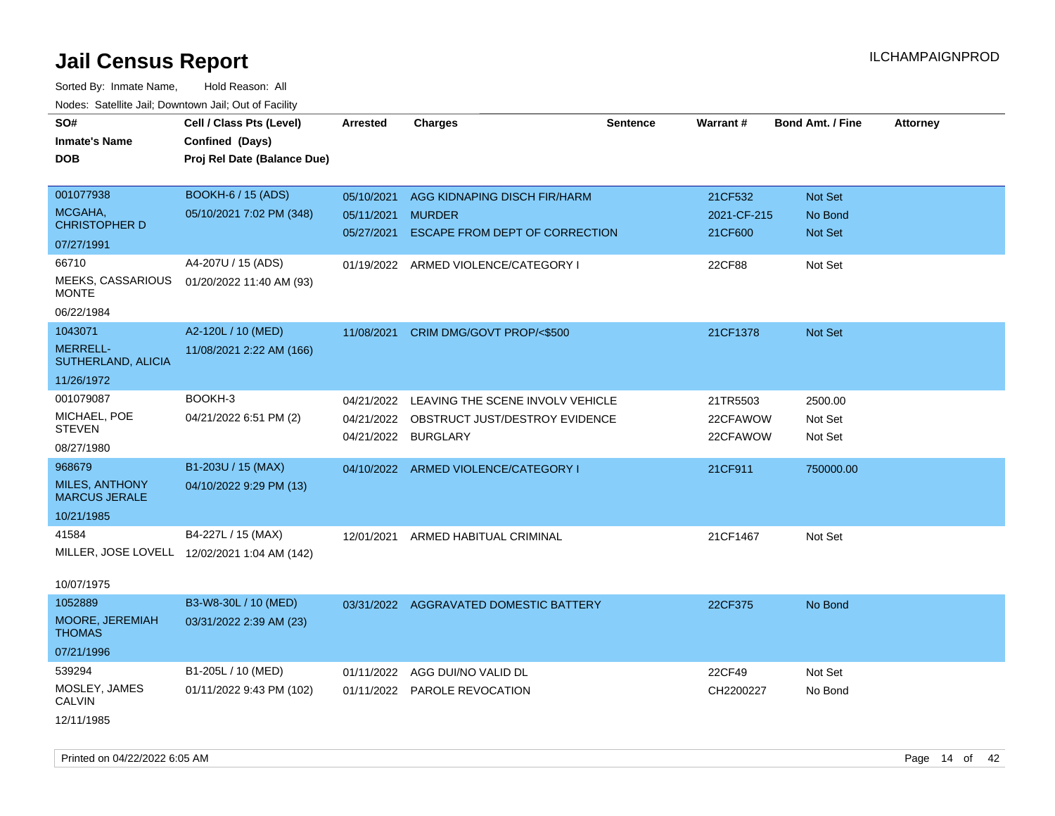# Jail Census Report

ILCHAMPAIGNPROD

Sorted By: Inmate Name, Hold Reason: All

Nodes: Satellite Jail; Downtown Jail; Out of Facility

| SO# / Inmate's Name / DOB | Cell / Class Pts (Level) / Confined (Days) / Proj Rel Date (Balance Due) | Arrested | Charges | Sentence | Warrant # | Bond Amt. / Fine | Attorney |
|---|---|---|---|---|---|---|---|
| 001077938<br>MCGAHA, CHRISTOPHER D<br>07/27/1991 | BOOKH-6 / 15 (ADS)<br>05/10/2021 7:02 PM (348) | 05/10/2021<br>05/11/2021<br>05/27/2021 | AGG KIDNAPING DISCH FIR/HARM<br>MURDER<br>ESCAPE FROM DEPT OF CORRECTION | | 21CF532<br>2021-CF-215<br>21CF600 | Not Set<br>No Bond<br>Not Set | |
| 66710<br>MEEKS, CASSARIOUS MONTE<br>06/22/1984 | A4-207U / 15 (ADS)<br>01/20/2022 11:40 AM (93) | 01/19/2022 | ARMED VIOLENCE/CATEGORY I | | 22CF88 | Not Set | |
| 1043071<br>MERRELL-SUTHERLAND, ALICIA<br>11/26/1972 | A2-120L / 10 (MED)<br>11/08/2021 2:22 AM (166) | 11/08/2021 | CRIM DMG/GOVT PROP/<$500 | | 21CF1378 | Not Set | |
| 001079087<br>MICHAEL, POE STEVEN<br>08/27/1980 | BOOKH-3<br>04/21/2022 6:51 PM (2) | 04/21/2022<br>04/21/2022<br>04/21/2022 | LEAVING THE SCENE INVOLV VEHICLE<br>OBSTRUCT JUST/DESTROY EVIDENCE<br>BURGLARY | | 21TR5503<br>22CFAWOW<br>22CFAWOW | 2500.00<br>Not Set<br>Not Set | |
| 968679<br>MILES, ANTHONY MARCUS JERALE<br>10/21/1985 | B1-203U / 15 (MAX)<br>04/10/2022 9:29 PM (13) | 04/10/2022 | ARMED VIOLENCE/CATEGORY I | | 21CF911 | 750000.00 | |
| 41584<br>MILLER, JOSE LOVELL<br>10/07/1975 | B4-227L / 15 (MAX)<br>12/02/2021 1:04 AM (142) | 12/01/2021 | ARMED HABITUAL CRIMINAL | | 21CF1467 | Not Set | |
| 1052889<br>MOORE, JEREMIAH THOMAS<br>07/21/1996 | B3-W8-30L / 10 (MED)<br>03/31/2022 2:39 AM (23) | 03/31/2022 | AGGRAVATED DOMESTIC BATTERY | | 22CF375 | No Bond | |
| 539294<br>MOSLEY, JAMES CALVIN<br>12/11/1985 | B1-205L / 10 (MED)<br>01/11/2022 9:43 PM (102) | 01/11/2022<br>01/11/2022 | AGG DUI/NO VALID DL<br>PAROLE REVOCATION | | 22CF49<br>CH2200227 | Not Set<br>No Bond | |

Printed on 04/22/2022 6:05 AM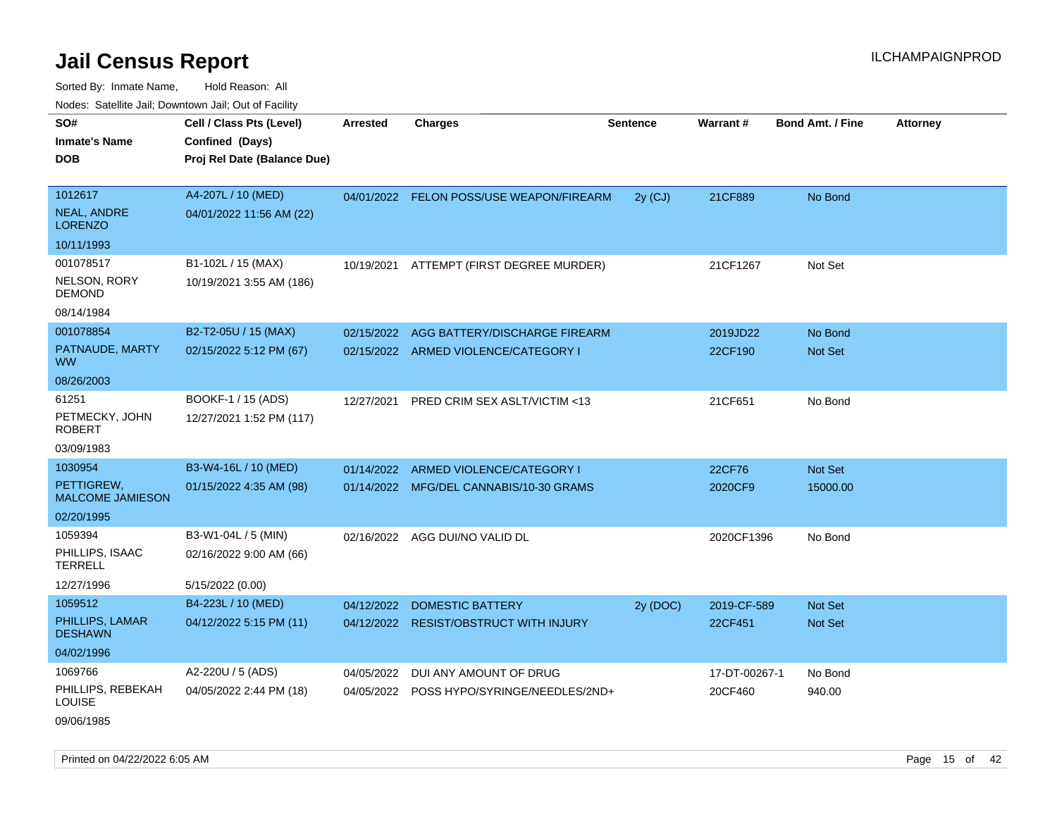# Jail Census Report

ILCHAMPAIGNPROD

Sorted By: Inmate Name, Hold Reason: All

Nodes: Satellite Jail; Downtown Jail; Out of Facility

| SO# / Inmate's Name / DOB | Cell / Class Pts (Level) / Confined (Days) / Proj Rel Date (Balance Due) | Arrested | Charges | Sentence | Warrant # | Bond Amt. / Fine | Attorney |
|---|---|---|---|---|---|---|---|
| 1012617<br>NEAL, ANDRE LORENZO<br>10/11/1993 | A4-207L / 10 (MED)<br>04/01/2022 11:56 AM (22) | 04/01/2022 | FELON POSS/USE WEAPON/FIREARM | 2y (CJ) | 21CF889 | No Bond | |
| 001078517<br>NELSON, RORY DEMOND<br>08/14/1984 | B1-102L / 15 (MAX)<br>10/19/2021 3:55 AM (186) | 10/19/2021 | ATTEMPT (FIRST DEGREE MURDER) | | 21CF1267 | Not Set | |
| 001078854<br>PATNAUDE, MARTY WW<br>08/26/2003 | B2-T2-05U / 15 (MAX)<br>02/15/2022 5:12 PM (67) | 02/15/2022 | AGG BATTERY/DISCHARGE FIREARM | | 2019JD22 | No Bond | |
| | | 02/15/2022 | ARMED VIOLENCE/CATEGORY I | | 22CF190 | Not Set | |
| 61251<br>PETMECKY, JOHN ROBERT<br>03/09/1983 | BOOKF-1 / 15 (ADS)<br>12/27/2021 1:52 PM (117) | 12/27/2021 | PRED CRIM SEX ASLT/VICTIM <13 | | 21CF651 | No Bond | |
| 1030954<br>PETTIGREW, MALCOME JAMIESON<br>02/20/1995 | B3-W4-16L / 10 (MED)<br>01/15/2022 4:35 AM (98) | 01/14/2022 | ARMED VIOLENCE/CATEGORY I | | 22CF76 | Not Set | |
| | | 01/14/2022 | MFG/DEL CANNABIS/10-30 GRAMS | | 2020CF9 | 15000.00 | |
| 1059394<br>PHILLIPS, ISAAC TERRELL<br>12/27/1996 | B3-W1-04L / 5 (MIN)<br>02/16/2022 9:00 AM (66)<br>5/15/2022 (0.00) | 02/16/2022 | AGG DUI/NO VALID DL | | 2020CF1396 | No Bond | |
| 1059512<br>PHILLIPS, LAMAR DESHAWN<br>04/02/1996 | B4-223L / 10 (MED)<br>04/12/2022 5:15 PM (11) | 04/12/2022 | DOMESTIC BATTERY | 2y (DOC) | 2019-CF-589 | Not Set | |
| | | 04/12/2022 | RESIST/OBSTRUCT WITH INJURY | | 22CF451 | Not Set | |
| 1069766<br>PHILLIPS, REBEKAH LOUISE<br>09/06/1985 | A2-220U / 5 (ADS)<br>04/05/2022 2:44 PM (18) | 04/05/2022 | DUI ANY AMOUNT OF DRUG | | 17-DT-00267-1 | No Bond | |
| | | 04/05/2022 | POSS HYPO/SYRINGE/NEEDLES/2ND+ | | 20CF460 | 940.00 | |

Printed on 04/22/2022 6:05 AM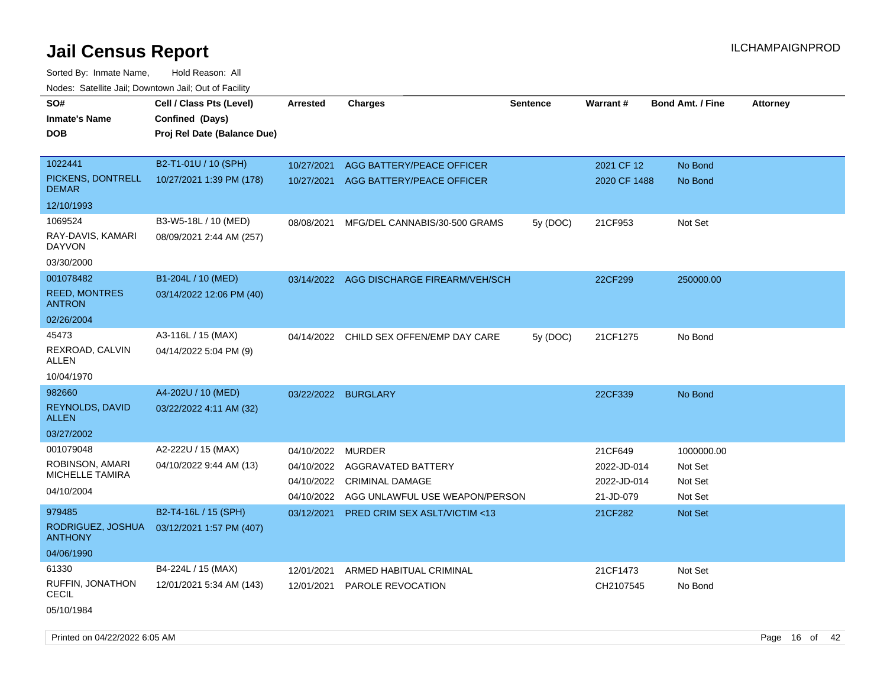# Jail Census Report

ILCHAMPAIGNPROD

Sorted By: Inmate Name, Hold Reason: All

Nodes: Satellite Jail; Downtown Jail; Out of Facility

| SO# / Inmate's Name / DOB | Cell / Class Pts (Level) / Confined (Days) / Proj Rel Date (Balance Due) | Arrested | Charges | Sentence | Warrant # | Bond Amt. / Fine | Attorney |
|---|---|---|---|---|---|---|---|
| 1022441<br>PICKENS, DONTRELL DEMAR<br>12/10/1993 | B2-T1-01U / 10 (SPH)<br>10/27/2021 1:39 PM (178) | 10/27/2021 | AGG BATTERY/PEACE OFFICER | | 2021 CF 12 | No Bond | |
| | | 10/27/2021 | AGG BATTERY/PEACE OFFICER | | 2020 CF 1488 | No Bond | |
| 1069524<br>RAY-DAVIS, KAMARI DAYVON<br>03/30/2000 | B3-W5-18L / 10 (MED)<br>08/09/2021 2:44 AM (257) | 08/08/2021 | MFG/DEL CANNABIS/30-500 GRAMS | 5y (DOC) | 21CF953 | Not Set | |
| 001078482<br>REED, MONTRES ANTRON<br>02/26/2004 | B1-204L / 10 (MED)<br>03/14/2022 12:06 PM (40) | 03/14/2022 | AGG DISCHARGE FIREARM/VEH/SCH | | 22CF299 | 250000.00 | |
| 45473<br>REXROAD, CALVIN ALLEN<br>10/04/1970 | A3-116L / 15 (MAX)<br>04/14/2022 5:04 PM (9) | 04/14/2022 | CHILD SEX OFFEN/EMP DAY CARE | 5y (DOC) | 21CF1275 | No Bond | |
| 982660<br>REYNOLDS, DAVID ALLEN<br>03/27/2002 | A4-202U / 10 (MED)<br>03/22/2022 4:11 AM (32) | 03/22/2022 | BURGLARY | | 22CF339 | No Bond | |
| 001079048<br>ROBINSON, AMARI MICHELLE TAMIRA<br>04/10/2004 | A2-222U / 15 (MAX)<br>04/10/2022 9:44 AM (13) | 04/10/2022 | MURDER | | 21CF649 | 1000000.00 | |
| | | 04/10/2022 | AGGRAVATED BATTERY | | 2022-JD-014 | Not Set | |
| | | 04/10/2022 | CRIMINAL DAMAGE | | 2022-JD-014 | Not Set | |
| | | 04/10/2022 | AGG UNLAWFUL USE WEAPON/PERSON | | 21-JD-079 | Not Set | |
| 979485<br>RODRIGUEZ, JOSHUA ANTHONY<br>04/06/1990 | B2-T4-16L / 15 (SPH)<br>03/12/2021 1:57 PM (407) | 03/12/2021 | PRED CRIM SEX ASLT/VICTIM <13 | | 21CF282 | Not Set | |
| 61330<br>RUFFIN, JONATHON CECIL<br>05/10/1984 | B4-224L / 15 (MAX)<br>12/01/2021 5:34 AM (143) | 12/01/2021 | ARMED HABITUAL CRIMINAL | | 21CF1473 | Not Set | |
| | | 12/01/2021 | PAROLE REVOCATION | | CH2107545 | No Bond | |

Printed on 04/22/2022 6:05 AM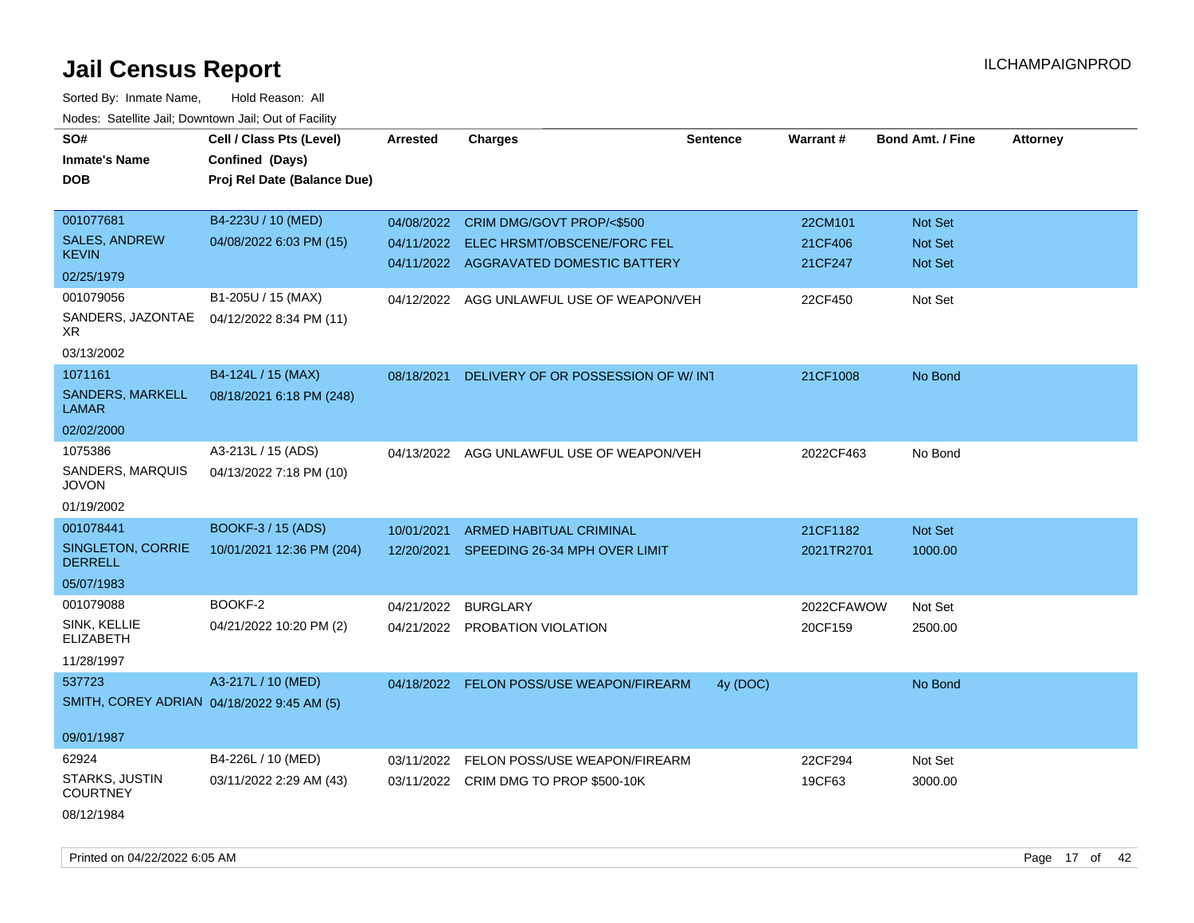# Jail Census Report

Sorted By: Inmate Name, Hold Reason: All

Nodes: Satellite Jail; Downtown Jail; Out of Facility

| SO# / Inmate's Name / DOB | Cell / Class Pts (Level) / Confined (Days) / Proj Rel Date (Balance Due) | Arrested | Charges | Sentence | Warrant # | Bond Amt. / Fine | Attorney |
|---|---|---|---|---|---|---|---|
| 001077681<br>SALES, ANDREW KEVIN<br>02/25/1979 | B4-223U / 10 (MED)<br>04/08/2022 6:03 PM (15) | 04/08/2022<br>04/11/2022<br>04/11/2022 | CRIM DMG/GOVT PROP/<$500<br>ELEC HRSMT/OBSCENE/FORC FEL<br>AGGRAVATED DOMESTIC BATTERY | | 22CM101<br>21CF406<br>21CF247 | Not Set<br>Not Set<br>Not Set | |
| 001079056<br>SANDERS, JAZONTAE XR<br>03/13/2002 | B1-205U / 15 (MAX)<br>04/12/2022 8:34 PM (11) | 04/12/2022 | AGG UNLAWFUL USE OF WEAPON/VEH | | 22CF450 | Not Set | |
| 1071161<br>SANDERS, MARKELL LAMAR<br>02/02/2000 | B4-124L / 15 (MAX)<br>08/18/2021 6:18 PM (248) | 08/18/2021 | DELIVERY OF OR POSSESSION OF W/ INT | | 21CF1008 | No Bond | |
| 1075386<br>SANDERS, MARQUIS JOVON<br>01/19/2002 | A3-213L / 15 (ADS)<br>04/13/2022 7:18 PM (10) | 04/13/2022 | AGG UNLAWFUL USE OF WEAPON/VEH | | 2022CF463 | No Bond | |
| 001078441<br>SINGLETON, CORRIE DERRELL<br>05/07/1983 | BOOKF-3 / 15 (ADS)<br>10/01/2021 12:36 PM (204) | 10/01/2021<br>12/20/2021 | ARMED HABITUAL CRIMINAL<br>SPEEDING 26-34 MPH OVER LIMIT | | 21CF1182<br>2021TR2701 | Not Set<br>1000.00 | |
| 001079088<br>SINK, KELLIE ELIZABETH<br>11/28/1997 | BOOKF-2<br>04/21/2022 10:20 PM (2) | 04/21/2022<br>04/21/2022 | BURGLARY<br>PROBATION VIOLATION | | 2022CFAWOW<br>20CF159 | Not Set<br>2500.00 | |
| 537723<br>SMITH, COREY ADRIAN<br>09/01/1987 | A3-217L / 10 (MED)<br>04/18/2022 9:45 AM (5) | 04/18/2022 | FELON POSS/USE WEAPON/FIREARM | 4y (DOC) | | No Bond | |
| 62924<br>STARKS, JUSTIN COURTNEY<br>08/12/1984 | B4-226L / 10 (MED)<br>03/11/2022 2:29 AM (43) | 03/11/2022<br>03/11/2022 | FELON POSS/USE WEAPON/FIREARM<br>CRIM DMG TO PROP $500-10K | | 22CF294<br>19CF63 | Not Set<br>3000.00 | |

Printed on 04/22/2022 6:05 AM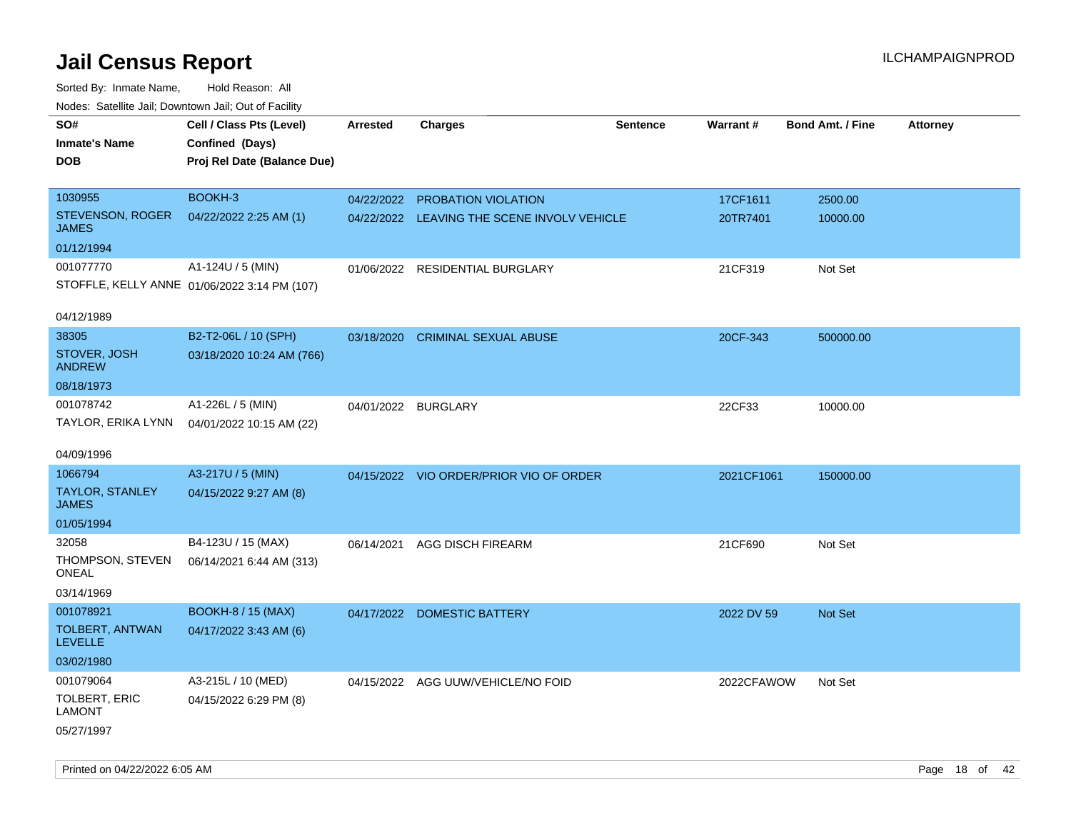# Jail Census Report

ILCHAMPAIGNPROD

Sorted By: Inmate Name, Hold Reason: All

Nodes: Satellite Jail; Downtown Jail; Out of Facility

| SO# / Inmate's Name / DOB | Cell / Class Pts (Level) / Confined (Days) / Proj Rel Date (Balance Due) | Arrested | Charges | Sentence | Warrant # | Bond Amt. / Fine | Attorney |
|---|---|---|---|---|---|---|---|
| 1030955<br>STEVENSON, ROGER JAMES<br>01/12/1994 | BOOKH-3<br>04/22/2022 2:25 AM (1) | 04/22/2022 | PROBATION VIOLATION | | 17CF1611 | 2500.00 | |
| | | 04/22/2022 | LEAVING THE SCENE INVOLV VEHICLE | | 20TR7401 | 10000.00 | |
| 001077770<br>STOFFLE, KELLY ANNE<br>04/12/1989 | A1-124U / 5 (MIN)<br>01/06/2022 3:14 PM (107) | 01/06/2022 | RESIDENTIAL BURGLARY | | 21CF319 | Not Set | |
| 38305<br>STOVER, JOSH ANDREW<br>08/18/1973 | B2-T2-06L / 10 (SPH)<br>03/18/2020 10:24 AM (766) | 03/18/2020 | CRIMINAL SEXUAL ABUSE | | 20CF-343 | 500000.00 | |
| 001078742<br>TAYLOR, ERIKA LYNN<br>04/09/1996 | A1-226L / 5 (MIN)<br>04/01/2022 10:15 AM (22) | 04/01/2022 | BURGLARY | | 22CF33 | 10000.00 | |
| 1066794<br>TAYLOR, STANLEY JAMES<br>01/05/1994 | A3-217U / 5 (MIN)<br>04/15/2022 9:27 AM (8) | 04/15/2022 | VIO ORDER/PRIOR VIO OF ORDER | | 2021CF1061 | 150000.00 | |
| 32058<br>THOMPSON, STEVEN ONEAL<br>03/14/1969 | B4-123U / 15 (MAX)<br>06/14/2021 6:44 AM (313) | 06/14/2021 | AGG DISCH FIREARM | | 21CF690 | Not Set | |
| 001078921<br>TOLBERT, ANTWAN LEVELLE<br>03/02/1980 | BOOKH-8 / 15 (MAX)<br>04/17/2022 3:43 AM (6) | 04/17/2022 | DOMESTIC BATTERY | | 2022 DV 59 | Not Set | |
| 001079064<br>TOLBERT, ERIC LAMONT<br>05/27/1997 | A3-215L / 10 (MED)<br>04/15/2022 6:29 PM (8) | 04/15/2022 | AGG UUW/VEHICLE/NO FOID | | 2022CFAWOW | Not Set | |

Printed on 04/22/2022 6:05 AM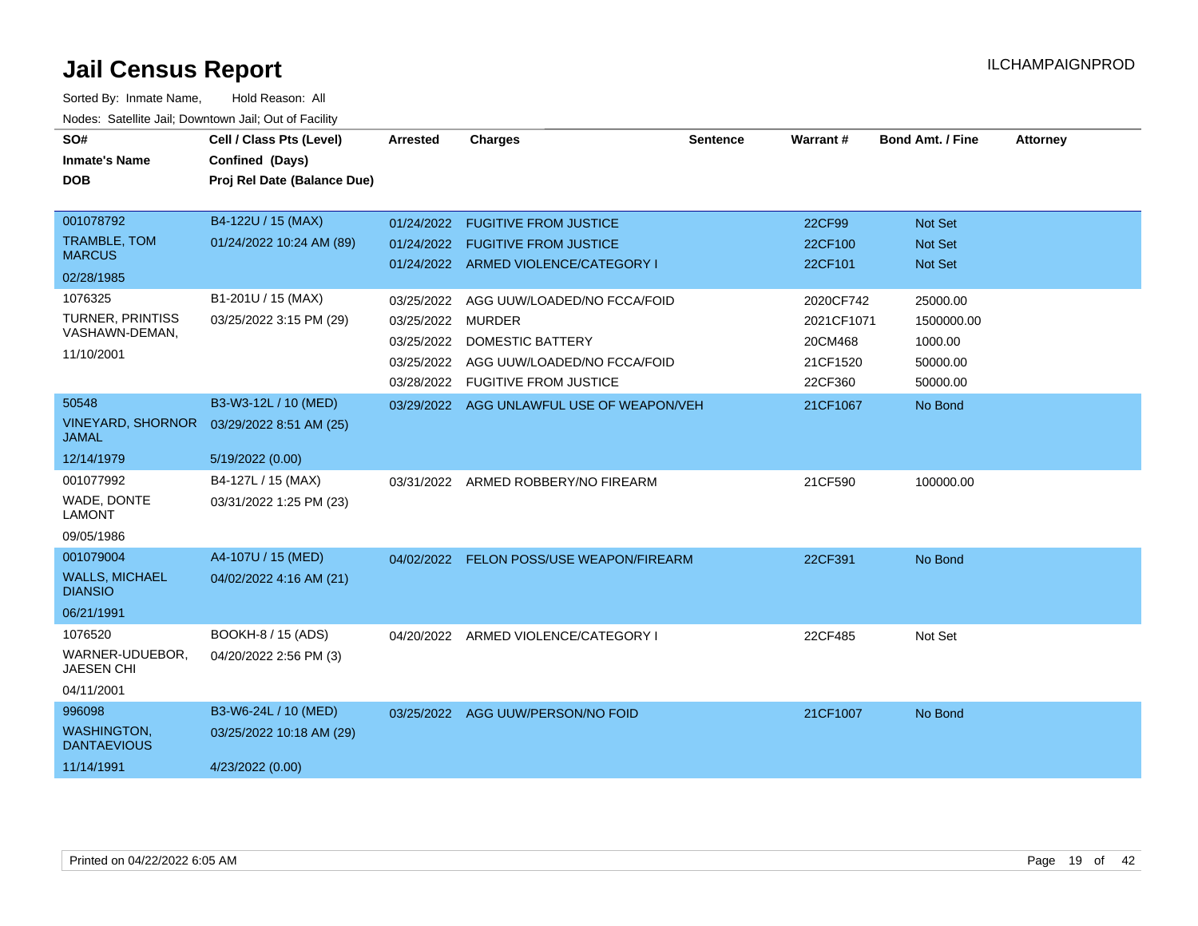# Jail Census Report

ILCHAMPAIGNPROD

Sorted By: Inmate Name, Hold Reason: All

Nodes: Satellite Jail; Downtown Jail; Out of Facility

| SO# / Inmate's Name / DOB | Cell / Class Pts (Level) / Confined (Days) / Proj Rel Date (Balance Due) | Arrested | Charges | Sentence | Warrant # | Bond Amt. / Fine | Attorney |
|---|---|---|---|---|---|---|---|
| 001078792 TRAMBLE, TOM MARCUS 02/28/1985 | B4-122U / 15 (MAX) 01/24/2022 10:24 AM (89) | 01/24/2022 | FUGITIVE FROM JUSTICE | | 22CF99 | Not Set | |
| | | 01/24/2022 | FUGITIVE FROM JUSTICE | | 22CF100 | Not Set | |
| | | 01/24/2022 | ARMED VIOLENCE/CATEGORY I | | 22CF101 | Not Set | |
| 1076325 TURNER, PRINTISS VASHAWN-DEMAN, 11/10/2001 | B1-201U / 15 (MAX) 03/25/2022 3:15 PM (29) | 03/25/2022 | AGG UUW/LOADED/NO FCCA/FOID | | 2020CF742 | 25000.00 | |
| | | 03/25/2022 | MURDER | | 2021CF1071 | 1500000.00 | |
| | | 03/25/2022 | DOMESTIC BATTERY | | 20CM468 | 1000.00 | |
| | | 03/25/2022 | AGG UUW/LOADED/NO FCCA/FOID | | 21CF1520 | 50000.00 | |
| | | 03/28/2022 | FUGITIVE FROM JUSTICE | | 22CF360 | 50000.00 | |
| 50548 VINEYARD, SHORNOR JAMAL 12/14/1979 | B3-W3-12L / 10 (MED) 03/29/2022 8:51 AM (25) 5/19/2022 (0.00) | 03/29/2022 | AGG UNLAWFUL USE OF WEAPON/VEH | | 21CF1067 | No Bond | |
| 001077992 WADE, DONTE LAMONT 09/05/1986 | B4-127L / 15 (MAX) 03/31/2022 1:25 PM (23) | 03/31/2022 | ARMED ROBBERY/NO FIREARM | | 21CF590 | 100000.00 | |
| 001079004 WALLS, MICHAEL DIANSIO 06/21/1991 | A4-107U / 15 (MED) 04/02/2022 4:16 AM (21) | 04/02/2022 | FELON POSS/USE WEAPON/FIREARM | | 22CF391 | No Bond | |
| 1076520 WARNER-UDUEBOR, JAESEN CHI 04/11/2001 | BOOKH-8 / 15 (ADS) 04/20/2022 2:56 PM (3) | 04/20/2022 | ARMED VIOLENCE/CATEGORY I | | 22CF485 | Not Set | |
| 996098 WASHINGTON, DANTAEVIOUS 11/14/1991 | B3-W6-24L / 10 (MED) 03/25/2022 10:18 AM (29) 4/23/2022 (0.00) | 03/25/2022 | AGG UUW/PERSON/NO FOID | | 21CF1007 | No Bond | |

Printed on 04/22/2022 6:05 AM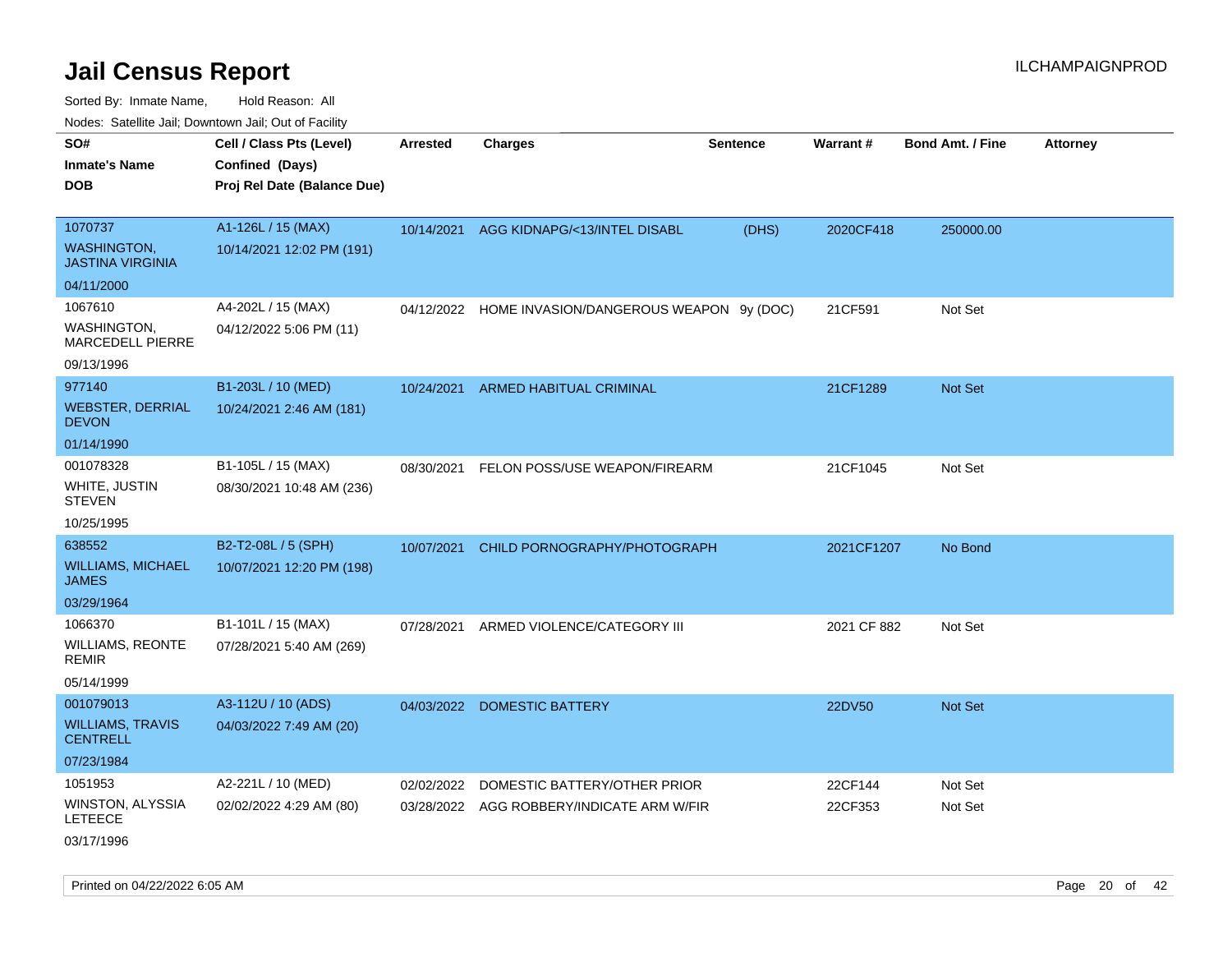# Jail Census Report

ILCHAMPAIGNPROD

Sorted By: Inmate Name, Hold Reason: All

Nodes: Satellite Jail; Downtown Jail; Out of Facility

| SO# / Inmate's Name / DOB | Cell / Class Pts (Level) / Confined (Days) / Proj Rel Date (Balance Due) | Arrested | Charges | Sentence | Warrant # | Bond Amt. / Fine | Attorney |
|---|---|---|---|---|---|---|---|
| 1070737 WASHINGTON, JASTINA VIRGINIA 04/11/2000 | A1-126L / 15 (MAX) 10/14/2021 12:02 PM (191) | 10/14/2021 | AGG KIDNAPG/<13/INTEL DISABL | (DHS) | 2020CF418 | 250000.00 | |
| 1067610 WASHINGTON, MARCEDELL PIERRE 09/13/1996 | A4-202L / 15 (MAX) 04/12/2022 5:06 PM (11) | 04/12/2022 | HOME INVASION/DANGEROUS WEAPON | 9y (DOC) | 21CF591 | Not Set | |
| 977140 WEBSTER, DERRIAL DEVON 01/14/1990 | B1-203L / 10 (MED) 10/24/2021 2:46 AM (181) | 10/24/2021 | ARMED HABITUAL CRIMINAL | | 21CF1289 | Not Set | |
| 001078328 WHITE, JUSTIN STEVEN 10/25/1995 | B1-105L / 15 (MAX) 08/30/2021 10:48 AM (236) | 08/30/2021 | FELON POSS/USE WEAPON/FIREARM | | 21CF1045 | Not Set | |
| 638552 WILLIAMS, MICHAEL JAMES 03/29/1964 | B2-T2-08L / 5 (SPH) 10/07/2021 12:20 PM (198) | 10/07/2021 | CHILD PORNOGRAPHY/PHOTOGRAPH | | 2021CF1207 | No Bond | |
| 1066370 WILLIAMS, REONTE REMIR 05/14/1999 | B1-101L / 15 (MAX) 07/28/2021 5:40 AM (269) | 07/28/2021 | ARMED VIOLENCE/CATEGORY III | | 2021 CF 882 | Not Set | |
| 001079013 WILLIAMS, TRAVIS CENTRELL 07/23/1984 | A3-112U / 10 (ADS) 04/03/2022 7:49 AM (20) | 04/03/2022 | DOMESTIC BATTERY | | 22DV50 | Not Set | |
| 1051953 WINSTON, ALYSSIA LETEECE 03/17/1996 | A2-221L / 10 (MED) 02/02/2022 4:29 AM (80) | 02/02/2022 | DOMESTIC BATTERY/OTHER PRIOR | | 22CF144 | Not Set | |
| | | 03/28/2022 | AGG ROBBERY/INDICATE ARM W/FIR | | 22CF353 | Not Set | |

Printed on 04/22/2022 6:05 AM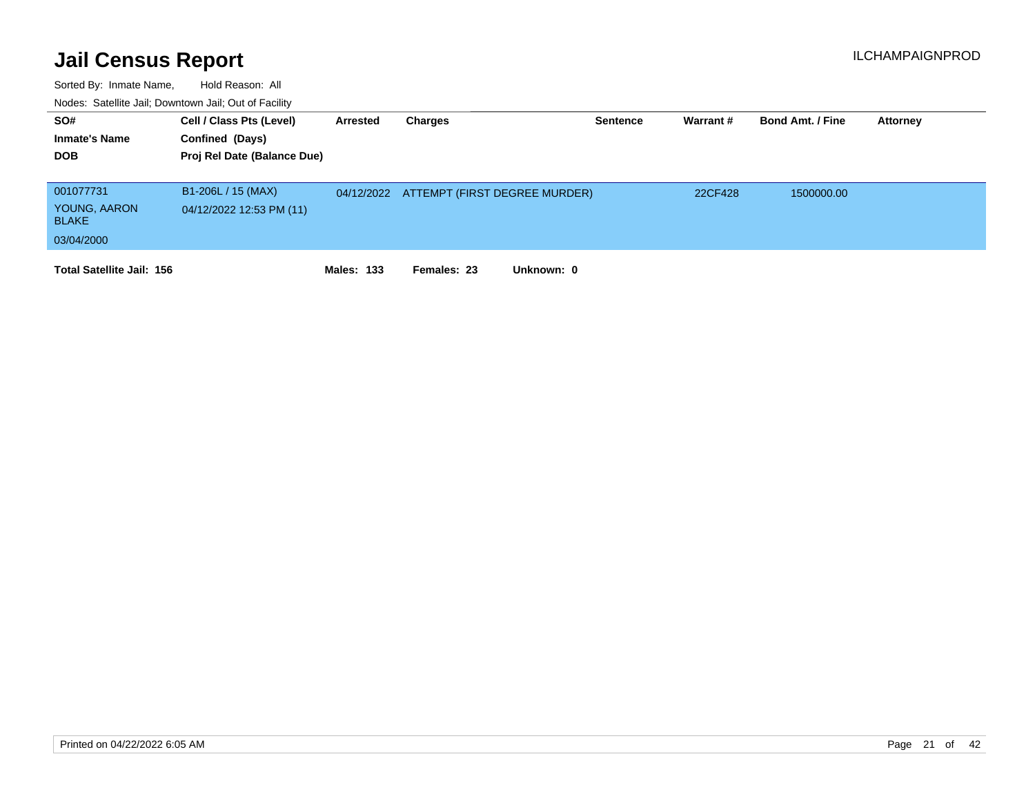# Jail Census Report

ILCHAMPAIGNPROD

Sorted By: Inmate Name, Hold Reason: All

Nodes: Satellite Jail; Downtown Jail; Out of Facility

| SO# / Inmate's Name / DOB | Cell / Class Pts (Level) / Confined (Days) / Proj Rel Date (Balance Due) | Arrested | Charges | Sentence | Warrant # | Bond Amt. / Fine | Attorney |
|---|---|---|---|---|---|---|---|
| 001077731<br>YOUNG, AARON BLAKE<br>03/04/2000 | B1-206L / 15 (MAX)<br>04/12/2022 12:53 PM (11) | 04/12/2022 | ATTEMPT (FIRST DEGREE MURDER) | | 22CF428 | 1500000.00 | |

**Total Satellite Jail: 156** **Males: 133** **Females: 23** **Unknown: 0**

Printed on 04/22/2022 6:05 AM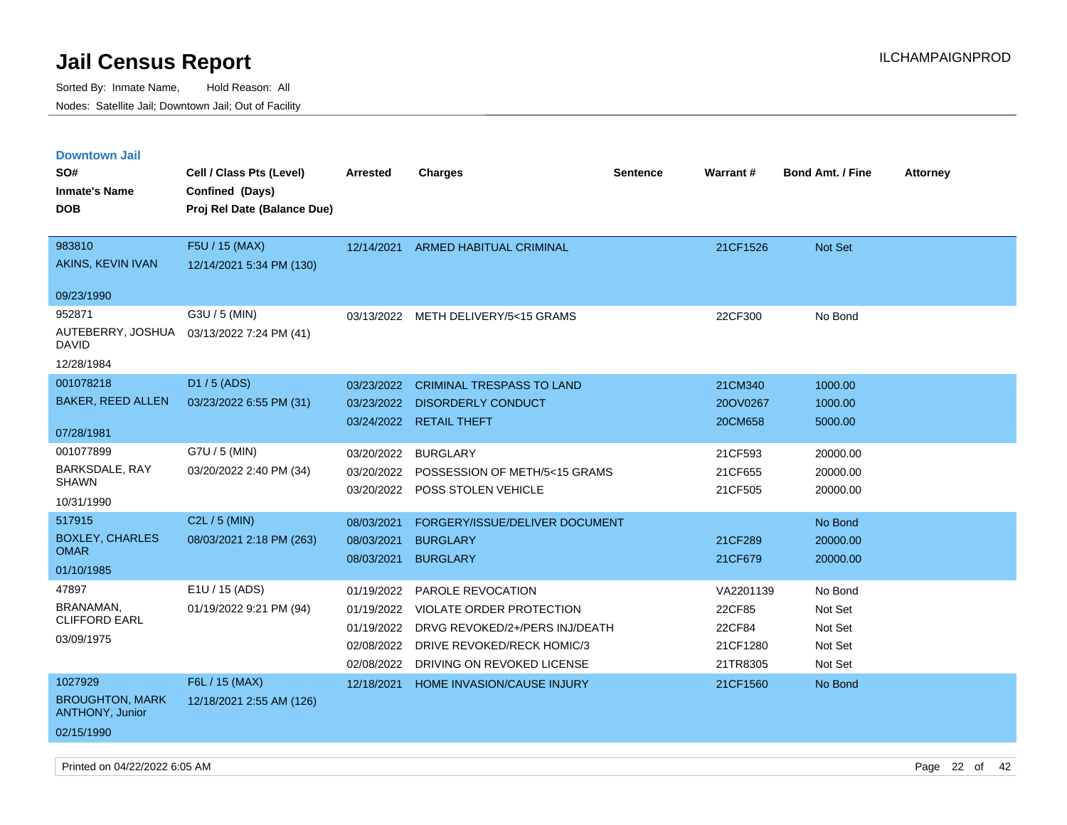# Jail Census Report

Sorted By: Inmate Name, Hold Reason: All

Nodes: Satellite Jail; Downtown Jail; Out of Facility

## Downtown Jail

| SO# / Inmate's Name / DOB | Cell / Class Pts (Level) / Confined (Days) / Proj Rel Date (Balance Due) | Arrested | Charges | Sentence | Warrant # | Bond Amt. / Fine | Attorney |
|---|---|---|---|---|---|---|---|
| 983810 AKINS, KEVIN IVAN 09/23/1990 | F5U / 15 (MAX) 12/14/2021 5:34 PM (130) | 12/14/2021 | ARMED HABITUAL CRIMINAL | | 21CF1526 | Not Set | |
| 952871 AUTEBERRY, JOSHUA DAVID 12/28/1984 | G3U / 5 (MIN) 03/13/2022 7:24 PM (41) | 03/13/2022 | METH DELIVERY/5<15 GRAMS | | 22CF300 | No Bond | |
| 001078218 BAKER, REED ALLEN 07/28/1981 | D1 / 5 (ADS) 03/23/2022 6:55 PM (31) | 03/23/2022 | CRIMINAL TRESPASS TO LAND | | 21CM340 | 1000.00 | |
| | | 03/23/2022 | DISORDERLY CONDUCT | | 20OV0267 | 1000.00 | |
| | | 03/24/2022 | RETAIL THEFT | | 20CM658 | 5000.00 | |
| 001077899 BARKSDALE, RAY SHAWN 10/31/1990 | G7U / 5 (MIN) 03/20/2022 2:40 PM (34) | 03/20/2022 | BURGLARY | | 21CF593 | 20000.00 | |
| | | 03/20/2022 | POSSESSION OF METH/5<15 GRAMS | | 21CF655 | 20000.00 | |
| | | 03/20/2022 | POSS STOLEN VEHICLE | | 21CF505 | 20000.00 | |
| 517915 BOXLEY, CHARLES OMAR 01/10/1985 | C2L / 5 (MIN) 08/03/2021 2:18 PM (263) | 08/03/2021 | FORGERY/ISSUE/DELIVER DOCUMENT | | | No Bond | |
| | | 08/03/2021 | BURGLARY | | 21CF289 | 20000.00 | |
| | | 08/03/2021 | BURGLARY | | 21CF679 | 20000.00 | |
| 47897 BRANAMAN, CLIFFORD EARL 03/09/1975 | E1U / 15 (ADS) 01/19/2022 9:21 PM (94) | 01/19/2022 | PAROLE REVOCATION | | VA2201139 | No Bond | |
| | | 01/19/2022 | VIOLATE ORDER PROTECTION | | 22CF85 | Not Set | |
| | | 01/19/2022 | DRVG REVOKED/2+/PERS INJ/DEATH | | 22CF84 | Not Set | |
| | | 02/08/2022 | DRIVE REVOKED/RECK HOMIC/3 | | 21CF1280 | Not Set | |
| | | 02/08/2022 | DRIVING ON REVOKED LICENSE | | 21TR8305 | Not Set | |
| 1027929 BROUGHTON, MARK ANTHONY, Junior 02/15/1990 | F6L / 15 (MAX) 12/18/2021 2:55 AM (126) | 12/18/2021 | HOME INVASION/CAUSE INJURY | | 21CF1560 | No Bond | |

Printed on 04/22/2022 6:05 AM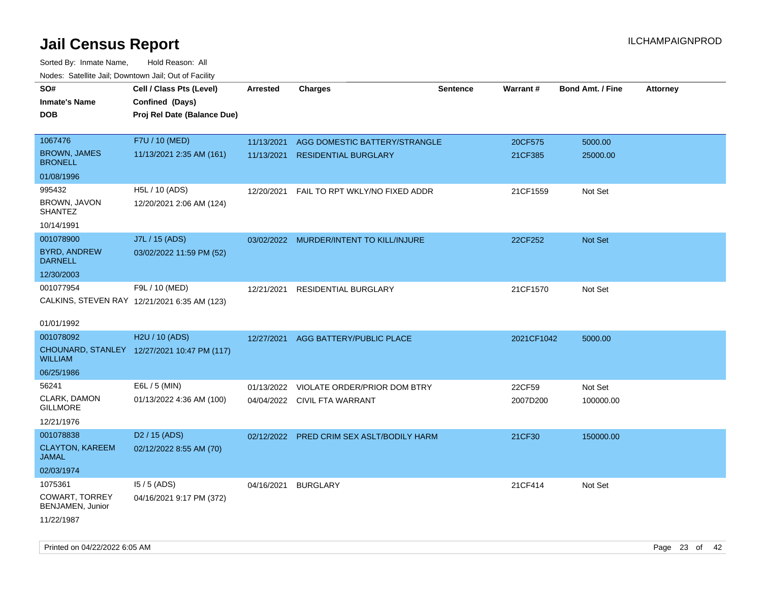# Jail Census Report

ILCHAMPAIGNPROD

Sorted By: Inmate Name, Hold Reason: All

Nodes: Satellite Jail; Downtown Jail; Out of Facility

| SO# / Inmate's Name / DOB | Cell / Class Pts (Level) / Confined (Days) / Proj Rel Date (Balance Due) | Arrested | Charges | Sentence | Warrant # | Bond Amt. / Fine | Attorney |
|---|---|---|---|---|---|---|---|
| 1067476 BROWN, JAMES BRONELL 01/08/1996 | F7U / 10 (MED) 11/13/2021 2:35 AM (161) | 11/13/2021 | AGG DOMESTIC BATTERY/STRANGLE | | 20CF575 | 5000.00 | |
| | | 11/13/2021 | RESIDENTIAL BURGLARY | | 21CF385 | 25000.00 | |
| 995432 BROWN, JAVON SHANTEZ 10/14/1991 | H5L / 10 (ADS) 12/20/2021 2:06 AM (124) | 12/20/2021 | FAIL TO RPT WKLY/NO FIXED ADDR | | 21CF1559 | Not Set | |
| 001078900 BYRD, ANDREW DARNELL 12/30/2003 | J7L / 15 (ADS) 03/02/2022 11:59 PM (52) | 03/02/2022 | MURDER/INTENT TO KILL/INJURE | | 22CF252 | Not Set | |
| 001077954 CALKINS, STEVEN RAY 01/01/1992 | F9L / 10 (MED) 12/21/2021 6:35 AM (123) | 12/21/2021 | RESIDENTIAL BURGLARY | | 21CF1570 | Not Set | |
| 001078092 CHOUNARD, STANLEY WILLIAM 06/25/1986 | H2U / 10 (ADS) 12/27/2021 10:47 PM (117) | 12/27/2021 | AGG BATTERY/PUBLIC PLACE | | 2021CF1042 | 5000.00 | |
| 56241 CLARK, DAMON GILLMORE 12/21/1976 | E6L / 5 (MIN) 01/13/2022 4:36 AM (100) | 01/13/2022 | VIOLATE ORDER/PRIOR DOM BTRY | | 22CF59 | Not Set | |
| | | 04/04/2022 | CIVIL FTA WARRANT | | 2007D200 | 100000.00 | |
| 001078838 CLAYTON, KAREEM JAMAL 02/03/1974 | D2 / 15 (ADS) 02/12/2022 8:55 AM (70) | 02/12/2022 | PRED CRIM SEX ASLT/BODILY HARM | | 21CF30 | 150000.00 | |
| 1075361 COWART, TORREY BENJAMEN, Junior 11/22/1987 | I5 / 5 (ADS) 04/16/2021 9:17 PM (372) | 04/16/2021 | BURGLARY | | 21CF414 | Not Set | |

Printed on 04/22/2022 6:05 AM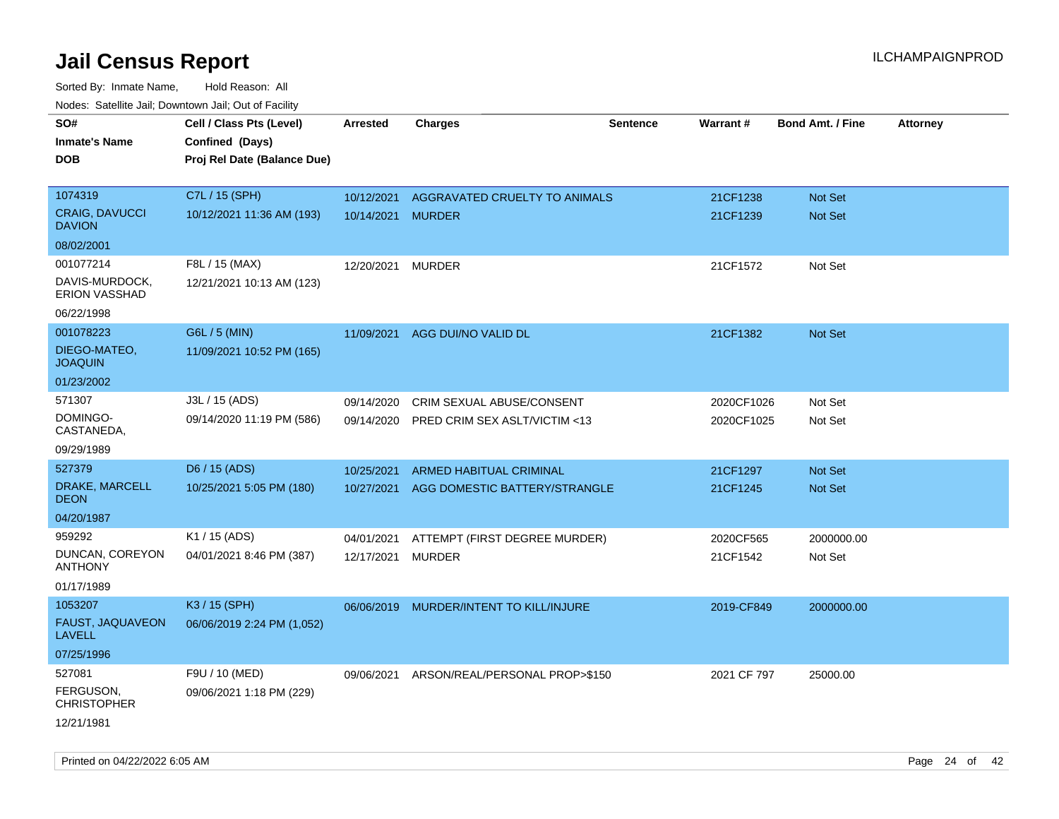# Jail Census Report

ILCHAMPAIGNPROD

Sorted By: Inmate Name, Hold Reason: All

Nodes: Satellite Jail; Downtown Jail; Out of Facility

| SO# / Inmate's Name / DOB | Cell / Class Pts (Level) / Confined (Days) / Proj Rel Date (Balance Due) | Arrested | Charges | Sentence | Warrant # | Bond Amt. / Fine | Attorney |
|---|---|---|---|---|---|---|---|
| 1074319<br>CRAIG, DAVUCCI DAVION<br>08/02/2001 | C7L / 15 (SPH)<br>10/12/2021 11:36 AM (193) | 10/12/2021<br>10/14/2021 | AGGRAVATED CRUELTY TO ANIMALS<br>MURDER | | 21CF1238<br>21CF1239 | Not Set<br>Not Set | |
| 001077214<br>DAVIS-MURDOCK, ERION VASSHAD<br>06/22/1998 | F8L / 15 (MAX)<br>12/21/2021 10:13 AM (123) | 12/20/2021 | MURDER | | 21CF1572 | Not Set | |
| 001078223<br>DIEGO-MATEO, JOAQUIN<br>01/23/2002 | G6L / 5 (MIN)<br>11/09/2021 10:52 PM (165) | 11/09/2021 | AGG DUI/NO VALID DL | | 21CF1382 | Not Set | |
| 571307<br>DOMINGO-CASTANEDA,<br>09/29/1989 | J3L / 15 (ADS)<br>09/14/2020 11:19 PM (586) | 09/14/2020<br>09/14/2020 | CRIM SEXUAL ABUSE/CONSENT<br>PRED CRIM SEX ASLT/VICTIM <13 | | 2020CF1026<br>2020CF1025 | Not Set<br>Not Set | |
| 527379<br>DRAKE, MARCELL DEON<br>04/20/1987 | D6 / 15 (ADS)<br>10/25/2021 5:05 PM (180) | 10/25/2021<br>10/27/2021 | ARMED HABITUAL CRIMINAL<br>AGG DOMESTIC BATTERY/STRANGLE | | 21CF1297<br>21CF1245 | Not Set<br>Not Set | |
| 959292<br>DUNCAN, COREYON ANTHONY<br>01/17/1989 | K1 / 15 (ADS)<br>04/01/2021 8:46 PM (387) | 04/01/2021<br>12/17/2021 | ATTEMPT (FIRST DEGREE MURDER)<br>MURDER | | 2020CF565<br>21CF1542 | 2000000.00<br>Not Set | |
| 1053207<br>FAUST, JAQUAVEON LAVELL<br>07/25/1996 | K3 / 15 (SPH)<br>06/06/2019 2:24 PM (1,052) | 06/06/2019 | MURDER/INTENT TO KILL/INJURE | | 2019-CF849 | 2000000.00 | |
| 527081<br>FERGUSON, CHRISTOPHER<br>12/21/1981 | F9U / 10 (MED)<br>09/06/2021 1:18 PM (229) | 09/06/2021 | ARSON/REAL/PERSONAL PROP>$150 | | 2021 CF 797 | 25000.00 | |

Printed on 04/22/2022 6:05 AM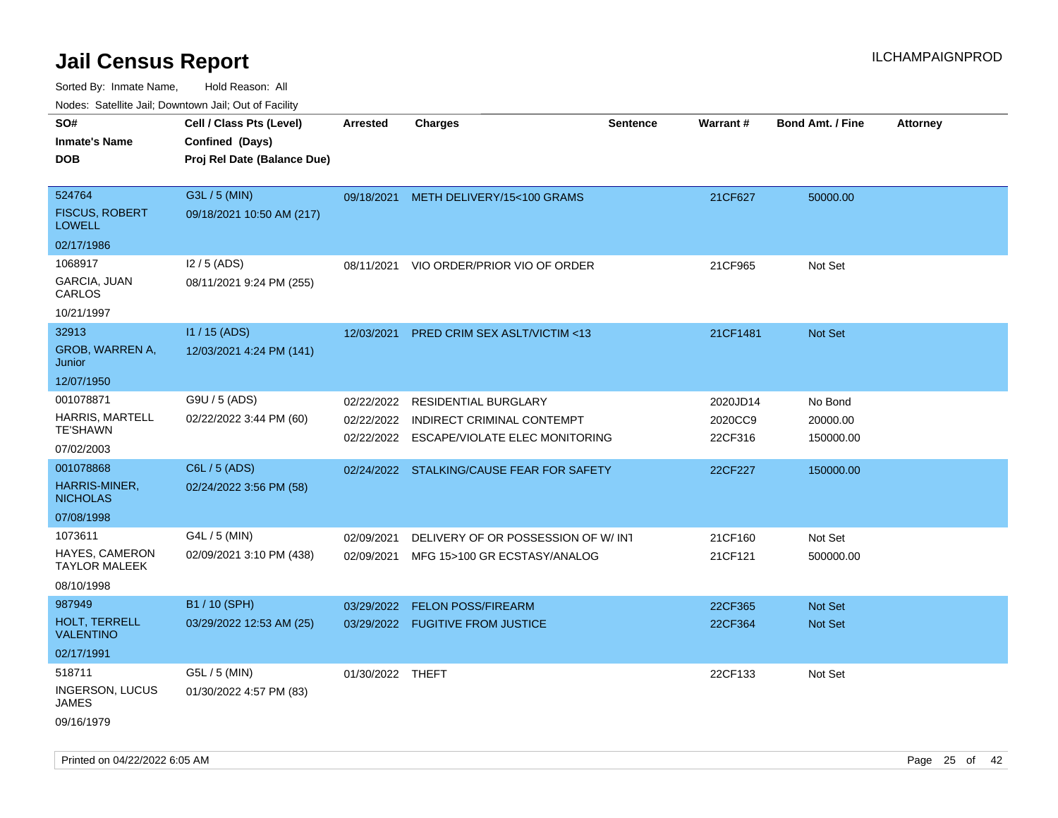# Jail Census Report

ILCHAMPAIGNPROD

Sorted By: Inmate Name, Hold Reason: All

Nodes: Satellite Jail; Downtown Jail; Out of Facility

| SO# / Inmate's Name / DOB | Cell / Class Pts (Level) / Confined (Days) / Proj Rel Date (Balance Due) | Arrested | Charges | Sentence | Warrant # | Bond Amt. / Fine | Attorney |
|---|---|---|---|---|---|---|---|
| 524764<br>FISCUS, ROBERT LOWELL<br>02/17/1986 | G3L / 5 (MIN)<br>09/18/2021 10:50 AM (217) | 09/18/2021 | METH DELIVERY/15<100 GRAMS | | 21CF627 | 50000.00 | |
| 1068917<br>GARCIA, JUAN CARLOS<br>10/21/1997 | I2 / 5 (ADS)<br>08/11/2021 9:24 PM (255) | 08/11/2021 | VIO ORDER/PRIOR VIO OF ORDER | | 21CF965 | Not Set | |
| 32913<br>GROB, WARREN A, Junior<br>12/07/1950 | I1 / 15 (ADS)<br>12/03/2021 4:24 PM (141) | 12/03/2021 | PRED CRIM SEX ASLT/VICTIM <13 | | 21CF1481 | Not Set | |
| 001078871<br>HARRIS, MARTELL TE'SHAWN<br>07/02/2003 | G9U / 5 (ADS)<br>02/22/2022 3:44 PM (60) | 02/22/2022 | RESIDENTIAL BURGLARY | | 2020JD14 | No Bond | |
| | | 02/22/2022 | INDIRECT CRIMINAL CONTEMPT | | 2020CC9 | 20000.00 | |
| | | 02/22/2022 | ESCAPE/VIOLATE ELEC MONITORING | | 22CF316 | 150000.00 | |
| 001078868<br>HARRIS-MINER, NICHOLAS<br>07/08/1998 | C6L / 5 (ADS)<br>02/24/2022 3:56 PM (58) | 02/24/2022 | STALKING/CAUSE FEAR FOR SAFETY | | 22CF227 | 150000.00 | |
| 1073611<br>HAYES, CAMERON TAYLOR MALEEK<br>08/10/1998 | G4L / 5 (MIN)<br>02/09/2021 3:10 PM (438) | 02/09/2021 | DELIVERY OF OR POSSESSION OF W/ INT | | 21CF160 | Not Set | |
| | | 02/09/2021 | MFG 15>100 GR ECSTASY/ANALOG | | 21CF121 | 500000.00 | |
| 987949<br>HOLT, TERRELL VALENTINO<br>02/17/1991 | B1 / 10 (SPH)<br>03/29/2022 12:53 AM (25) | 03/29/2022 | FELON POSS/FIREARM | | 22CF365 | Not Set | |
| | | 03/29/2022 | FUGITIVE FROM JUSTICE | | 22CF364 | Not Set | |
| 518711<br>INGERSON, LUCUS JAMES<br>09/16/1979 | G5L / 5 (MIN)<br>01/30/2022 4:57 PM (83) | 01/30/2022 | THEFT | | 22CF133 | Not Set | |

Printed on 04/22/2022 6:05 AM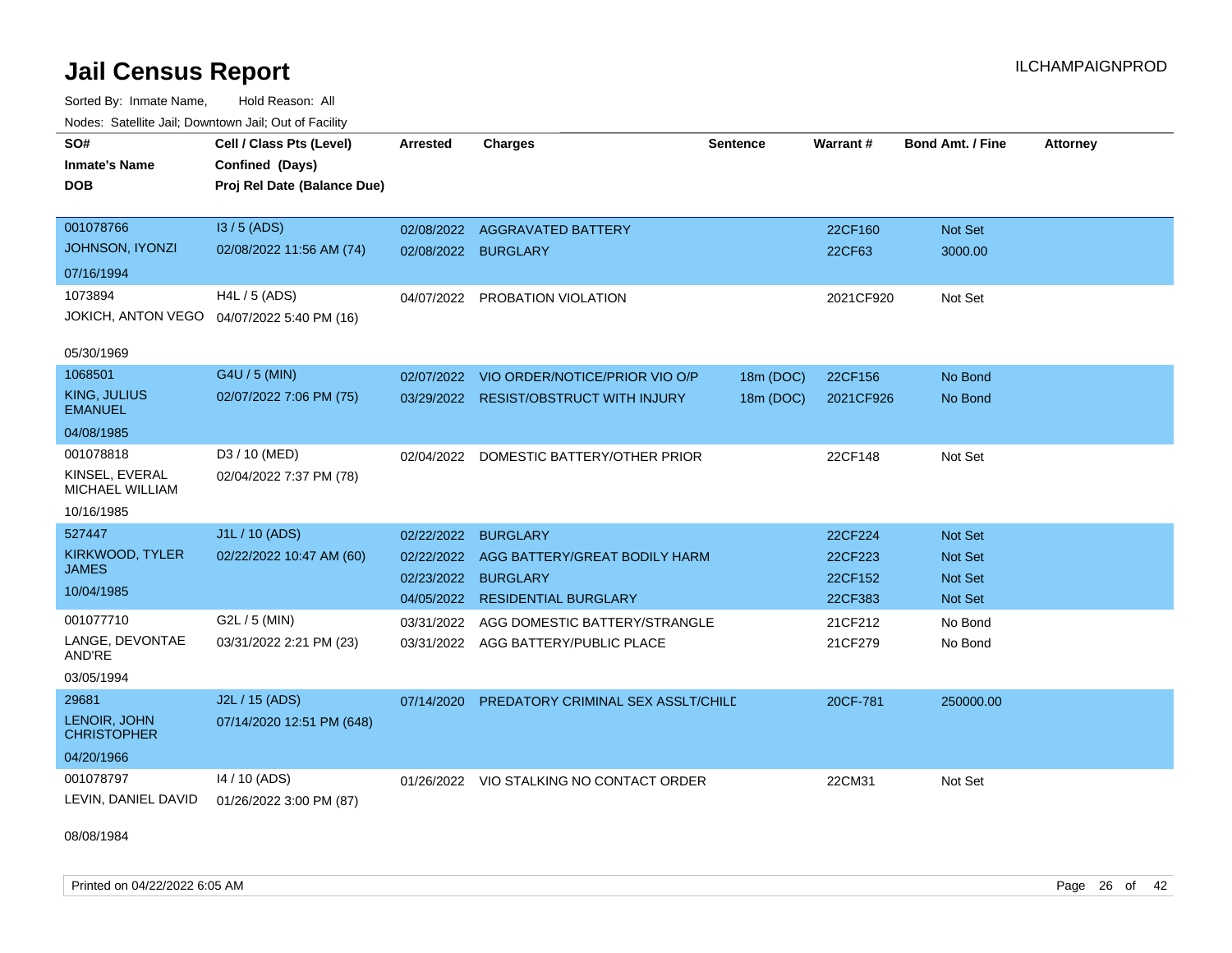# Jail Census Report

Sorted By: Inmate Name, Hold Reason: All

Nodes: Satellite Jail; Downtown Jail; Out of Facility

ILCHAMPAIGNPROD

| SO# / Inmate's Name / DOB | Cell / Class Pts (Level) / Confined (Days) / Proj Rel Date (Balance Due) | Arrested | Charges | Sentence | Warrant # | Bond Amt. / Fine | Attorney |
|---|---|---|---|---|---|---|---|
| 001078766 JOHNSON, IYONZI 07/16/1994 | I3 / 5 (ADS) 02/08/2022 11:56 AM (74) | 02/08/2022 | AGGRAVATED BATTERY | | 22CF160 | Not Set | |
| | | 02/08/2022 | BURGLARY | | 22CF63 | 3000.00 | |
| 1073894 JOKICH, ANTON VEGO 05/30/1969 | H4L / 5 (ADS) 04/07/2022 5:40 PM (16) | 04/07/2022 | PROBATION VIOLATION | | 2021CF920 | Not Set | |
| 1068501 KING, JULIUS EMANUEL 04/08/1985 | G4U / 5 (MIN) 02/07/2022 7:06 PM (75) | 02/07/2022 | VIO ORDER/NOTICE/PRIOR VIO O/P | 18m (DOC) | 22CF156 | No Bond | |
| | | 03/29/2022 | RESIST/OBSTRUCT WITH INJURY | 18m (DOC) | 2021CF926 | No Bond | |
| 001078818 KINSEL, EVERAL MICHAEL WILLIAM 10/16/1985 | D3 / 10 (MED) 02/04/2022 7:37 PM (78) | 02/04/2022 | DOMESTIC BATTERY/OTHER PRIOR | | 22CF148 | Not Set | |
| 527447 KIRKWOOD, TYLER JAMES 10/04/1985 | J1L / 10 (ADS) 02/22/2022 10:47 AM (60) | 02/22/2022 | BURGLARY | | 22CF224 | Not Set | |
| | | 02/22/2022 | AGG BATTERY/GREAT BODILY HARM | | 22CF223 | Not Set | |
| | | 02/23/2022 | BURGLARY | | 22CF152 | Not Set | |
| | | 04/05/2022 | RESIDENTIAL BURGLARY | | 22CF383 | Not Set | |
| 001077710 LANGE, DEVONTAE AND'RE 03/05/1994 | G2L / 5 (MIN) 03/31/2022 2:21 PM (23) | 03/31/2022 | AGG DOMESTIC BATTERY/STRANGLE | | 21CF212 | No Bond | |
| | | 03/31/2022 | AGG BATTERY/PUBLIC PLACE | | 21CF279 | No Bond | |
| 29681 LENOIR, JOHN CHRISTOPHER 04/20/1966 | J2L / 15 (ADS) 07/14/2020 12:51 PM (648) | 07/14/2020 | PREDATORY CRIMINAL SEX ASSLT/CHILD | | 20CF-781 | 250000.00 | |
| 001078797 LEVIN, DANIEL DAVID 08/08/1984 | I4 / 10 (ADS) 01/26/2022 3:00 PM (87) | 01/26/2022 | VIO STALKING NO CONTACT ORDER | | 22CM31 | Not Set | |

Printed on 04/22/2022 6:05 AM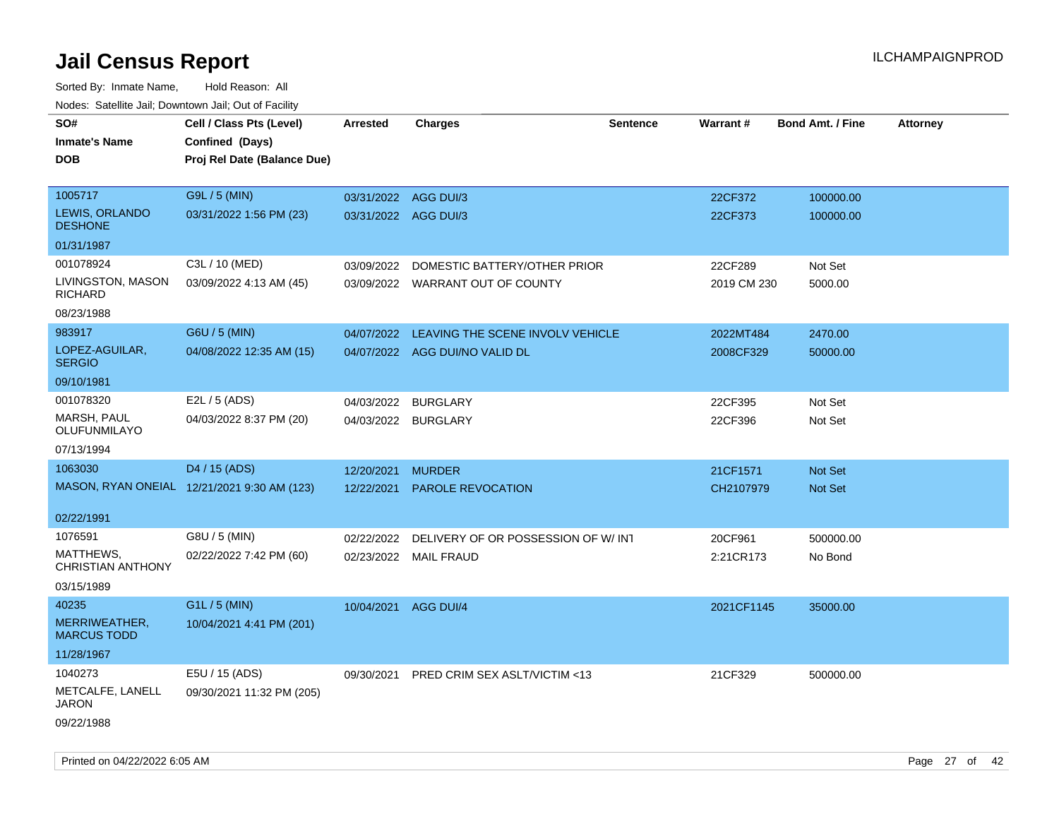# Jail Census Report

ILCHAMPAIGNPROD

Sorted By: Inmate Name, Hold Reason: All

Nodes: Satellite Jail; Downtown Jail; Out of Facility

| SO# / Inmate's Name / DOB | Cell / Class Pts (Level) / Confined (Days) / Proj Rel Date (Balance Due) | Arrested | Charges | Sentence | Warrant # | Bond Amt. / Fine | Attorney |
|---|---|---|---|---|---|---|---|
| 1005717<br>LEWIS, ORLANDO DESHONE<br>01/31/1987 | G9L / 5 (MIN)<br>03/31/2022 1:56 PM (23) | 03/31/2022<br>03/31/2022 | AGG DUI/3<br>AGG DUI/3 | | 22CF372<br>22CF373 | 100000.00<br>100000.00 | |
| 001078924<br>LIVINGSTON, MASON RICHARD<br>08/23/1988 | C3L / 10 (MED)<br>03/09/2022 4:13 AM (45) | 03/09/2022<br>03/09/2022 | DOMESTIC BATTERY/OTHER PRIOR<br>WARRANT OUT OF COUNTY | | 22CF289<br>2019 CM 230 | Not Set<br>5000.00 | |
| 983917<br>LOPEZ-AGUILAR, SERGIO<br>09/10/1981 | G6U / 5 (MIN)<br>04/08/2022 12:35 AM (15) | 04/07/2022<br>04/07/2022 | LEAVING THE SCENE INVOLV VEHICLE<br>AGG DUI/NO VALID DL | | 2022MT484<br>2008CF329 | 2470.00<br>50000.00 | |
| 001078320<br>MARSH, PAUL OLUFUNMILAYO<br>07/13/1994 | E2L / 5 (ADS)<br>04/03/2022 8:37 PM (20) | 04/03/2022<br>04/03/2022 | BURGLARY<br>BURGLARY | | 22CF395<br>22CF396 | Not Set<br>Not Set | |
| 1063030<br>MASON, RYAN ONEIAL<br>02/22/1991 | D4 / 15 (ADS)<br>12/21/2021 9:30 AM (123) | 12/20/2021<br>12/22/2021 | MURDER<br>PAROLE REVOCATION | | 21CF1571<br>CH2107979 | Not Set<br>Not Set | |
| 1076591<br>MATTHEWS, CHRISTIAN ANTHONY<br>03/15/1989 | G8U / 5 (MIN)<br>02/22/2022 7:42 PM (60) | 02/22/2022<br>02/23/2022 | DELIVERY OF OR POSSESSION OF W/ INT<br>MAIL FRAUD | | 20CF961<br>2:21CR173 | 500000.00<br>No Bond | |
| 40235<br>MERRIWEATHER, MARCUS TODD<br>11/28/1967 | G1L / 5 (MIN)<br>10/04/2021 4:41 PM (201) | 10/04/2021 | AGG DUI/4 | | 2021CF1145 | 35000.00 | |
| 1040273<br>METCALFE, LANELL JARON<br>09/22/1988 | E5U / 15 (ADS)<br>09/30/2021 11:32 PM (205) | 09/30/2021 | PRED CRIM SEX ASLT/VICTIM <13 | | 21CF329 | 500000.00 | |

Printed on 04/22/2022 6:05 AM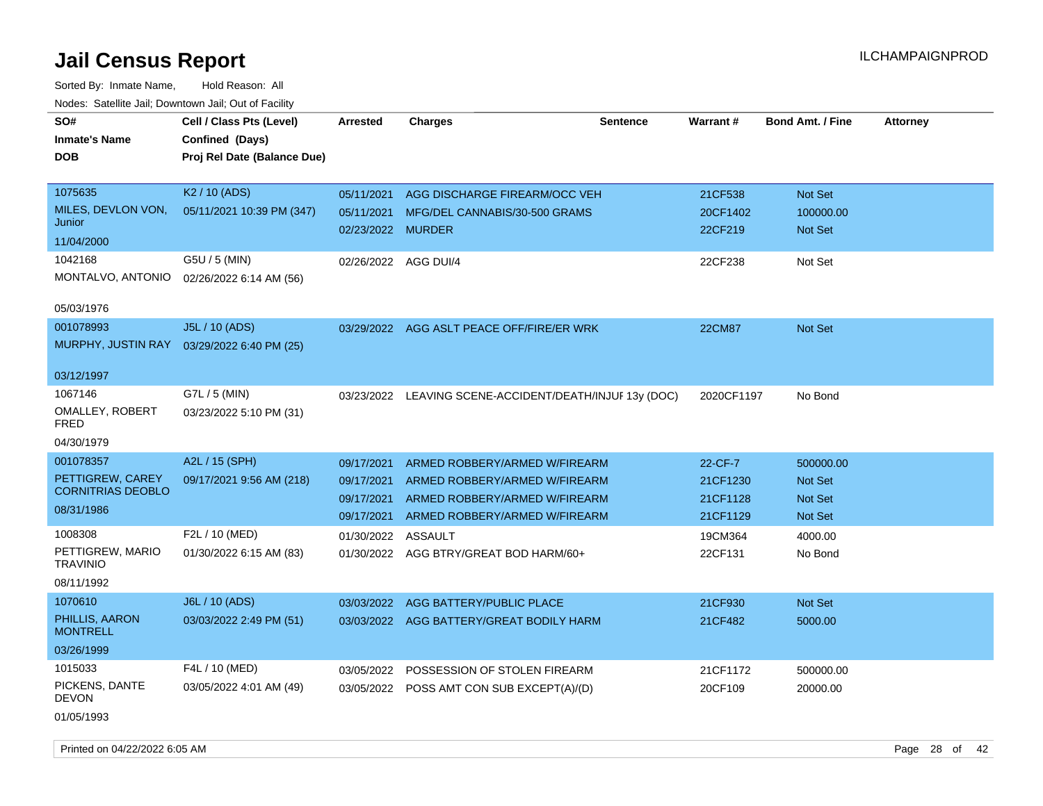# Jail Census Report

Sorted By: Inmate Name, Hold Reason: All

Nodes: Satellite Jail; Downtown Jail; Out of Facility

| SO# / Inmate's Name / DOB | Cell / Class Pts (Level) / Confined (Days) / Proj Rel Date (Balance Due) | Arrested | Charges | Sentence | Warrant # | Bond Amt. / Fine | Attorney |
|---|---|---|---|---|---|---|---|
| 1075635<br>MILES, DEVLON VON, Junior<br>11/04/2000 | K2 / 10 (ADS)<br>05/11/2021 10:39 PM (347) | 05/11/2021 | AGG DISCHARGE FIREARM/OCC VEH | | 21CF538 | Not Set | |
| | | 05/11/2021 | MFG/DEL CANNABIS/30-500 GRAMS | | 20CF1402 | 100000.00 | |
| | | 02/23/2022 | MURDER | | 22CF219 | Not Set | |
| 1042168<br>MONTALVO, ANTONIO<br>05/03/1976 | G5U / 5 (MIN)<br>02/26/2022 6:14 AM (56) | 02/26/2022 | AGG DUI/4 | | 22CF238 | Not Set | |
| 001078993<br>MURPHY, JUSTIN RAY<br>03/12/1997 | J5L / 10 (ADS)<br>03/29/2022 6:40 PM (25) | 03/29/2022 | AGG ASLT PEACE OFF/FIRE/ER WRK | | 22CM87 | Not Set | |
| 1067146<br>OMALLEY, ROBERT FRED<br>04/30/1979 | G7L / 5 (MIN)<br>03/23/2022 5:10 PM (31) | 03/23/2022 | LEAVING SCENE-ACCIDENT/DEATH/INJUF | 13y (DOC) | 2020CF1197 | No Bond | |
| 001078357<br>PETTIGREW, CAREY CORNITRIAS DEOBLO<br>08/31/1986 | A2L / 15 (SPH)<br>09/17/2021 9:56 AM (218) | 09/17/2021 | ARMED ROBBERY/ARMED W/FIREARM | | 22-CF-7 | 500000.00 | |
| | | 09/17/2021 | ARMED ROBBERY/ARMED W/FIREARM | | 21CF1230 | Not Set | |
| | | 09/17/2021 | ARMED ROBBERY/ARMED W/FIREARM | | 21CF1128 | Not Set | |
| | | 09/17/2021 | ARMED ROBBERY/ARMED W/FIREARM | | 21CF1129 | Not Set | |
| 1008308<br>PETTIGREW, MARIO TRAVINIO<br>08/11/1992 | F2L / 10 (MED)<br>01/30/2022 6:15 AM (83) | 01/30/2022 | ASSAULT | | 19CM364 | 4000.00 | |
| | | 01/30/2022 | AGG BTRY/GREAT BOD HARM/60+ | | 22CF131 | No Bond | |
| 1070610<br>PHILLIS, AARON MONTRELL<br>03/26/1999 | J6L / 10 (ADS)<br>03/03/2022 2:49 PM (51) | 03/03/2022 | AGG BATTERY/PUBLIC PLACE | | 21CF930 | Not Set | |
| | | 03/03/2022 | AGG BATTERY/GREAT BODILY HARM | | 21CF482 | 5000.00 | |
| 1015033<br>PICKENS, DANTE DEVON<br>01/05/1993 | F4L / 10 (MED)<br>03/05/2022 4:01 AM (49) | 03/05/2022 | POSSESSION OF STOLEN FIREARM | | 21CF1172 | 500000.00 | |
| | | 03/05/2022 | POSS AMT CON SUB EXCEPT(A)/(D) | | 20CF109 | 20000.00 | |

Printed on 04/22/2022 6:05 AM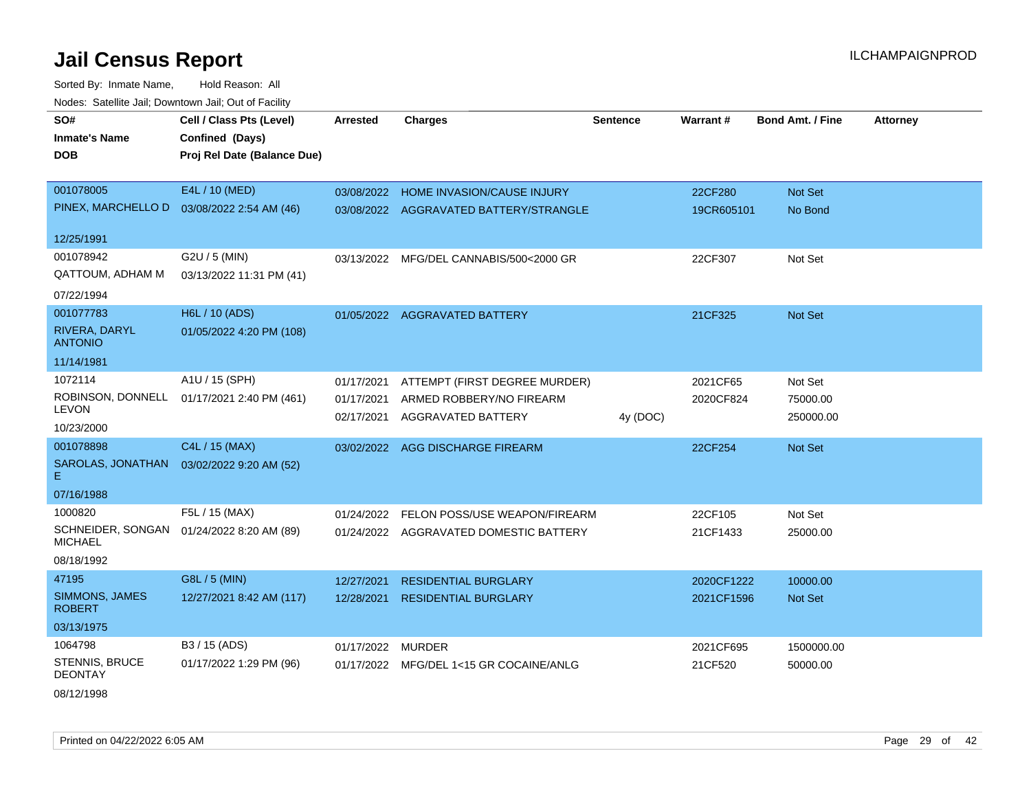# Jail Census Report

Sorted By: Inmate Name, Hold Reason: All

Nodes: Satellite Jail; Downtown Jail; Out of Facility

| SO# / Inmate's Name / DOB | Cell / Class Pts (Level) / Confined (Days) / Proj Rel Date (Balance Due) | Arrested | Charges | Sentence | Warrant # | Bond Amt. / Fine | Attorney |
|---|---|---|---|---|---|---|---|
| 001078005 PINEX, MARCHELLO D 12/25/1991 | E4L / 10 (MED) 03/08/2022 2:54 AM (46) | 03/08/2022 | HOME INVASION/CAUSE INJURY | | 22CF280 | Not Set | |
| | | 03/08/2022 | AGGRAVATED BATTERY/STRANGLE | | 19CR605101 | No Bond | |
| 001078942 QATTOUM, ADHAM M 07/22/1994 | G2U / 5 (MIN) 03/13/2022 11:31 PM (41) | 03/13/2022 | MFG/DEL CANNABIS/500<2000 GR | | 22CF307 | Not Set | |
| 001077783 RIVERA, DARYL ANTONIO 11/14/1981 | H6L / 10 (ADS) 01/05/2022 4:20 PM (108) | 01/05/2022 | AGGRAVATED BATTERY | | 21CF325 | Not Set | |
| 1072114 ROBINSON, DONNELL LEVON 10/23/2000 | A1U / 15 (SPH) 01/17/2021 2:40 PM (461) | 01/17/2021 | ATTEMPT (FIRST DEGREE MURDER) | | 2021CF65 | Not Set | |
| | | 01/17/2021 | ARMED ROBBERY/NO FIREARM | | 2020CF824 | 75000.00 | |
| | | 02/17/2021 | AGGRAVATED BATTERY | 4y (DOC) | | 250000.00 | |
| 001078898 SAROLAS, JONATHAN E 07/16/1988 | C4L / 15 (MAX) 03/02/2022 9:20 AM (52) | 03/02/2022 | AGG DISCHARGE FIREARM | | 22CF254 | Not Set | |
| 1000820 SCHNEIDER, SONGAN MICHAEL 08/18/1992 | F5L / 15 (MAX) 01/24/2022 8:20 AM (89) | 01/24/2022 | FELON POSS/USE WEAPON/FIREARM | | 22CF105 | Not Set | |
| | | 01/24/2022 | AGGRAVATED DOMESTIC BATTERY | | 21CF1433 | 25000.00 | |
| 47195 SIMMONS, JAMES ROBERT 03/13/1975 | G8L / 5 (MIN) 12/27/2021 8:42 AM (117) | 12/27/2021 | RESIDENTIAL BURGLARY | | 2020CF1222 | 10000.00 | |
| | | 12/28/2021 | RESIDENTIAL BURGLARY | | 2021CF1596 | Not Set | |
| 1064798 STENNIS, BRUCE DEONTAY 08/12/1998 | B3 / 15 (ADS) 01/17/2022 1:29 PM (96) | 01/17/2022 | MURDER | | 2021CF695 | 1500000.00 | |
| | | 01/17/2022 | MFG/DEL 1<15 GR COCAINE/ANLG | | 21CF520 | 50000.00 | |

Printed on 04/22/2022 6:05 AM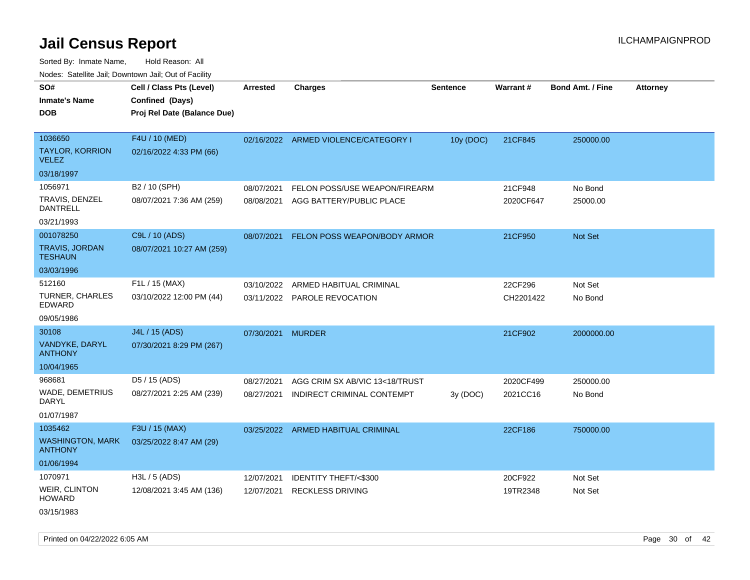# Jail Census Report

ILCHAMPAIGNPROD

Sorted By: Inmate Name, Hold Reason: All

Nodes: Satellite Jail; Downtown Jail; Out of Facility

| SO# / Inmate's Name / DOB | Cell / Class Pts (Level) / Confined (Days) / Proj Rel Date (Balance Due) | Arrested | Charges | Sentence | Warrant # | Bond Amt. / Fine | Attorney |
|---|---|---|---|---|---|---|---|
| 1036650<br>TAYLOR, KORRION VELEZ<br>03/18/1997 | F4U / 10 (MED)<br>02/16/2022 4:33 PM (66) | 02/16/2022 | ARMED VIOLENCE/CATEGORY I | 10y (DOC) | 21CF845 | 250000.00 | |
| 1056971<br>TRAVIS, DENZEL DANTRELL<br>03/21/1993 | B2 / 10 (SPH)<br>08/07/2021 7:36 AM (259) | 08/07/2021<br>08/08/2021 | FELON POSS/USE WEAPON/FIREARM<br>AGG BATTERY/PUBLIC PLACE | | 21CF948<br>2020CF647 | No Bond<br>25000.00 | |
| 001078250<br>TRAVIS, JORDAN TESHAUN<br>03/03/1996 | C9L / 10 (ADS)<br>08/07/2021 10:27 AM (259) | 08/07/2021 | FELON POSS WEAPON/BODY ARMOR | | 21CF950 | Not Set | |
| 512160<br>TURNER, CHARLES EDWARD<br>09/05/1986 | F1L / 15 (MAX)<br>03/10/2022 12:00 PM (44) | 03/10/2022<br>03/11/2022 | ARMED HABITUAL CRIMINAL<br>PAROLE REVOCATION | | 22CF296<br>CH2201422 | Not Set<br>No Bond | |
| 30108<br>VANDYKE, DARYL ANTHONY<br>10/04/1965 | J4L / 15 (ADS)<br>07/30/2021 8:29 PM (267) | 07/30/2021 | MURDER | | 21CF902 | 2000000.00 | |
| 968681<br>WADE, DEMETRIUS DARYL<br>01/07/1987 | D5 / 15 (ADS)<br>08/27/2021 2:25 AM (239) | 08/27/2021<br>08/27/2021 | AGG CRIM SX AB/VIC 13<18/TRUST<br>INDIRECT CRIMINAL CONTEMPT | <br>3y (DOC) | 2020CF499<br>2021CC16 | 250000.00<br>No Bond | |
| 1035462<br>WASHINGTON, MARK ANTHONY<br>01/06/1994 | F3U / 15 (MAX)<br>03/25/2022 8:47 AM (29) | 03/25/2022 | ARMED HABITUAL CRIMINAL | | 22CF186 | 750000.00 | |
| 1070971<br>WEIR, CLINTON HOWARD<br>03/15/1983 | H3L / 5 (ADS)<br>12/08/2021 3:45 AM (136) | 12/07/2021<br>12/07/2021 | IDENTITY THEFT/<$300<br>RECKLESS DRIVING | | 20CF922<br>19TR2348 | Not Set<br>Not Set | |

Printed on 04/22/2022 6:05 AM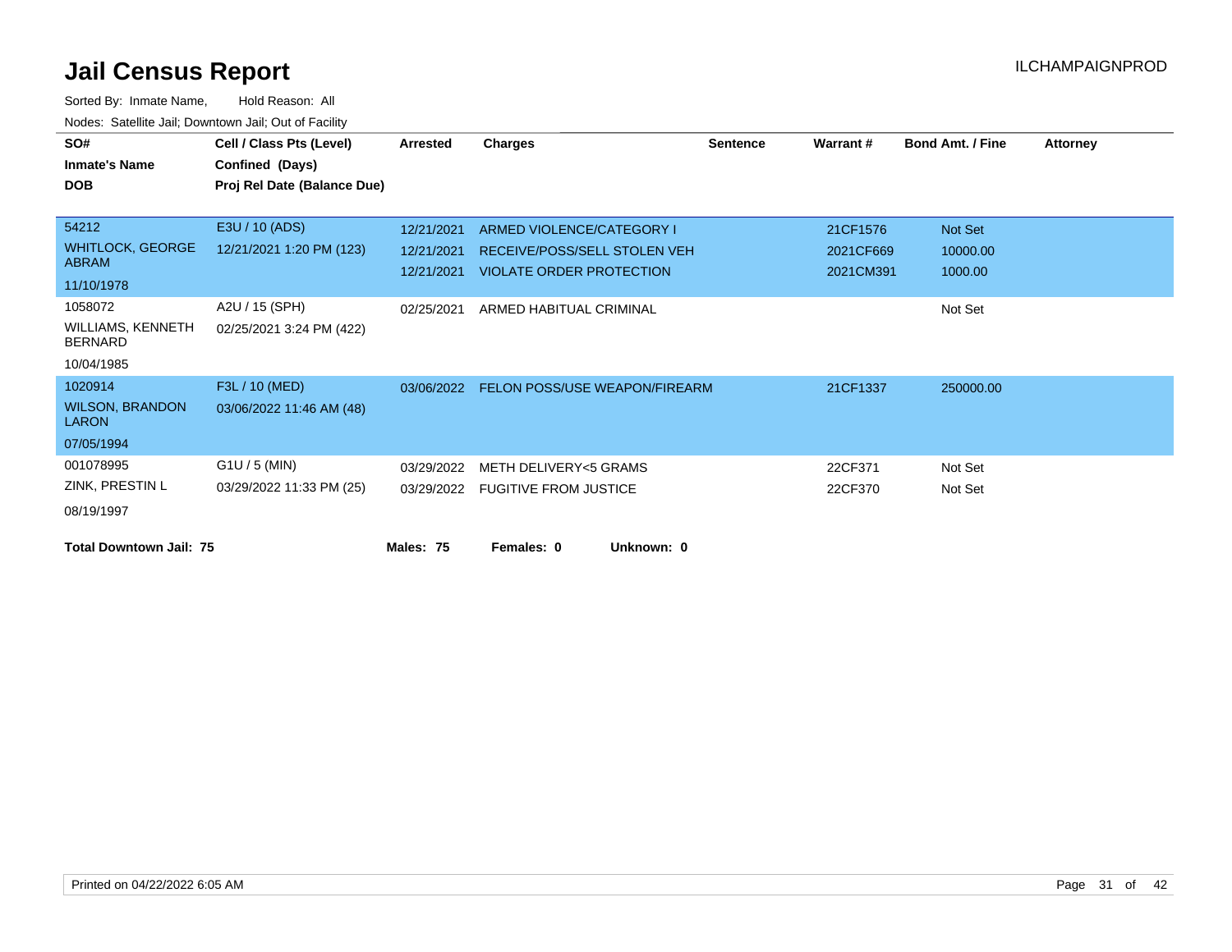# Jail Census Report

ILCHAMPAIGNPROD

Sorted By: Inmate Name, Hold Reason: All

Nodes: Satellite Jail; Downtown Jail; Out of Facility

| SO# / Inmate's Name / DOB | Cell / Class Pts (Level) / Confined (Days) / Proj Rel Date (Balance Due) | Arrested | Charges | Sentence | Warrant # | Bond Amt. / Fine | Attorney |
|---|---|---|---|---|---|---|---|
| 54212 | E3U / 10 (ADS) | 12/21/2021 | ARMED VIOLENCE/CATEGORY I | | 21CF1576 | Not Set | |
| WHITLOCK, GEORGE ABRAM | 12/21/2021 1:20 PM (123) | 12/21/2021 | RECEIVE/POSS/SELL STOLEN VEH | | 2021CF669 | 10000.00 | |
| 11/10/1978 | | 12/21/2021 | VIOLATE ORDER PROTECTION | | 2021CM391 | 1000.00 | |
| 1058072 | A2U / 15 (SPH) | 02/25/2021 | ARMED HABITUAL CRIMINAL | | | Not Set | |
| WILLIAMS, KENNETH BERNARD | 02/25/2021 3:24 PM (422) | | | | | | |
| 10/04/1985 | | | | | | | |
| 1020914 | F3L / 10 (MED) | 03/06/2022 | FELON POSS/USE WEAPON/FIREARM | | 21CF1337 | 250000.00 | |
| WILSON, BRANDON LARON | 03/06/2022 11:46 AM (48) | | | | | | |
| 07/05/1994 | | | | | | | |
| 001078995 | G1U / 5 (MIN) | 03/29/2022 | METH DELIVERY<5 GRAMS | | 22CF371 | Not Set | |
| ZINK, PRESTIN L | 03/29/2022 11:33 PM (25) | 03/29/2022 | FUGITIVE FROM JUSTICE | | 22CF370 | Not Set | |
| 08/19/1997 | | | | | | | |

**Total Downtown Jail: 75** **Males: 75** **Females: 0** **Unknown: 0**

Printed on 04/22/2022 6:05 AM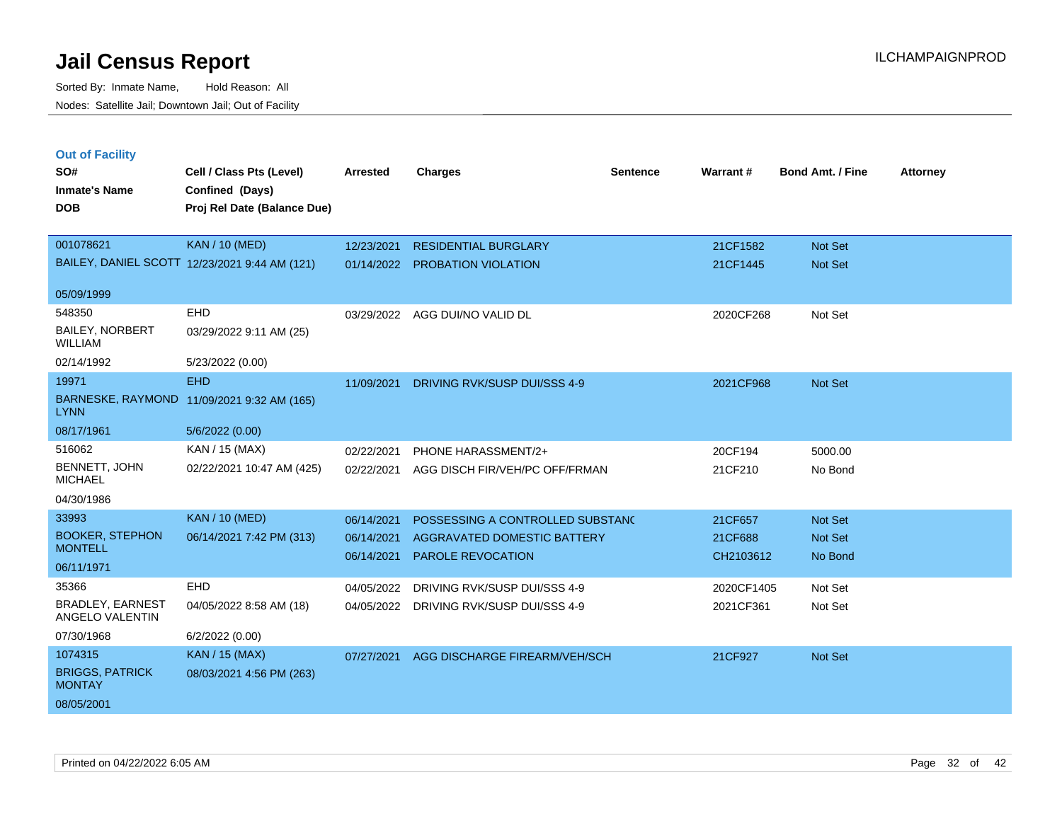# Jail Census Report

Sorted By: Inmate Name, Hold Reason: All

Nodes: Satellite Jail; Downtown Jail; Out of Facility

ILCHAMPAIGNPROD

## Out of Facility

| SO# / Inmate's Name / DOB | Cell / Class Pts (Level) / Confined (Days) / Proj Rel Date (Balance Due) | Arrested | Charges | Sentence | Warrant # | Bond Amt. / Fine | Attorney |
|---|---|---|---|---|---|---|---|
| 001078621 | KAN / 10 (MED) | 12/23/2021 | RESIDENTIAL BURGLARY | | 21CF1582 | Not Set | |
| BAILEY, DANIEL SCOTT | 12/23/2021 9:44 AM (121) | 01/14/2022 | PROBATION VIOLATION | | 21CF1445 | Not Set | |
| 05/09/1999 | | | | | | | |
| 548350 | EHD | 03/29/2022 | AGG DUI/NO VALID DL | | 2020CF268 | Not Set | |
| BAILEY, NORBERT WILLIAM | 03/29/2022 9:11 AM (25) | | | | | | |
| 02/14/1992 | 5/23/2022 (0.00) | | | | | | |
| 19971 | EHD | 11/09/2021 | DRIVING RVK/SUSP DUI/SSS 4-9 | | 2021CF968 | Not Set | |
| BARNESKE, RAYMOND LYNN | 11/09/2021 9:32 AM (165) | | | | | | |
| 08/17/1961 | 5/6/2022 (0.00) | | | | | | |
| 516062 | KAN / 15 (MAX) | 02/22/2021 | PHONE HARASSMENT/2+ | | 20CF194 | 5000.00 | |
| BENNETT, JOHN MICHAEL | 02/22/2021 10:47 AM (425) | 02/22/2021 | AGG DISCH FIR/VEH/PC OFF/FRMAN | | 21CF210 | No Bond | |
| 04/30/1986 | | | | | | | |
| 33993 | KAN / 10 (MED) | 06/14/2021 | POSSESSING A CONTROLLED SUBSTANC | | 21CF657 | Not Set | |
| BOOKER, STEPHON MONTELL | 06/14/2021 7:42 PM (313) | 06/14/2021 | AGGRAVATED DOMESTIC BATTERY | | 21CF688 | Not Set | |
| 06/11/1971 | | 06/14/2021 | PAROLE REVOCATION | | CH2103612 | No Bond | |
| 35366 | EHD | 04/05/2022 | DRIVING RVK/SUSP DUI/SSS 4-9 | | 2020CF1405 | Not Set | |
| BRADLEY, EARNEST ANGELO VALENTIN | 04/05/2022 8:58 AM (18) | 04/05/2022 | DRIVING RVK/SUSP DUI/SSS 4-9 | | 2021CF361 | Not Set | |
| 07/30/1968 | 6/2/2022 (0.00) | | | | | | |
| 1074315 | KAN / 15 (MAX) | 07/27/2021 | AGG DISCHARGE FIREARM/VEH/SCH | | 21CF927 | Not Set | |
| BRIGGS, PATRICK MONTAY | 08/03/2021 4:56 PM (263) | | | | | | |
| 08/05/2001 | | | | | | | |

Printed on 04/22/2022 6:05 AM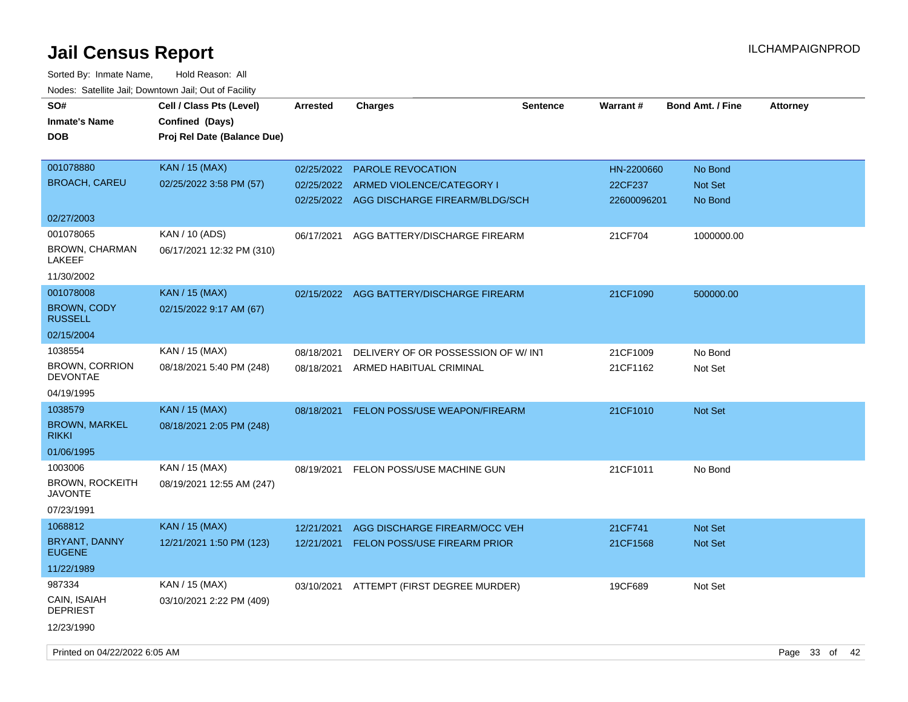# Jail Census Report

Sorted By: Inmate Name, Hold Reason: All

Nodes: Satellite Jail; Downtown Jail; Out of Facility

| SO# / Inmate's Name / DOB | Cell / Class Pts (Level) / Confined (Days) / Proj Rel Date (Balance Due) | Arrested | Charges | Sentence | Warrant # | Bond Amt. / Fine | Attorney |
|---|---|---|---|---|---|---|---|
| 001078880<br>BROACH, CAREU<br>02/27/2003 | KAN / 15 (MAX)<br>02/25/2022 3:58 PM (57) | 02/25/2022<br>02/25/2022<br>02/25/2022 | PAROLE REVOCATION<br>ARMED VIOLENCE/CATEGORY I<br>AGG DISCHARGE FIREARM/BLDG/SCH | | HN-2200660<br>22CF237<br>22600096201 | No Bond<br>Not Set<br>No Bond | |
| 001078065<br>BROWN, CHARMAN LAKEEF<br>11/30/2002 | KAN / 10 (ADS)<br>06/17/2021 12:32 PM (310) | 06/17/2021 | AGG BATTERY/DISCHARGE FIREARM | | 21CF704 | 1000000.00 | |
| 001078008<br>BROWN, CODY RUSSELL<br>02/15/2004 | KAN / 15 (MAX)<br>02/15/2022 9:17 AM (67) | 02/15/2022 | AGG BATTERY/DISCHARGE FIREARM | | 21CF1090 | 500000.00 | |
| 1038554<br>BROWN, CORRION DEVONTAE<br>04/19/1995 | KAN / 15 (MAX)<br>08/18/2021 5:40 PM (248) | 08/18/2021<br>08/18/2021 | DELIVERY OF OR POSSESSION OF W/ INT<br>ARMED HABITUAL CRIMINAL | | 21CF1009<br>21CF1162 | No Bond<br>Not Set | |
| 1038579<br>BROWN, MARKEL RIKKI<br>01/06/1995 | KAN / 15 (MAX)<br>08/18/2021 2:05 PM (248) | 08/18/2021 | FELON POSS/USE WEAPON/FIREARM | | 21CF1010 | Not Set | |
| 1003006<br>BROWN, ROCKEITH JAVONTE<br>07/23/1991 | KAN / 15 (MAX)<br>08/19/2021 12:55 AM (247) | 08/19/2021 | FELON POSS/USE MACHINE GUN | | 21CF1011 | No Bond | |
| 1068812<br>BRYANT, DANNY EUGENE<br>11/22/1989 | KAN / 15 (MAX)<br>12/21/2021 1:50 PM (123) | 12/21/2021<br>12/21/2021 | AGG DISCHARGE FIREARM/OCC VEH<br>FELON POSS/USE FIREARM PRIOR | | 21CF741<br>21CF1568 | Not Set<br>Not Set | |
| 987334<br>CAIN, ISAIAH DEPRIEST<br>12/23/1990 | KAN / 15 (MAX)<br>03/10/2021 2:22 PM (409) | 03/10/2021 | ATTEMPT (FIRST DEGREE MURDER) | | 19CF689 | Not Set | |

Printed on 04/22/2022 6:05 AM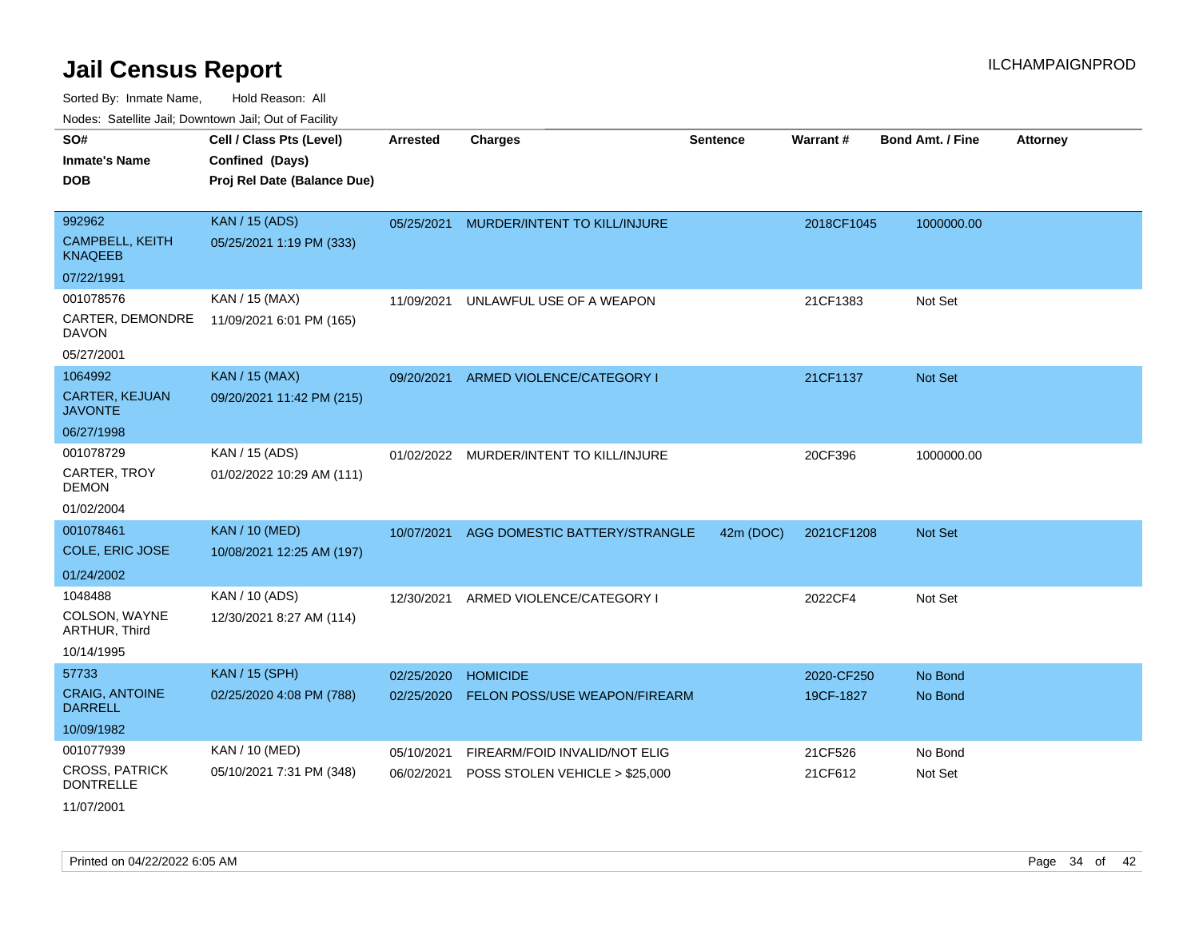# Jail Census Report

Sorted By: Inmate Name, Hold Reason: All

Nodes: Satellite Jail; Downtown Jail; Out of Facility

ILCHAMPAIGNPROD

| SO# / Inmate's Name / DOB | Cell / Class Pts (Level) / Confined (Days) / Proj Rel Date (Balance Due) | Arrested | Charges | Sentence | Warrant # | Bond Amt. / Fine | Attorney |
|---|---|---|---|---|---|---|---|
| 992962<br>CAMPBELL, KEITH KNAQEEB<br>07/22/1991 | KAN / 15 (ADS)<br>05/25/2021 1:19 PM (333) | 05/25/2021 | MURDER/INTENT TO KILL/INJURE | | 2018CF1045 | 1000000.00 | |
| 001078576<br>CARTER, DEMONDRE DAVON<br>05/27/2001 | KAN / 15 (MAX)<br>11/09/2021 6:01 PM (165) | 11/09/2021 | UNLAWFUL USE OF A WEAPON | | 21CF1383 | Not Set | |
| 1064992<br>CARTER, KEJUAN JAVONTE<br>06/27/1998 | KAN / 15 (MAX)<br>09/20/2021 11:42 PM (215) | 09/20/2021 | ARMED VIOLENCE/CATEGORY I | | 21CF1137 | Not Set | |
| 001078729<br>CARTER, TROY DEMON<br>01/02/2004 | KAN / 15 (ADS)<br>01/02/2022 10:29 AM (111) | 01/02/2022 | MURDER/INTENT TO KILL/INJURE | | 20CF396 | 1000000.00 | |
| 001078461<br>COLE, ERIC JOSE<br>01/24/2002 | KAN / 10 (MED)<br>10/08/2021 12:25 AM (197) | 10/07/2021 | AGG DOMESTIC BATTERY/STRANGLE | 42m (DOC) | 2021CF1208 | Not Set | |
| 1048488<br>COLSON, WAYNE ARTHUR, Third<br>10/14/1995 | KAN / 10 (ADS)<br>12/30/2021 8:27 AM (114) | 12/30/2021 | ARMED VIOLENCE/CATEGORY I | | 2022CF4 | Not Set | |
| 57733<br>CRAIG, ANTOINE DARRELL<br>10/09/1982 | KAN / 15 (SPH)<br>02/25/2020 4:08 PM (788) | 02/25/2020<br>02/25/2020 | HOMICIDE<br>FELON POSS/USE WEAPON/FIREARM | | 2020-CF250<br>19CF-1827 | No Bond<br>No Bond | |
| 001077939<br>CROSS, PATRICK DONTRELLE<br>11/07/2001 | KAN / 10 (MED)<br>05/10/2021 7:31 PM (348) | 05/10/2021<br>06/02/2021 | FIREARM/FOID INVALID/NOT ELIG<br>POSS STOLEN VEHICLE > $25,000 | | 21CF526<br>21CF612 | No Bond<br>Not Set | |

Printed on 04/22/2022 6:05 AM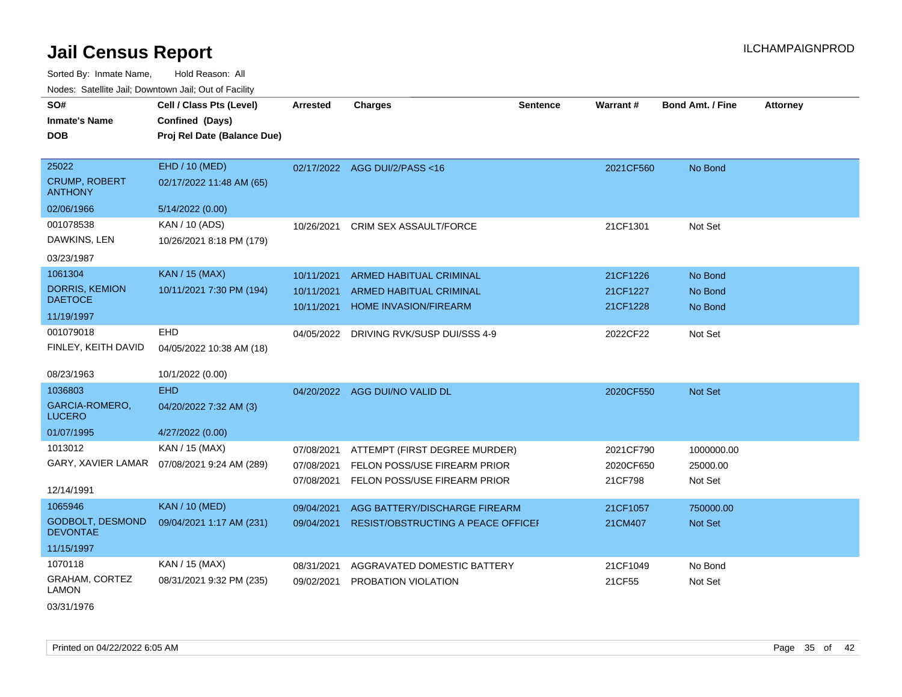# Jail Census Report

ILCHAMPAIGNPROD

Sorted By: Inmate Name, Hold Reason: All

Nodes: Satellite Jail; Downtown Jail; Out of Facility

| SO# / Inmate's Name / DOB | Cell / Class Pts (Level) / Confined (Days) / Proj Rel Date (Balance Due) | Arrested | Charges | Sentence | Warrant # | Bond Amt. / Fine | Attorney |
|---|---|---|---|---|---|---|---|
| 25022<br>CRUMP, ROBERT ANTHONY<br>02/06/1966 | EHD / 10 (MED)<br>02/17/2022 11:48 AM (65)<br>5/14/2022 (0.00) | 02/17/2022 | AGG DUI/2/PASS <16 | | 2021CF560 | No Bond | |
| 001078538<br>DAWKINS, LEN<br>03/23/1987 | KAN / 10 (ADS)<br>10/26/2021 8:18 PM (179) | 10/26/2021 | CRIM SEX ASSAULT/FORCE | | 21CF1301 | Not Set | |
| 1061304<br>DORRIS, KEMION DAETOCE<br>11/19/1997 | KAN / 15 (MAX)<br>10/11/2021 7:30 PM (194) | 10/11/2021<br>10/11/2021<br>10/11/2021 | ARMED HABITUAL CRIMINAL<br>ARMED HABITUAL CRIMINAL<br>HOME INVASION/FIREARM | | 21CF1226<br>21CF1227<br>21CF1228 | No Bond<br>No Bond<br>No Bond | |
| 001079018<br>FINLEY, KEITH DAVID<br>08/23/1963 | EHD<br>04/05/2022 10:38 AM (18)<br>10/1/2022 (0.00) | 04/05/2022 | DRIVING RVK/SUSP DUI/SSS 4-9 | | 2022CF22 | Not Set | |
| 1036803<br>GARCIA-ROMERO, LUCERO<br>01/07/1995 | EHD<br>04/20/2022 7:32 AM (3)<br>4/27/2022 (0.00) | 04/20/2022 | AGG DUI/NO VALID DL | | 2020CF550 | Not Set | |
| 1013012<br>GARY, XAVIER LAMAR<br>12/14/1991 | KAN / 15 (MAX)<br>07/08/2021 9:24 AM (289) | 07/08/2021<br>07/08/2021<br>07/08/2021 | ATTEMPT (FIRST DEGREE MURDER)<br>FELON POSS/USE FIREARM PRIOR<br>FELON POSS/USE FIREARM PRIOR | | 2021CF790<br>2020CF650<br>21CF798 | 1000000.00<br>25000.00<br>Not Set | |
| 1065946<br>GODBOLT, DESMOND DEVONTAE<br>11/15/1997 | KAN / 10 (MED)<br>09/04/2021 1:17 AM (231) | 09/04/2021<br>09/04/2021 | AGG BATTERY/DISCHARGE FIREARM<br>RESIST/OBSTRUCTING A PEACE OFFICEI | | 21CF1057<br>21CM407 | 750000.00<br>Not Set | |
| 1070118<br>GRAHAM, CORTEZ LAMON<br>03/31/1976 | KAN / 15 (MAX)<br>08/31/2021 9:32 PM (235) | 08/31/2021<br>09/02/2021 | AGGRAVATED DOMESTIC BATTERY<br>PROBATION VIOLATION | | 21CF1049<br>21CF55 | No Bond<br>Not Set | |

Printed on 04/22/2022 6:05 AM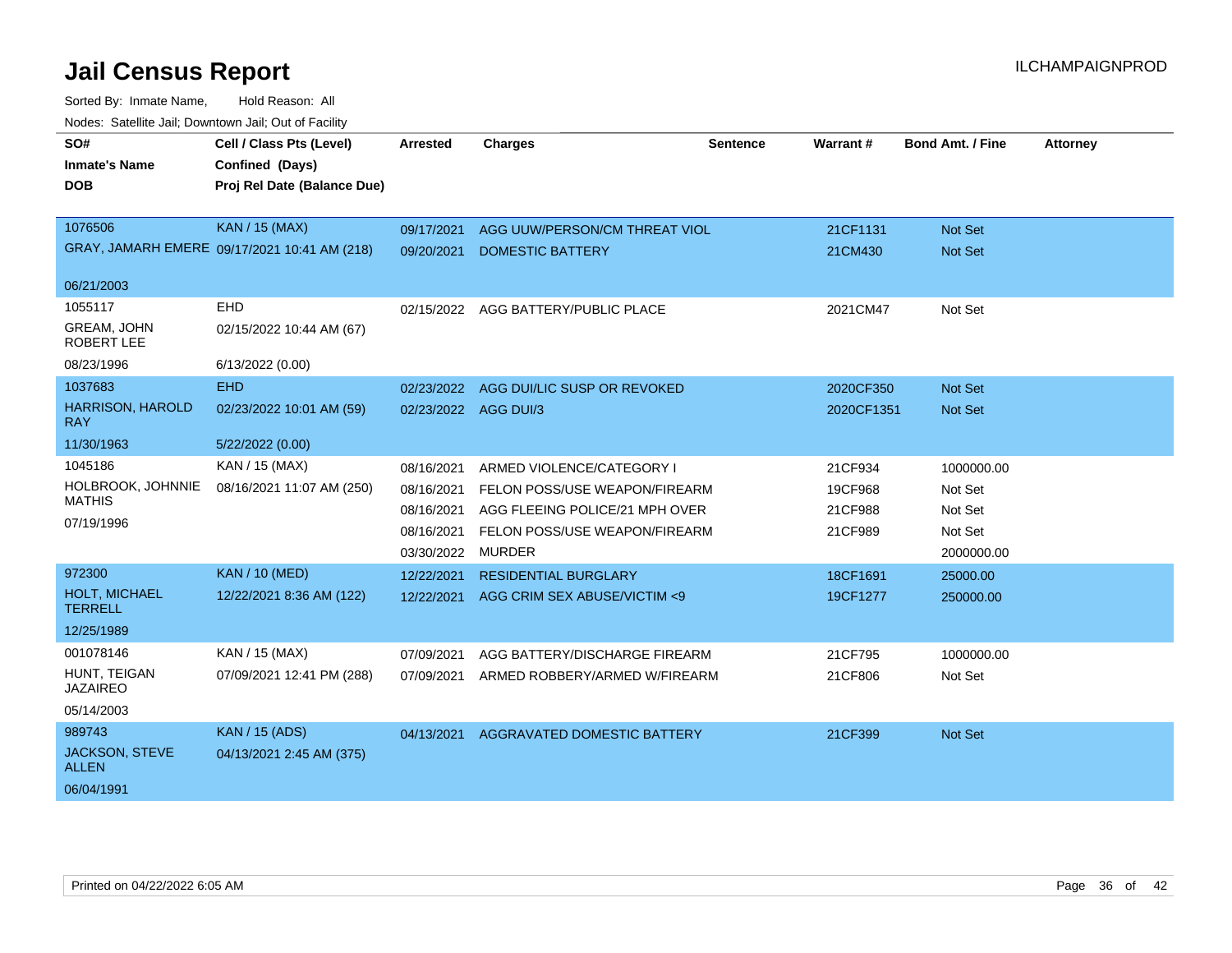# Jail Census Report

ILCHAMPAIGNPROD

Sorted By: Inmate Name, Hold Reason: All

Nodes: Satellite Jail; Downtown Jail; Out of Facility

| SO# / Inmate's Name / DOB | Cell / Class Pts (Level) / Confined (Days) / Proj Rel Date (Balance Due) | Arrested | Charges | Sentence | Warrant # | Bond Amt. / Fine | Attorney |
|---|---|---|---|---|---|---|---|
| 1076506 | KAN / 15 (MAX) | 09/17/2021 | AGG UUW/PERSON/CM THREAT VIOL | | 21CF1131 | Not Set | |
| GRAY, JAMARH EMERE | 09/17/2021 10:41 AM (218) | 09/20/2021 | DOMESTIC BATTERY | | 21CM430 | Not Set | |
| 06/21/2003 | | | | | | | |
| 1055117 | EHD | 02/15/2022 | AGG BATTERY/PUBLIC PLACE | | 2021CM47 | Not Set | |
| GREAM, JOHN ROBERT LEE | 02/15/2022 10:44 AM (67) | | | | | | |
| 08/23/1996 | 6/13/2022 (0.00) | | | | | | |
| 1037683 | EHD | 02/23/2022 | AGG DUI/LIC SUSP OR REVOKED | | 2020CF350 | Not Set | |
| HARRISON, HAROLD RAY | 02/23/2022 10:01 AM (59) | 02/23/2022 | AGG DUI/3 | | 2020CF1351 | Not Set | |
| 11/30/1963 | 5/22/2022 (0.00) | | | | | | |
| 1045186 | KAN / 15 (MAX) | 08/16/2021 | ARMED VIOLENCE/CATEGORY I | | 21CF934 | 1000000.00 | |
| HOLBROOK, JOHNNIE MATHIS | 08/16/2021 11:07 AM (250) | 08/16/2021 | FELON POSS/USE WEAPON/FIREARM | | 19CF968 | Not Set | |
| 07/19/1996 | | 08/16/2021 | AGG FLEEING POLICE/21 MPH OVER | | 21CF988 | Not Set | |
| | | 08/16/2021 | FELON POSS/USE WEAPON/FIREARM | | 21CF989 | Not Set | |
| | | 03/30/2022 | MURDER | | | 2000000.00 | |
| 972300 | KAN / 10 (MED) | 12/22/2021 | RESIDENTIAL BURGLARY | | 18CF1691 | 25000.00 | |
| HOLT, MICHAEL TERRELL | 12/22/2021 8:36 AM (122) | 12/22/2021 | AGG CRIM SEX ABUSE/VICTIM <9 | | 19CF1277 | 250000.00 | |
| 12/25/1989 | | | | | | | |
| 001078146 | KAN / 15 (MAX) | 07/09/2021 | AGG BATTERY/DISCHARGE FIREARM | | 21CF795 | 1000000.00 | |
| HUNT, TEIGAN JAZAIREO | 07/09/2021 12:41 PM (288) | 07/09/2021 | ARMED ROBBERY/ARMED W/FIREARM | | 21CF806 | Not Set | |
| 05/14/2003 | | | | | | | |
| 989743 | KAN / 15 (ADS) | 04/13/2021 | AGGRAVATED DOMESTIC BATTERY | | 21CF399 | Not Set | |
| JACKSON, STEVE ALLEN | 04/13/2021 2:45 AM (375) | | | | | | |
| 06/04/1991 | | | | | | | |

Printed on 04/22/2022 6:05 AM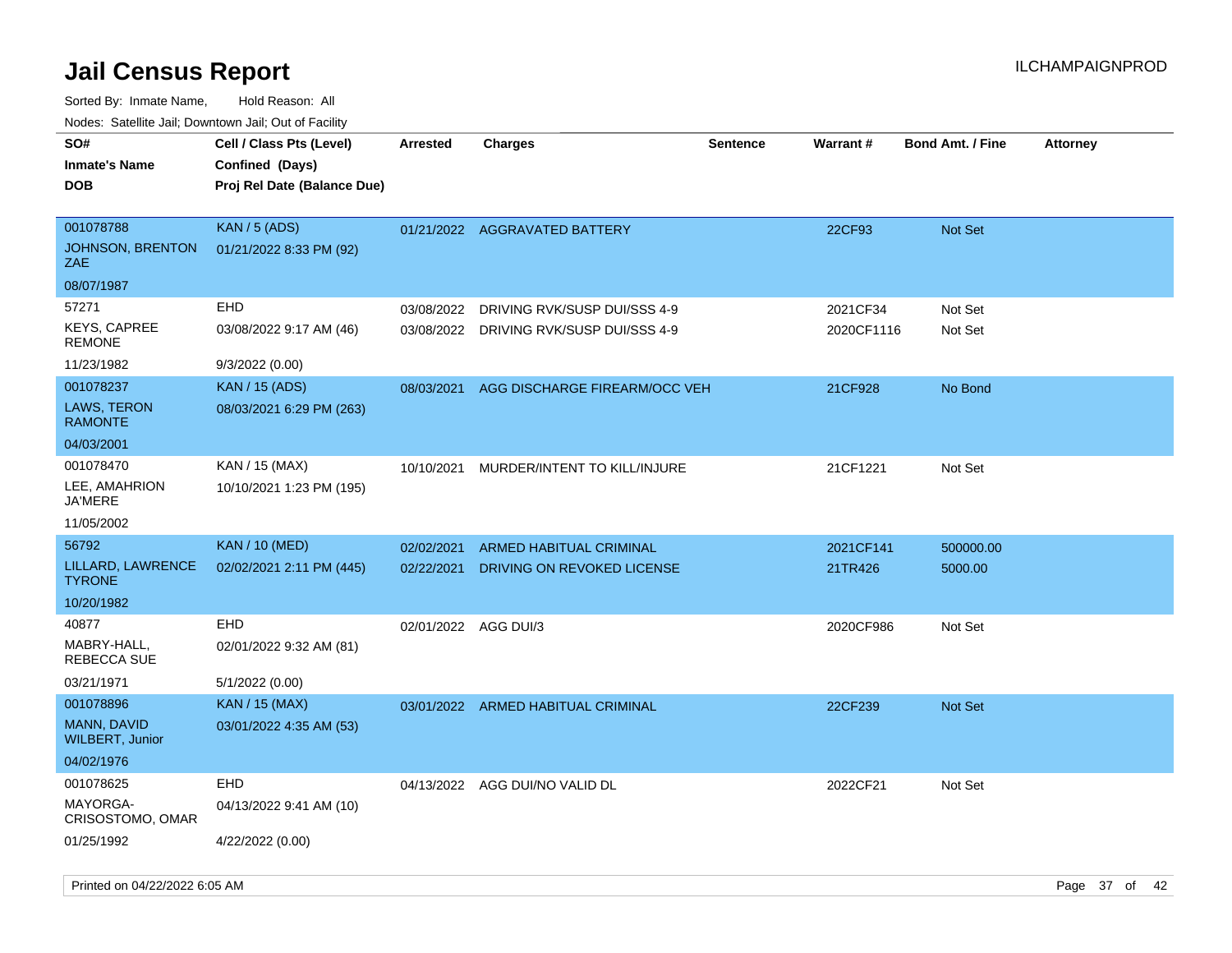# Jail Census Report

Sorted By: Inmate Name, Hold Reason: All

Nodes: Satellite Jail; Downtown Jail; Out of Facility

| SO#<br>Inmate's Name<br>DOB | Cell / Class Pts (Level)<br>Confined (Days)<br>Proj Rel Date (Balance Due) | Arrested | Charges | Sentence | Warrant # | Bond Amt. / Fine | Attorney |
|---|---|---|---|---|---|---|---|
| 001078788<br>JOHNSON, BRENTON ZAE<br>08/07/1987 | KAN / 5 (ADS)<br>01/21/2022 8:33 PM (92) | 01/21/2022 | AGGRAVATED BATTERY | | 22CF93 | Not Set | |
| 57271<br>KEYS, CAPREE REMONE<br>11/23/1982 | EHD<br>03/08/2022 9:17 AM (46)<br>9/3/2022 (0.00) | 03/08/2022<br>03/08/2022 | DRIVING RVK/SUSP DUI/SSS 4-9<br>DRIVING RVK/SUSP DUI/SSS 4-9 | | 2021CF34<br>2020CF1116 | Not Set<br>Not Set | |
| 001078237<br>LAWS, TERON RAMONTE<br>04/03/2001 | KAN / 15 (ADS)<br>08/03/2021 6:29 PM (263) | 08/03/2021 | AGG DISCHARGE FIREARM/OCC VEH | | 21CF928 | No Bond | |
| 001078470<br>LEE, AMAHRION JA'MERE<br>11/05/2002 | KAN / 15 (MAX)<br>10/10/2021 1:23 PM (195) | 10/10/2021 | MURDER/INTENT TO KILL/INJURE | | 21CF1221 | Not Set | |
| 56792<br>LILLARD, LAWRENCE TYRONE<br>10/20/1982 | KAN / 10 (MED)<br>02/02/2021 2:11 PM (445) | 02/02/2021<br>02/22/2021 | ARMED HABITUAL CRIMINAL<br>DRIVING ON REVOKED LICENSE | | 2021CF141<br>21TR426 | 500000.00<br>5000.00 | |
| 40877<br>MABRY-HALL, REBECCA SUE<br>03/21/1971 | EHD<br>02/01/2022 9:32 AM (81)<br>5/1/2022 (0.00) | 02/01/2022 | AGG DUI/3 | | 2020CF986 | Not Set | |
| 001078896<br>MANN, DAVID WILBERT, Junior<br>04/02/1976 | KAN / 15 (MAX)<br>03/01/2022 4:35 AM (53) | 03/01/2022 | ARMED HABITUAL CRIMINAL | | 22CF239 | Not Set | |
| 001078625<br>MAYORGA-CRISOSTOMO, OMAR<br>01/25/1992 | EHD<br>04/13/2022 9:41 AM (10)<br>4/22/2022 (0.00) | 04/13/2022 | AGG DUI/NO VALID DL | | 2022CF21 | Not Set | |

Printed on 04/22/2022 6:05 AM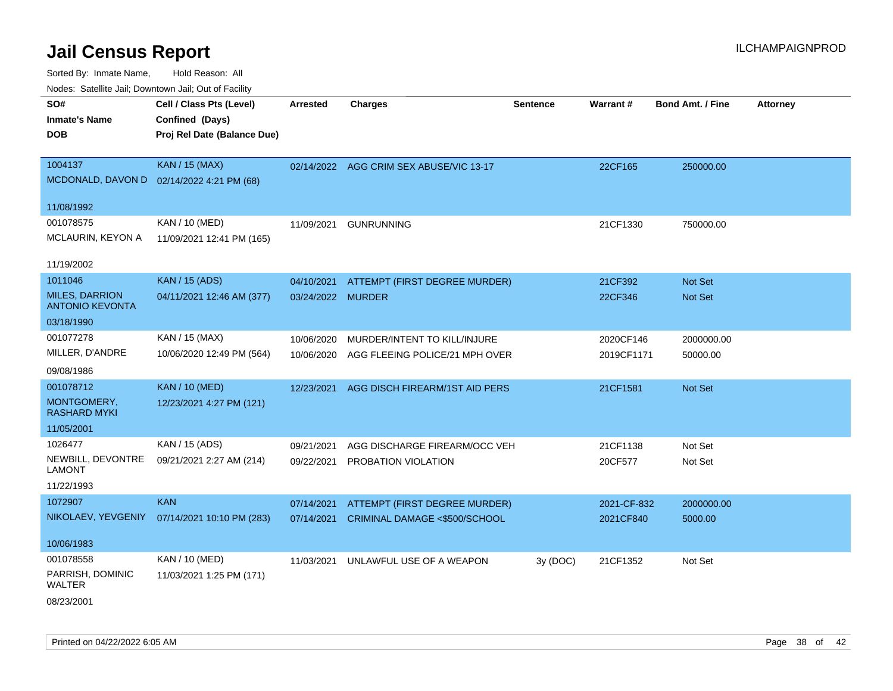# Jail Census Report

ILCHAMPAIGNPROD

Sorted By: Inmate Name, Hold Reason: All

Nodes: Satellite Jail; Downtown Jail; Out of Facility

| SO# / Inmate's Name / DOB | Cell / Class Pts (Level) / Confined (Days) / Proj Rel Date (Balance Due) | Arrested | Charges | Sentence | Warrant # | Bond Amt. / Fine | Attorney |
|---|---|---|---|---|---|---|---|
| 1004137<br>MCDONALD, DAVON D<br>11/08/1992 | KAN / 15 (MAX)<br>02/14/2022 4:21 PM (68) | 02/14/2022 | AGG CRIM SEX ABUSE/VIC 13-17 | | 22CF165 | 250000.00 | |
| 001078575<br>MCLAURIN, KEYON A<br>11/19/2002 | KAN / 10 (MED)<br>11/09/2021 12:41 PM (165) | 11/09/2021 | GUNRUNNING | | 21CF1330 | 750000.00 | |
| 1011046<br>MILES, DARRION ANTONIO KEVONTA<br>03/18/1990 | KAN / 15 (ADS)<br>04/11/2021 12:46 AM (377) | 04/10/2021<br>03/24/2022 | ATTEMPT (FIRST DEGREE MURDER)<br>MURDER | | 21CF392<br>22CF346 | Not Set<br>Not Set | |
| 001077278<br>MILLER, D'ANDRE<br>09/08/1986 | KAN / 15 (MAX)<br>10/06/2020 12:49 PM (564) | 10/06/2020<br>10/06/2020 | MURDER/INTENT TO KILL/INJURE<br>AGG FLEEING POLICE/21 MPH OVER | | 2020CF146<br>2019CF1171 | 2000000.00<br>50000.00 | |
| 001078712<br>MONTGOMERY, RASHARD MYKI<br>11/05/2001 | KAN / 10 (MED)<br>12/23/2021 4:27 PM (121) | 12/23/2021 | AGG DISCH FIREARM/1ST AID PERS | | 21CF1581 | Not Set | |
| 1026477<br>NEWBILL, DEVONTRE LAMONT<br>11/22/1993 | KAN / 15 (ADS)<br>09/21/2021 2:27 AM (214) | 09/21/2021<br>09/22/2021 | AGG DISCHARGE FIREARM/OCC VEH<br>PROBATION VIOLATION | | 21CF1138<br>20CF577 | Not Set<br>Not Set | |
| 1072907<br>NIKOLAEV, YEVGENIY<br>10/06/1983 | KAN<br>07/14/2021 10:10 PM (283) | 07/14/2021<br>07/14/2021 | ATTEMPT (FIRST DEGREE MURDER)<br>CRIMINAL DAMAGE <$500/SCHOOL | | 2021-CF-832<br>2021CF840 | 2000000.00<br>5000.00 | |
| 001078558<br>PARRISH, DOMINIC WALTER<br>08/23/2001 | KAN / 10 (MED)<br>11/03/2021 1:25 PM (171) | 11/03/2021 | UNLAWFUL USE OF A WEAPON | 3y (DOC) | 21CF1352 | Not Set | |

Printed on 04/22/2022 6:05 AM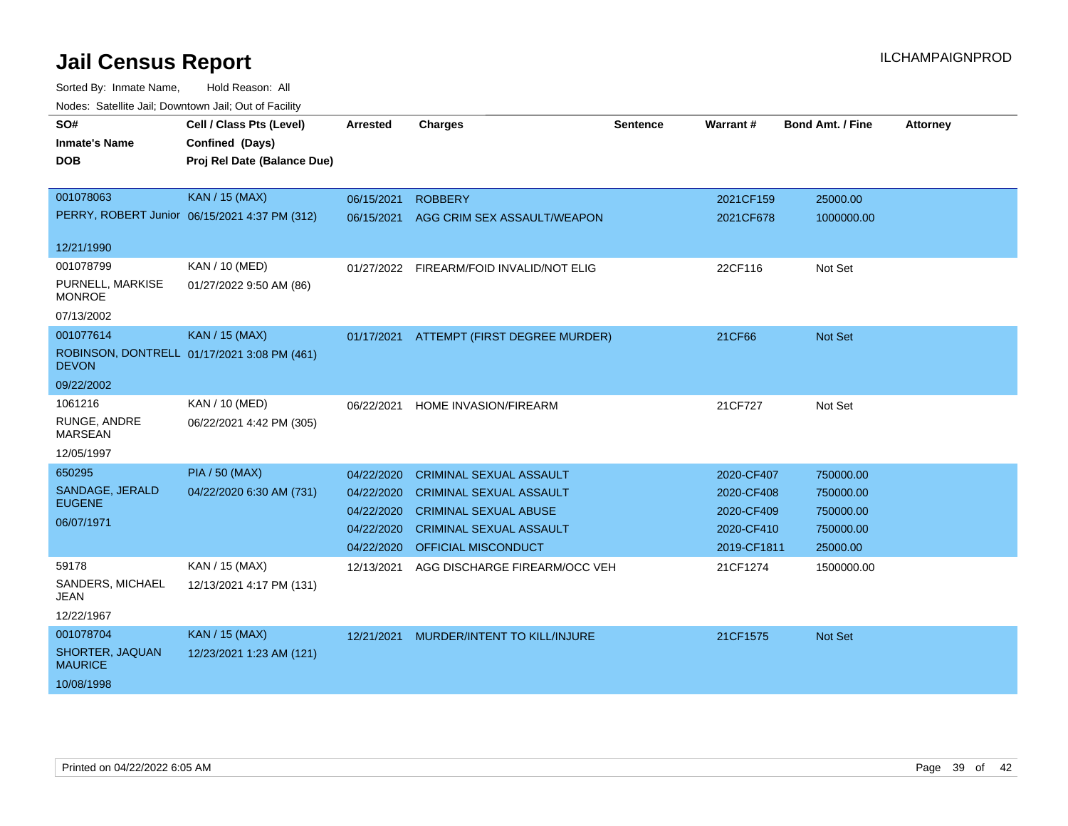# Jail Census Report

ILCHAMPAIGNPROD

Sorted By: Inmate Name, Hold Reason: All

Nodes: Satellite Jail; Downtown Jail; Out of Facility

| SO# / Inmate's Name / DOB | Cell / Class Pts (Level) / Confined (Days) / Proj Rel Date (Balance Due) | Arrested | Charges | Sentence | Warrant # | Bond Amt. / Fine | Attorney |
|---|---|---|---|---|---|---|---|
| 001078063<br>PERRY, ROBERT Junior<br>12/21/1990 | KAN / 15 (MAX)<br>06/15/2021 4:37 PM (312) | 06/15/2021 | ROBBERY | | 2021CF159 | 25000.00 | |
| | | 06/15/2021 | AGG CRIM SEX ASSAULT/WEAPON | | 2021CF678 | 1000000.00 | |
| 001078799<br>PURNELL, MARKISE MONROE<br>07/13/2002 | KAN / 10 (MED)<br>01/27/2022 9:50 AM (86) | 01/27/2022 | FIREARM/FOID INVALID/NOT ELIG | | 22CF116 | Not Set | |
| 001077614<br>ROBINSON, DONTRELL DEVON<br>09/22/2002 | KAN / 15 (MAX)<br>01/17/2021 3:08 PM (461) | 01/17/2021 | ATTEMPT (FIRST DEGREE MURDER) | | 21CF66 | Not Set | |
| 1061216<br>RUNGE, ANDRE MARSEAN<br>12/05/1997 | KAN / 10 (MED)<br>06/22/2021 4:42 PM (305) | 06/22/2021 | HOME INVASION/FIREARM | | 21CF727 | Not Set | |
| 650295<br>SANDAGE, JERALD EUGENE<br>06/07/1971 | PIA / 50 (MAX)<br>04/22/2020 6:30 AM (731) | 04/22/2020 | CRIMINAL SEXUAL ASSAULT | | 2020-CF407 | 750000.00 | |
| | | 04/22/2020 | CRIMINAL SEXUAL ASSAULT | | 2020-CF408 | 750000.00 | |
| | | 04/22/2020 | CRIMINAL SEXUAL ABUSE | | 2020-CF409 | 750000.00 | |
| | | 04/22/2020 | CRIMINAL SEXUAL ASSAULT | | 2020-CF410 | 750000.00 | |
| | | 04/22/2020 | OFFICIAL MISCONDUCT | | 2019-CF1811 | 25000.00 | |
| 59178<br>SANDERS, MICHAEL JEAN<br>12/22/1967 | KAN / 15 (MAX)<br>12/13/2021 4:17 PM (131) | 12/13/2021 | AGG DISCHARGE FIREARM/OCC VEH | | 21CF1274 | 1500000.00 | |
| 001078704<br>SHORTER, JAQUAN MAURICE<br>10/08/1998 | KAN / 15 (MAX)<br>12/23/2021 1:23 AM (121) | 12/21/2021 | MURDER/INTENT TO KILL/INJURE | | 21CF1575 | Not Set | |

Printed on 04/22/2022 6:05 AM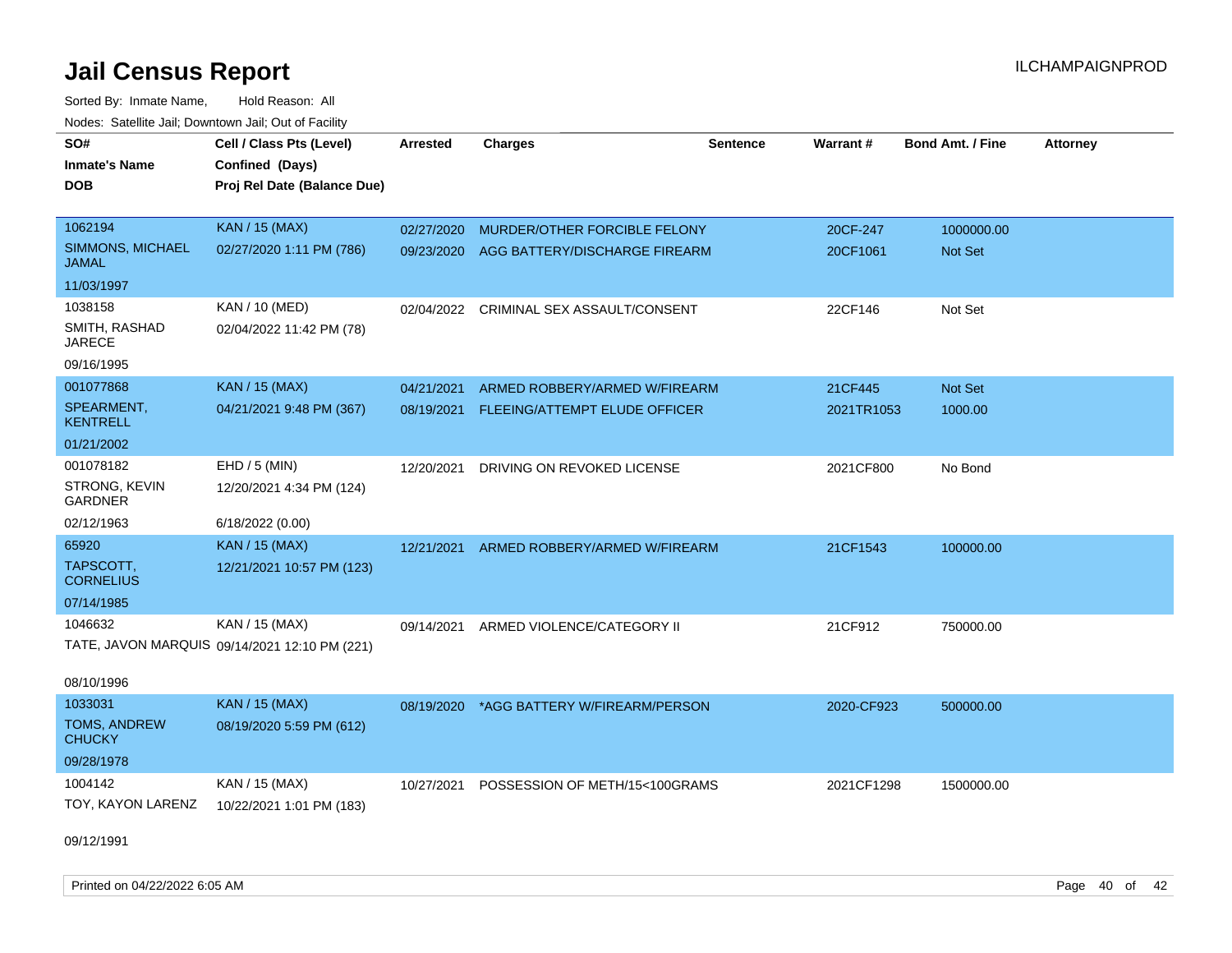# Jail Census Report

Sorted By: Inmate Name, Hold Reason: All

Nodes: Satellite Jail; Downtown Jail; Out of Facility

| SO# / Inmate's Name / DOB | Cell / Class Pts (Level) / Confined (Days) / Proj Rel Date (Balance Due) | Arrested | Charges | Sentence | Warrant # | Bond Amt. / Fine | Attorney |
|---|---|---|---|---|---|---|---|
| 1062194<br>SIMMONS, MICHAEL JAMAL<br>11/03/1997 | KAN / 15 (MAX)<br>02/27/2020 1:11 PM (786) | 02/27/2020<br>09/23/2020 | MURDER/OTHER FORCIBLE FELONY<br>AGG BATTERY/DISCHARGE FIREARM | | 20CF-247<br>20CF1061 | 1000000.00<br>Not Set | |
| 1038158<br>SMITH, RASHAD JARECE<br>09/16/1995 | KAN / 10 (MED)<br>02/04/2022 11:42 PM (78) | 02/04/2022 | CRIMINAL SEX ASSAULT/CONSENT | | 22CF146 | Not Set | |
| 001077868<br>SPEARMENT, KENTRELL<br>01/21/2002 | KAN / 15 (MAX)<br>04/21/2021 9:48 PM (367) | 04/21/2021<br>08/19/2021 | ARMED ROBBERY/ARMED W/FIREARM<br>FLEEING/ATTEMPT ELUDE OFFICER | | 21CF445<br>2021TR1053 | Not Set<br>1000.00 | |
| 001078182<br>STRONG, KEVIN GARDNER<br>02/12/1963 | EHD / 5 (MIN)<br>12/20/2021 4:34 PM (124)<br>6/18/2022 (0.00) | 12/20/2021 | DRIVING ON REVOKED LICENSE | | 2021CF800 | No Bond | |
| 65920<br>TAPSCOTT, CORNELIUS<br>07/14/1985 | KAN / 15 (MAX)<br>12/21/2021 10:57 PM (123) | 12/21/2021 | ARMED ROBBERY/ARMED W/FIREARM | | 21CF1543 | 100000.00 | |
| 1046632<br>TATE, JAVON MARQUIS<br>08/10/1996 | KAN / 15 (MAX)<br>09/14/2021 12:10 PM (221) | 09/14/2021 | ARMED VIOLENCE/CATEGORY II | | 21CF912 | 750000.00 | |
| 1033031<br>TOMS, ANDREW CHUCKY<br>09/28/1978 | KAN / 15 (MAX)<br>08/19/2020 5:59 PM (612) | 08/19/2020 | *AGG BATTERY W/FIREARM/PERSON | | 2020-CF923 | 500000.00 | |
| 1004142<br>TOY, KAYON LARENZ<br>09/12/1991 | KAN / 15 (MAX)<br>10/22/2021 1:01 PM (183) | 10/27/2021 | POSSESSION OF METH/15<100GRAMS | | 2021CF1298 | 1500000.00 | |

Printed on 04/22/2022 6:05 AM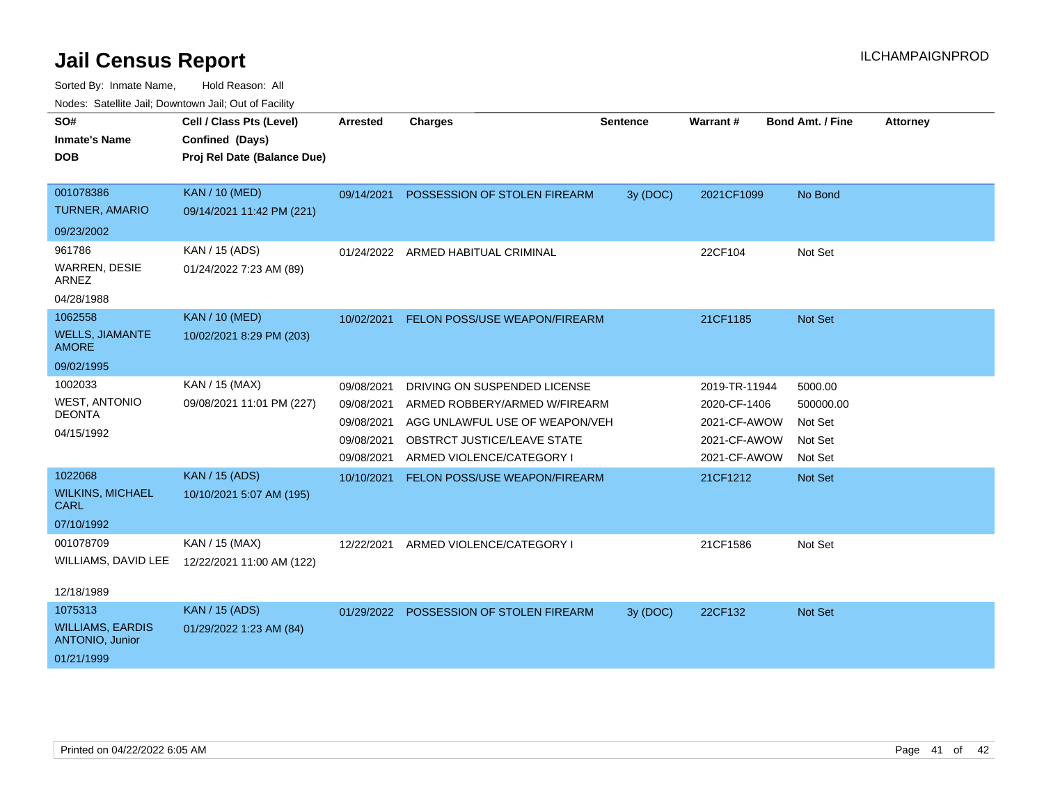# Jail Census Report

ILCHAMPAIGNPROD

Sorted By: Inmate Name, Hold Reason: All

Nodes: Satellite Jail; Downtown Jail; Out of Facility

| SO# / Inmate's Name / DOB | Cell / Class Pts (Level) / Confined (Days) / Proj Rel Date (Balance Due) | Arrested | Charges | Sentence | Warrant # | Bond Amt. / Fine | Attorney |
|---|---|---|---|---|---|---|---|
| 001078386<br>TURNER, AMARIO<br>09/23/2002 | KAN / 10 (MED)<br>09/14/2021 11:42 PM (221) | 09/14/2021 | POSSESSION OF STOLEN FIREARM | 3y (DOC) | 2021CF1099 | No Bond | |
| 961786<br>WARREN, DESIE ARNEZ<br>04/28/1988 | KAN / 15 (ADS)<br>01/24/2022 7:23 AM (89) | 01/24/2022 | ARMED HABITUAL CRIMINAL | | 22CF104 | Not Set | |
| 1062558<br>WELLS, JIAMANTE AMORE<br>09/02/1995 | KAN / 10 (MED)<br>10/02/2021 8:29 PM (203) | 10/02/2021 | FELON POSS/USE WEAPON/FIREARM | | 21CF1185 | Not Set | |
| 1002033<br>WEST, ANTONIO DEONTA<br>04/15/1992 | KAN / 15 (MAX)<br>09/08/2021 11:01 PM (227) | 09/08/2021 | DRIVING ON SUSPENDED LICENSE | | 2019-TR-11944 | 5000.00 | |
| | | 09/08/2021 | ARMED ROBBERY/ARMED W/FIREARM | | 2020-CF-1406 | 500000.00 | |
| | | 09/08/2021 | AGG UNLAWFUL USE OF WEAPON/VEH | | 2021-CF-AWOW | Not Set | |
| | | 09/08/2021 | OBSTRCT JUSTICE/LEAVE STATE | | 2021-CF-AWOW | Not Set | |
| | | 09/08/2021 | ARMED VIOLENCE/CATEGORY I | | 2021-CF-AWOW | Not Set | |
| 1022068<br>WILKINS, MICHAEL CARL<br>07/10/1992 | KAN / 15 (ADS)<br>10/10/2021 5:07 AM (195) | 10/10/2021 | FELON POSS/USE WEAPON/FIREARM | | 21CF1212 | Not Set | |
| 001078709<br>WILLIAMS, DAVID LEE<br>12/18/1989 | KAN / 15 (MAX)<br>12/22/2021 11:00 AM (122) | 12/22/2021 | ARMED VIOLENCE/CATEGORY I | | 21CF1586 | Not Set | |
| 1075313<br>WILLIAMS, EARDIS ANTONIO, Junior<br>01/21/1999 | KAN / 15 (ADS)<br>01/29/2022 1:23 AM (84) | 01/29/2022 | POSSESSION OF STOLEN FIREARM | 3y (DOC) | 22CF132 | Not Set | |

Printed on 04/22/2022 6:05 AM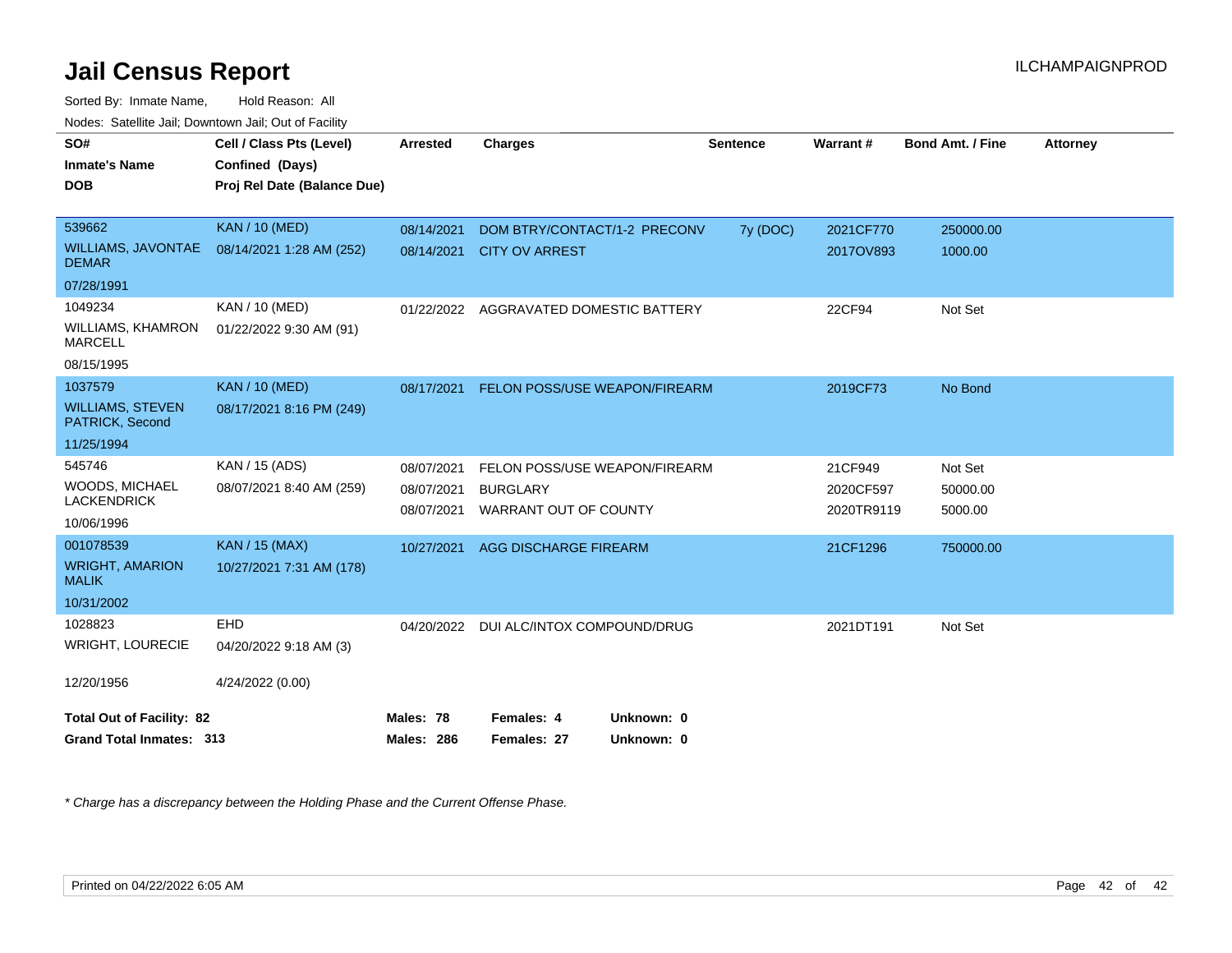# Jail Census Report

Sorted By: Inmate Name, Hold Reason: All

Nodes: Satellite Jail; Downtown Jail; Out of Facility

| SO# / Inmate's Name / DOB | Cell / Class Pts (Level) / Confined (Days) / Proj Rel Date (Balance Due) | Arrested | Charges | Sentence | Warrant # | Bond Amt. / Fine | Attorney |
|---|---|---|---|---|---|---|---|
| 539662<br>WILLIAMS, JAVONTAE DEMAR<br>07/28/1991 | KAN / 10 (MED)<br>08/14/2021 1:28 AM (252) | 08/14/2021<br>08/14/2021 | DOM BTRY/CONTACT/1-2 PRECONV<br>CITY OV ARREST | 7y (DOC) | 2021CF770<br>2017OV893 | 250000.00<br>1000.00 | |
| 1049234<br>WILLIAMS, KHAMRON MARCELL<br>08/15/1995 | KAN / 10 (MED)<br>01/22/2022 9:30 AM (91) | 01/22/2022 | AGGRAVATED DOMESTIC BATTERY | | 22CF94 | Not Set | |
| 1037579<br>WILLIAMS, STEVEN PATRICK, Second<br>11/25/1994 | KAN / 10 (MED)<br>08/17/2021 8:16 PM (249) | 08/17/2021 | FELON POSS/USE WEAPON/FIREARM | | 2019CF73 | No Bond | |
| 545746<br>WOODS, MICHAEL LACKENDRICK<br>10/06/1996 | KAN / 15 (ADS)<br>08/07/2021 8:40 AM (259) | 08/07/2021<br>08/07/2021<br>08/07/2021 | FELON POSS/USE WEAPON/FIREARM<br>BURGLARY<br>WARRANT OUT OF COUNTY | | 21CF949<br>2020CF597<br>2020TR9119 | Not Set<br>50000.00<br>5000.00 | |
| 001078539<br>WRIGHT, AMARION MALIK<br>10/31/2002 | KAN / 15 (MAX)<br>10/27/2021 7:31 AM (178) | 10/27/2021 | AGG DISCHARGE FIREARM | | 21CF1296 | 750000.00 | |
| 1028823<br>WRIGHT, LOURECIE<br>12/20/1956 | EHD<br>04/20/2022 9:18 AM (3)<br>4/24/2022 (0.00) | 04/20/2022 | DUI ALC/INTOX COMPOUND/DRUG | | 2021DT191 | Not Set | |

| | | | |
|---|---|---|---|
| **Total Out of Facility: 82** | **Males: 78** | **Females: 4** | **Unknown: 0** |
| **Grand Total Inmates: 313** | **Males: 286** | **Females: 27** | **Unknown: 0** |

*\* Charge has a discrepancy between the Holding Phase and the Current Offense Phase.*

Printed on 04/22/2022 6:05 AM